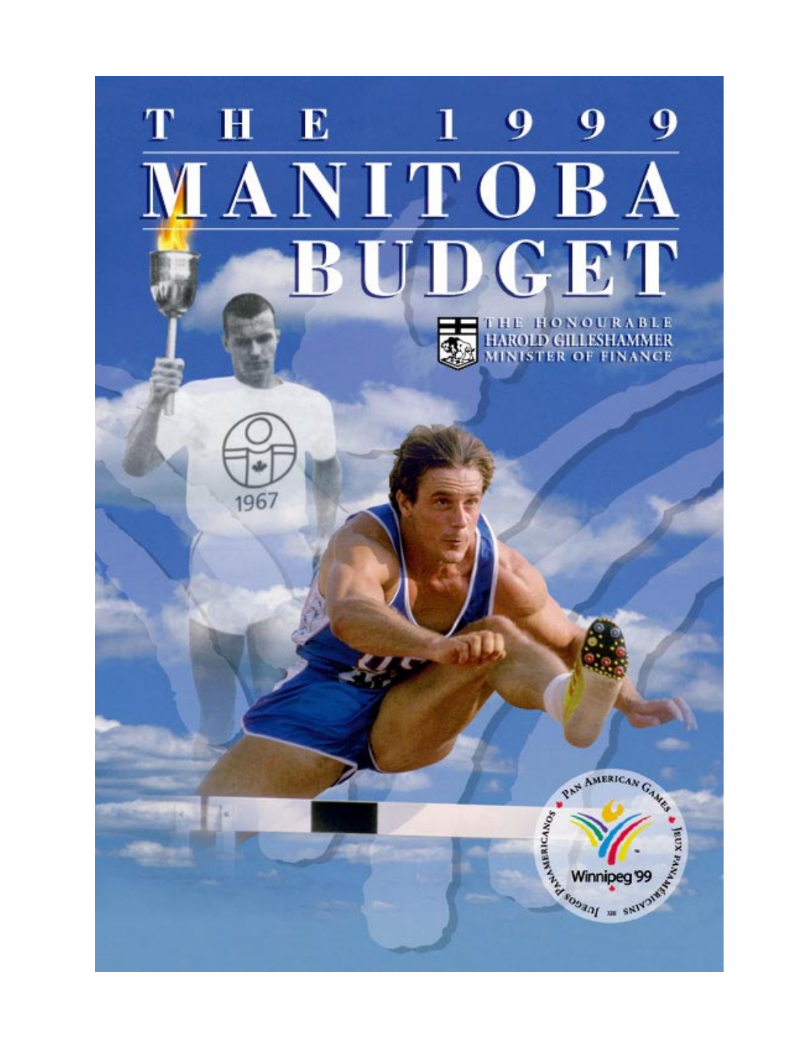# THE 1999 MANITOBA BUDGET

THE HONOURABLE
HAROLD GILLESHAMMER
MINISTER OF FINANCE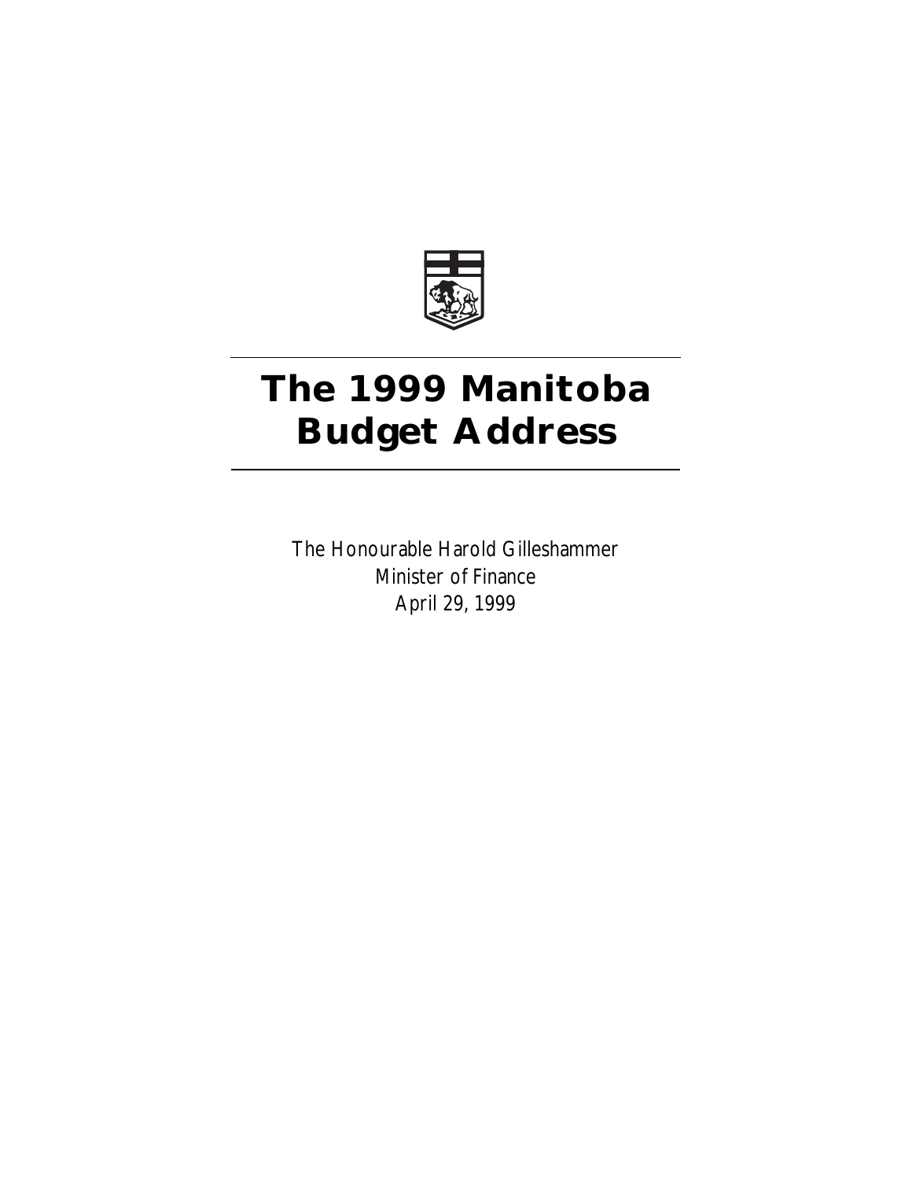# The 1999 Manitoba Budget Address

The Honourable Harold Gilleshammer
Minister of Finance
April 29, 1999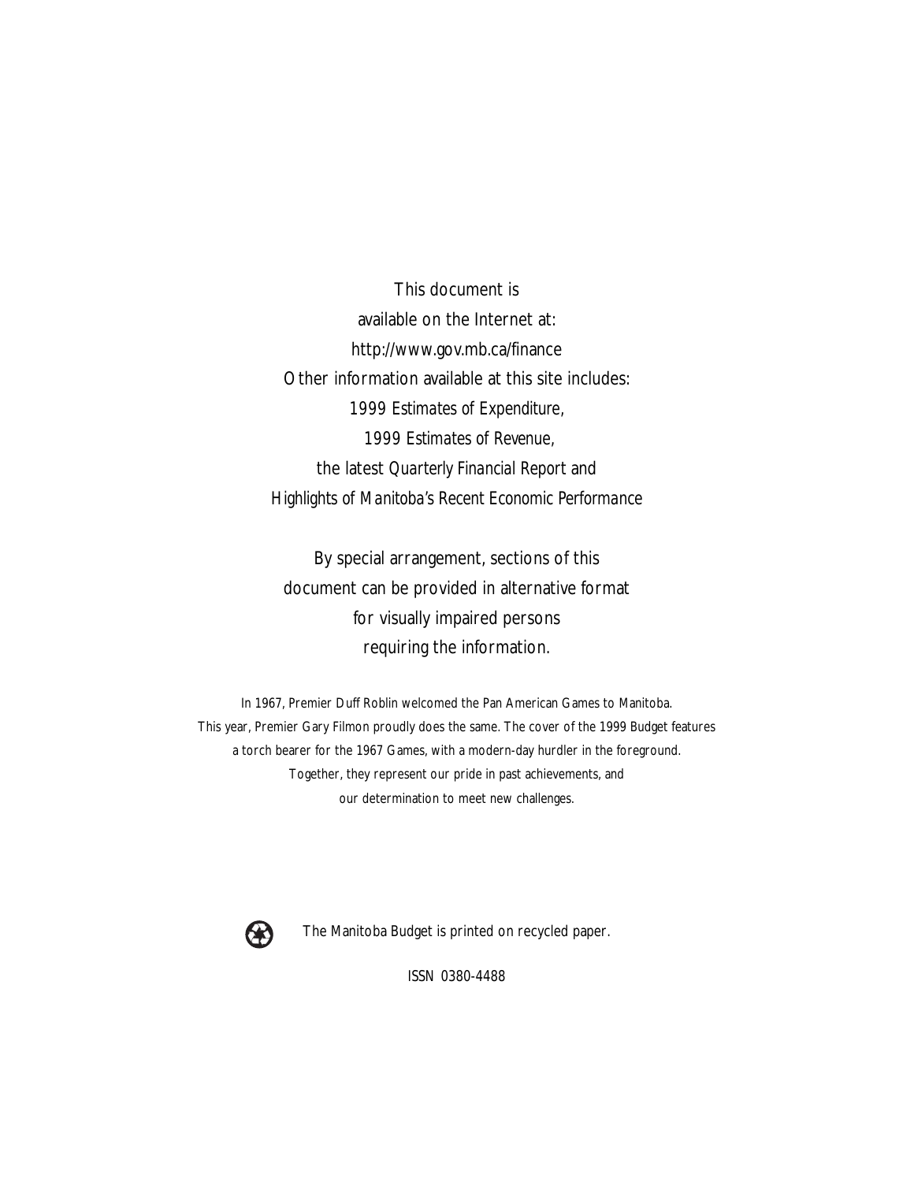This document is
available on the Internet at:
http://www.gov.mb.ca/finance
Other information available at this site includes:
*1999 Estimates of Expenditure,*
*1999 Estimates of Revenue,*
the latest *Quarterly Financial Report* and
*Highlights of Manitoba's Recent Economic Performance*

By special arrangement, sections of this
document can be provided in alternative format
for visually impaired persons
requiring the information.

In 1967, Premier Duff Roblin welcomed the Pan American Games to Manitoba.
This year, Premier Gary Filmon proudly does the same. The cover of the 1999 Budget features
a torch bearer for the 1967 Games, with a modern-day hurdler in the foreground.
Together, they represent our pride in past achievements, and
our determination to meet new challenges.

The Manitoba Budget is printed on recycled paper.

ISSN 0380-4488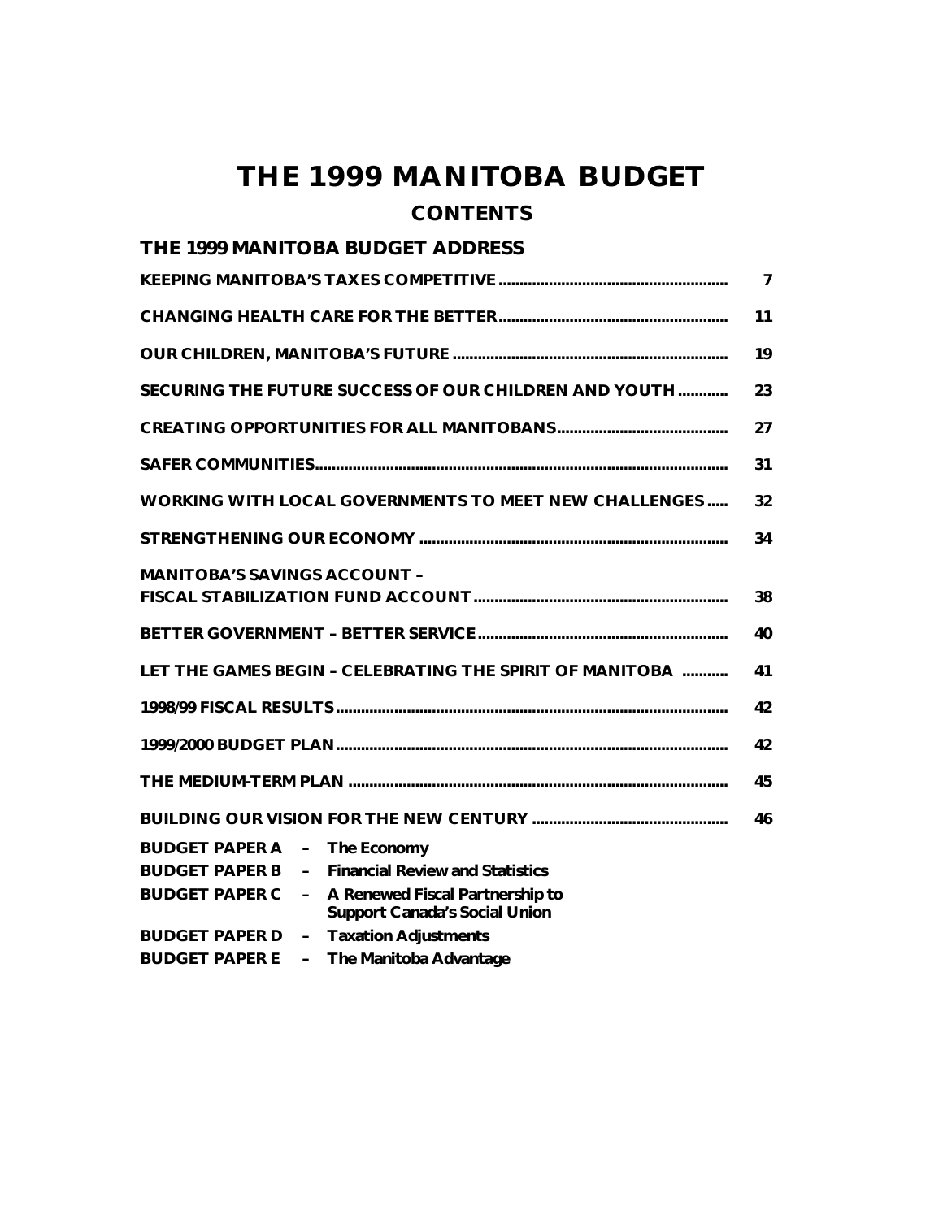# THE 1999 MANITOBA BUDGET

## CONTENTS

### THE 1999 MANITOBA BUDGET ADDRESS

| | |
|---|---|
| **KEEPING MANITOBA'S TAXES COMPETITIVE** | **7** |
| **CHANGING HEALTH CARE FOR THE BETTER** | **11** |
| **OUR CHILDREN, MANITOBA'S FUTURE** | **19** |
| **SECURING THE FUTURE SUCCESS OF OUR CHILDREN AND YOUTH** | **23** |
| **CREATING OPPORTUNITIES FOR ALL MANITOBANS** | **27** |
| **SAFER COMMUNITIES** | **31** |
| **WORKING WITH LOCAL GOVERNMENTS TO MEET NEW CHALLENGES** | **32** |
| **STRENGTHENING OUR ECONOMY** | **34** |
| **MANITOBA'S SAVINGS ACCOUNT – FISCAL STABILIZATION FUND ACCOUNT** | **38** |
| **BETTER GOVERNMENT – BETTER SERVICE** | **40** |
| **LET THE GAMES BEGIN – CELEBRATING THE SPIRIT OF MANITOBA** | **41** |
| **1998/99 FISCAL RESULTS** | **42** |
| **1999/2000 BUDGET PLAN** | **42** |
| **THE MEDIUM-TERM PLAN** | **45** |
| **BUILDING OUR VISION FOR THE NEW CENTURY** | **46** |

**BUDGET PAPER A – The Economy**

**BUDGET PAPER B – Financial Review and Statistics**

**BUDGET PAPER C – A Renewed Fiscal Partnership to Support Canada's Social Union**

**BUDGET PAPER D – Taxation Adjustments**

**BUDGET PAPER E – The Manitoba Advantage**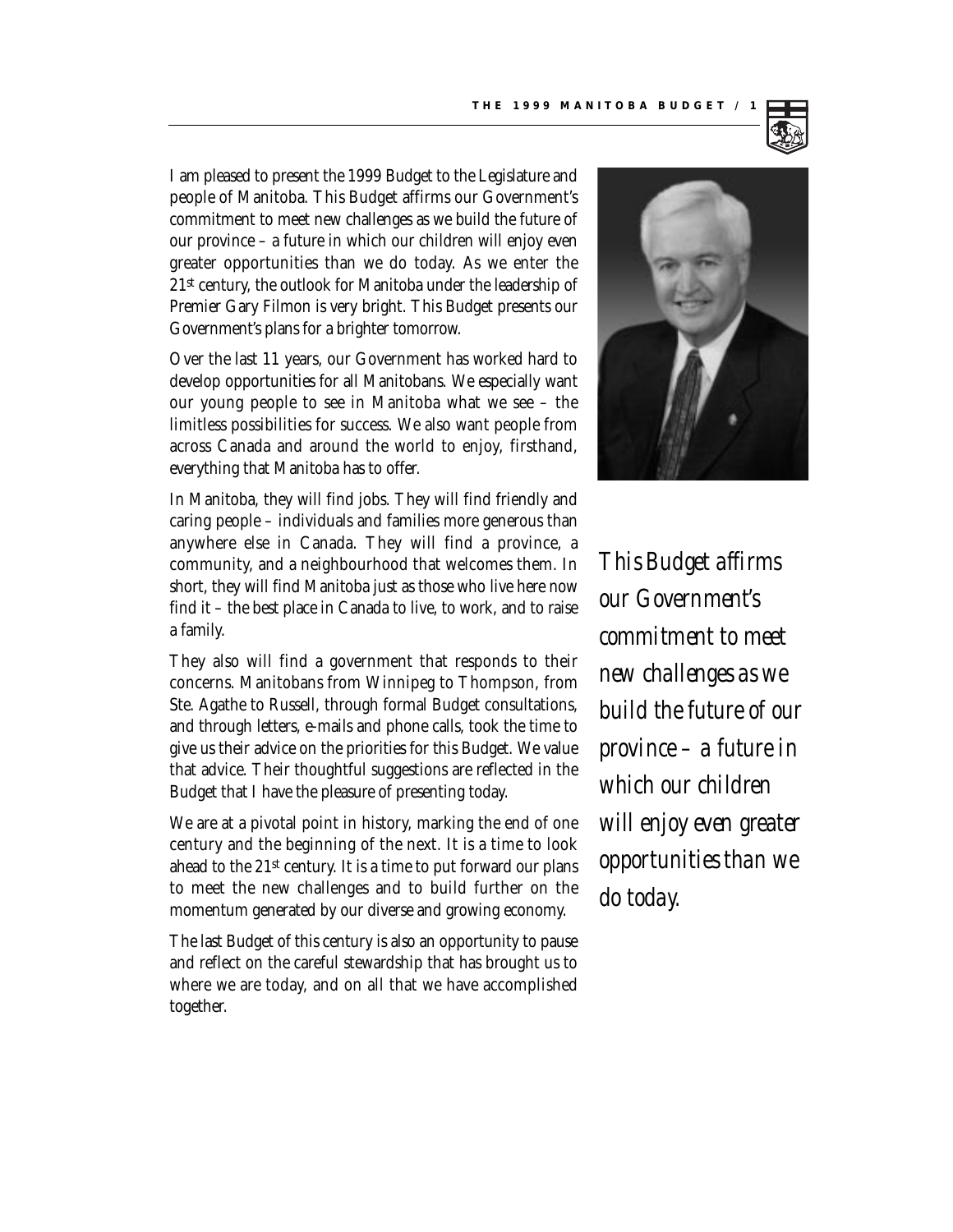I am pleased to present the 1999 Budget to the Legislature and people of Manitoba. This Budget affirms our Government's commitment to meet new challenges as we build the future of our province – a future in which our children will enjoy even greater opportunities than we do today. As we enter the 21st century, the outlook for Manitoba under the leadership of Premier Gary Filmon is very bright. This Budget presents our Government's plans for a brighter tomorrow.

Over the last 11 years, our Government has worked hard to develop opportunities for all Manitobans. We especially want our young people to see in Manitoba what we see – the limitless possibilities for success. We also want people from across Canada and around the world to enjoy, firsthand, everything that Manitoba has to offer.

In Manitoba, they will find jobs. They will find friendly and caring people – individuals and families more generous than anywhere else in Canada. They will find a province, a community, and a neighbourhood that welcomes them. In short, they will find Manitoba just as those who live here now find it – the best place in Canada to live, to work, and to raise a family.

They also will find a government that responds to their concerns. Manitobans from Winnipeg to Thompson, from Ste. Agathe to Russell, through formal Budget consultations, and through letters, e-mails and phone calls, took the time to give us their advice on the priorities for this Budget. We value that advice. Their thoughtful suggestions are reflected in the Budget that I have the pleasure of presenting today.

We are at a pivotal point in history, marking the end of one century and the beginning of the next. It is a time to look ahead to the 21st century. It is a time to put forward our plans to meet the new challenges and to build further on the momentum generated by our diverse and growing economy.

The last Budget of this century is also an opportunity to pause and reflect on the careful stewardship that has brought us to where we are today, and on all that we have accomplished together.

*This Budget affirms our Government's commitment to meet new challenges as we build the future of our province – a future in which our children will enjoy even greater opportunities than we do today.*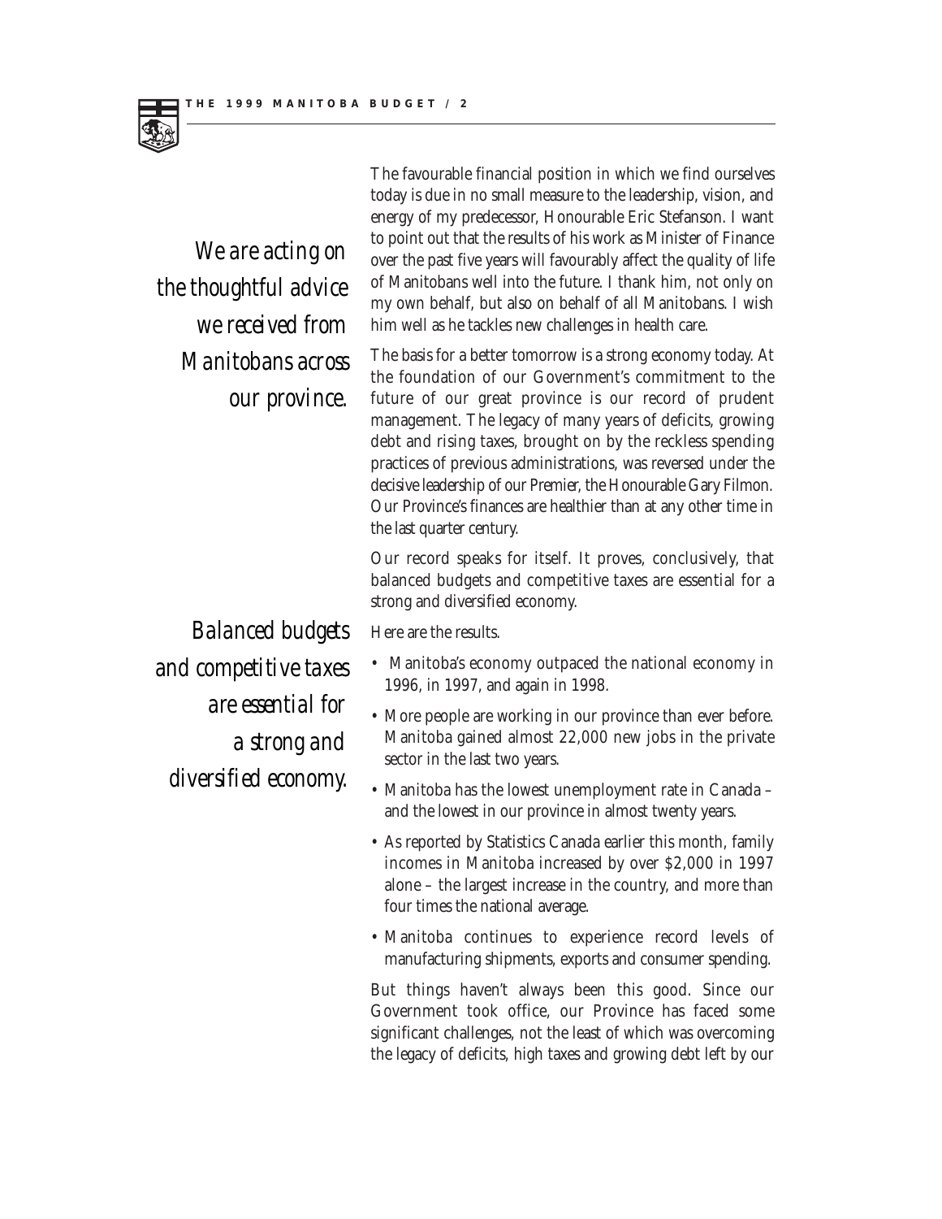*We are acting on the thoughtful advice we received from Manitobans across our province.*

The favourable financial position in which we find ourselves today is due in no small measure to the leadership, vision, and energy of my predecessor, Honourable Eric Stefanson. I want to point out that the results of his work as Minister of Finance over the past five years will favourably affect the quality of life of Manitobans well into the future. I thank him, not only on my own behalf, but also on behalf of all Manitobans. I wish him well as he tackles new challenges in health care.

The basis for a better tomorrow is a strong economy today. At the foundation of our Government's commitment to the future of our great province is our record of prudent management. The legacy of many years of deficits, growing debt and rising taxes, brought on by the reckless spending practices of previous administrations, was reversed under the decisive leadership of our Premier, the Honourable Gary Filmon. Our Province's finances are healthier than at any other time in the last quarter century.

Our record speaks for itself. It proves, conclusively, that balanced budgets and competitive taxes are essential for a strong and diversified economy.

*Balanced budgets and competitive taxes are essential for a strong and diversified economy.*

Here are the results.

- Manitoba's economy outpaced the national economy in 1996, in 1997, and again in 1998.
- More people are working in our province than ever before. Manitoba gained almost 22,000 new jobs in the private sector in the last two years.
- Manitoba has the lowest unemployment rate in Canada – and the lowest in our province in almost twenty years.
- As reported by Statistics Canada earlier this month, family incomes in Manitoba increased by over $2,000 in 1997 alone – the largest increase in the country, and more than four times the national average.
- Manitoba continues to experience record levels of manufacturing shipments, exports and consumer spending.

But things haven't always been this good. Since our Government took office, our Province has faced some significant challenges, not the least of which was overcoming the legacy of deficits, high taxes and growing debt left by our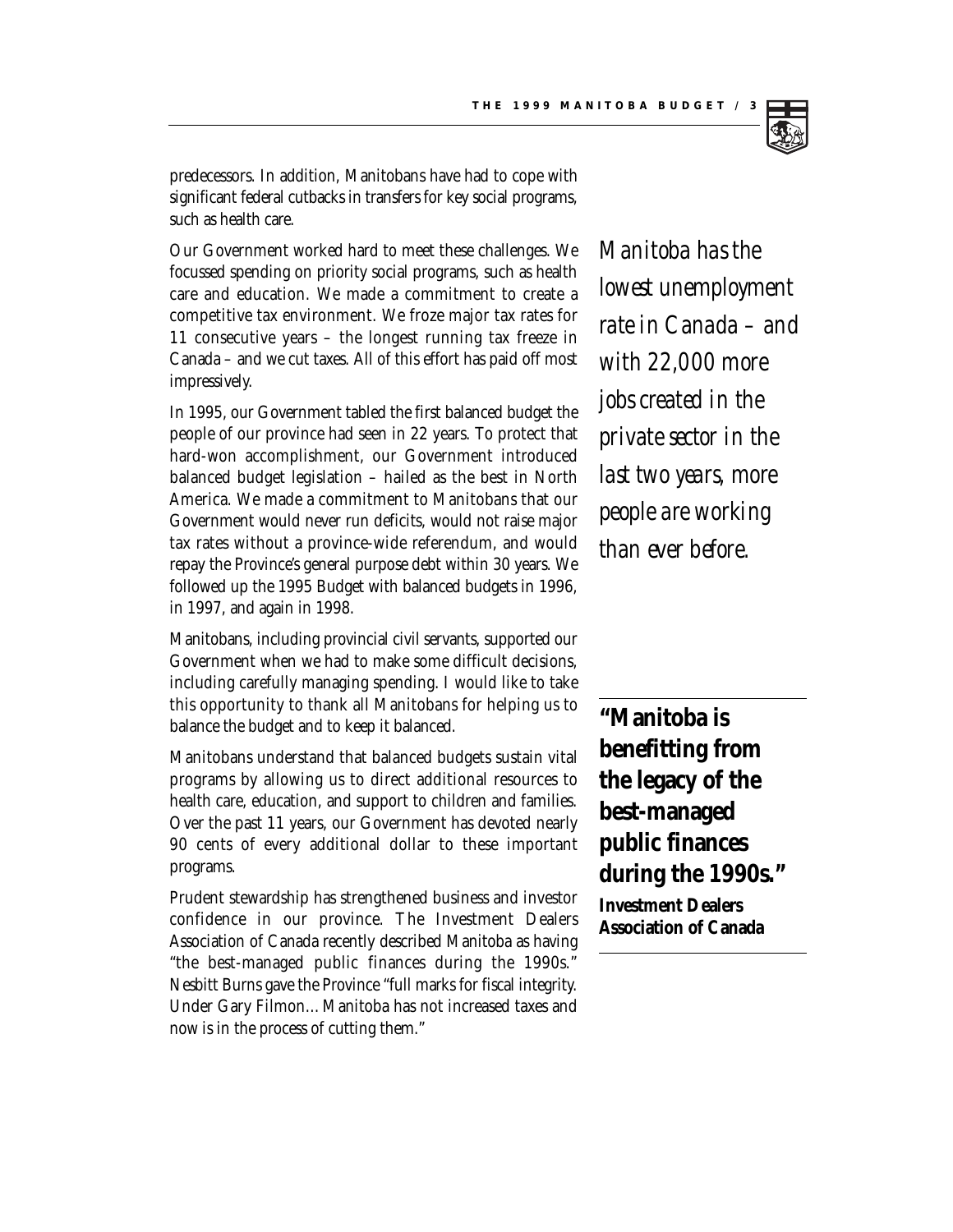predecessors. In addition, Manitobans have had to cope with significant federal cutbacks in transfers for key social programs, such as health care.

Our Government worked hard to meet these challenges. We focussed spending on priority social programs, such as health care and education. We made a commitment to create a competitive tax environment. We froze major tax rates for 11 consecutive years – the longest running tax freeze in Canada – and we cut taxes. All of this effort has paid off most impressively.

*Manitoba has the lowest unemployment rate in Canada – and with 22,000 more jobs created in the private sector in the last two years, more people are working than ever before.*

In 1995, our Government tabled the first balanced budget the people of our province had seen in 22 years. To protect that hard-won accomplishment, our Government introduced balanced budget legislation – hailed as the best in North America. We made a commitment to Manitobans that our Government would never run deficits, would not raise major tax rates without a province-wide referendum, and would repay the Province's general purpose debt within 30 years. We followed up the 1995 Budget with balanced budgets in 1996, in 1997, and again in 1998.

Manitobans, including provincial civil servants, supported our Government when we had to make some difficult decisions, including carefully managing spending. I would like to take this opportunity to thank all Manitobans for helping us to balance the budget and to keep it balanced.

Manitobans understand that balanced budgets sustain vital programs by allowing us to direct additional resources to health care, education, and support to children and families. Over the past 11 years, our Government has devoted nearly 90 cents of every additional dollar to these important programs.

**"Manitoba is benefitting from the legacy of the best-managed public finances during the 1990s."**
**Investment Dealers Association of Canada**

Prudent stewardship has strengthened business and investor confidence in our province. The Investment Dealers Association of Canada recently described Manitoba as having "the best-managed public finances during the 1990s." Nesbitt Burns gave the Province "full marks for fiscal integrity. Under Gary Filmon… Manitoba has not increased taxes and now is in the process of cutting them."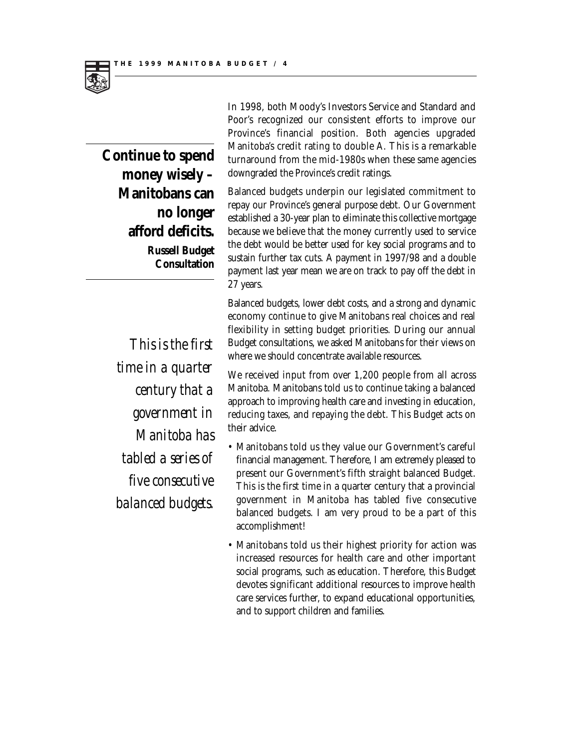**Continue to spend money wisely – Manitobans can no longer afford deficits.**

**Russell Budget Consultation**

In 1998, both Moody's Investors Service and Standard and Poor's recognized our consistent efforts to improve our Province's financial position. Both agencies upgraded Manitoba's credit rating to double A. This is a remarkable turnaround from the mid-1980s when these same agencies downgraded the Province's credit ratings.

Balanced budgets underpin our legislated commitment to repay our Province's general purpose debt. Our Government established a 30-year plan to eliminate this collective mortgage because we believe that the money currently used to service the debt would be better used for key social programs and to sustain further tax cuts. A payment in 1997/98 and a double payment last year mean we are on track to pay off the debt in 27 years.

*This is the first time in a quarter century that a government in Manitoba has tabled a series of five consecutive balanced budgets.*

Balanced budgets, lower debt costs, and a strong and dynamic economy continue to give Manitobans real choices and real flexibility in setting budget priorities. During our annual Budget consultations, we asked Manitobans for their views on where we should concentrate available resources.

We received input from over 1,200 people from all across Manitoba. Manitobans told us to continue taking a balanced approach to improving health care and investing in education, reducing taxes, and repaying the debt. This Budget acts on their advice.

- Manitobans told us they value our Government's careful financial management. Therefore, I am extremely pleased to present our Government's fifth straight balanced Budget. This is the first time in a quarter century that a provincial government in Manitoba has tabled five consecutive balanced budgets. I am very proud to be a part of this accomplishment!
- Manitobans told us their highest priority for action was increased resources for health care and other important social programs, such as education. Therefore, this Budget devotes significant additional resources to improve health care services further, to expand educational opportunities, and to support children and families.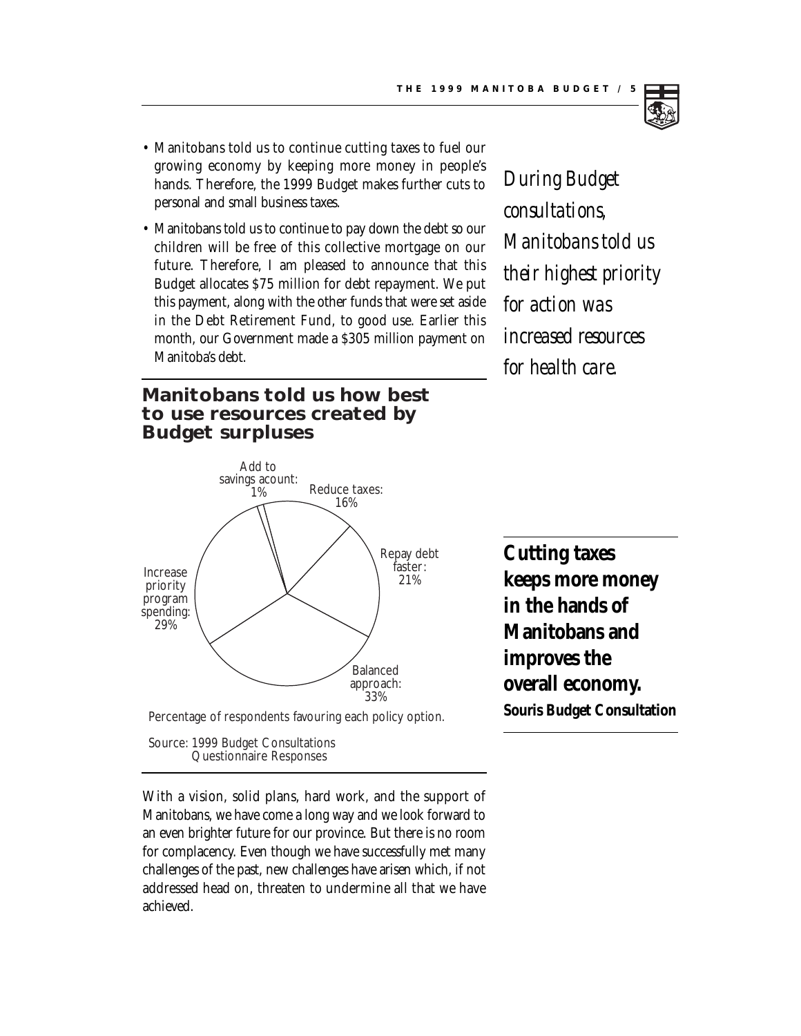- Manitobans told us to continue cutting taxes to fuel our growing economy by keeping more money in people's hands. Therefore, the 1999 Budget makes further cuts to personal and small business taxes.
- Manitobans told us to continue to pay down the debt so our children will be free of this collective mortgage on our future. Therefore, I am pleased to announce that this Budget allocates $75 million for debt repayment. We put this payment, along with the other funds that were set aside in the Debt Retirement Fund, to good use. Earlier this month, our Government made a $305 million payment on Manitoba's debt.

*During Budget consultations, Manitobans told us their highest priority for action was increased resources for health care.*

## Manitobans told us how best to use resources created by Budget surpluses

| Policy option | Percentage |
|---|---|
| Add to savings acount | 1% |
| Reduce taxes | 16% |
| Repay debt faster | 21% |
| Balanced approach | 33% |
| Increase priority program spending | 29% |

Percentage of respondents favouring each policy option.

Source: 1999 Budget Consultations Questionnaire Responses

**Cutting taxes keeps more money in the hands of Manitobans and improves the overall economy.**
**Souris Budget Consultation**

With a vision, solid plans, hard work, and the support of Manitobans, we have come a long way and we look forward to an even brighter future for our province. But there is no room for complacency. Even though we have successfully met many challenges of the past, new challenges have arisen which, if not addressed head on, threaten to undermine all that we have achieved.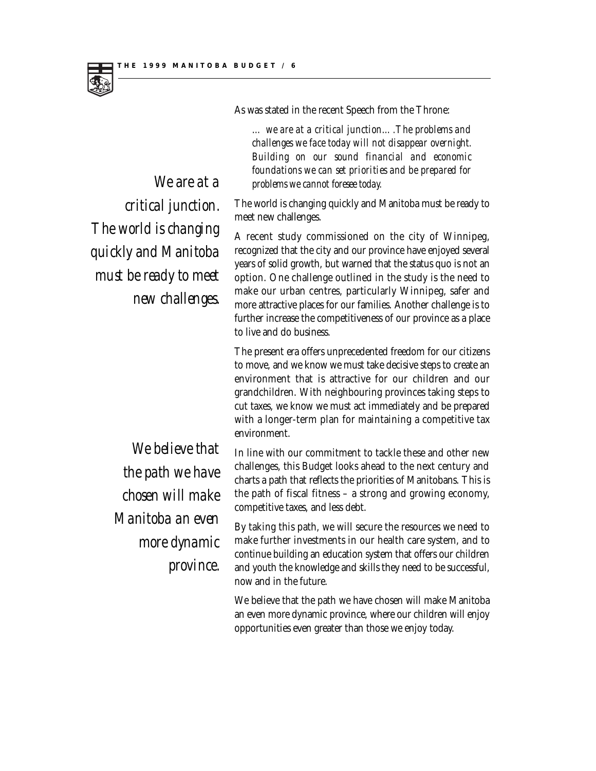As was stated in the recent Speech from the Throne:

> *... we are at a critical junction....The problems and challenges we face today will not disappear overnight. Building on our sound financial and economic foundations we can set priorities and be prepared for problems we cannot foresee today.*

*We are at a critical junction. The world is changing quickly and Manitoba must be ready to meet new challenges.*

The world is changing quickly and Manitoba must be ready to meet new challenges.

A recent study commissioned on the city of Winnipeg, recognized that the city and our province have enjoyed several years of solid growth, but warned that the status quo is not an option. One challenge outlined in the study is the need to make our urban centres, particularly Winnipeg, safer and more attractive places for our families. Another challenge is to further increase the competitiveness of our province as a place to live and do business.

The present era offers unprecedented freedom for our citizens to move, and we know we must take decisive steps to create an environment that is attractive for our children and our grandchildren. With neighbouring provinces taking steps to cut taxes, we know we must act immediately and be prepared with a longer-term plan for maintaining a competitive tax environment.

*We believe that the path we have chosen will make Manitoba an even more dynamic province.*

In line with our commitment to tackle these and other new challenges, this Budget looks ahead to the next century and charts a path that reflects the priorities of Manitobans. This is the path of fiscal fitness – a strong and growing economy, competitive taxes, and less debt.

By taking this path, we will secure the resources we need to make further investments in our health care system, and to continue building an education system that offers our children and youth the knowledge and skills they need to be successful, now and in the future.

We believe that the path we have chosen will make Manitoba an even more dynamic province, where our children will enjoy opportunities even greater than those we enjoy today.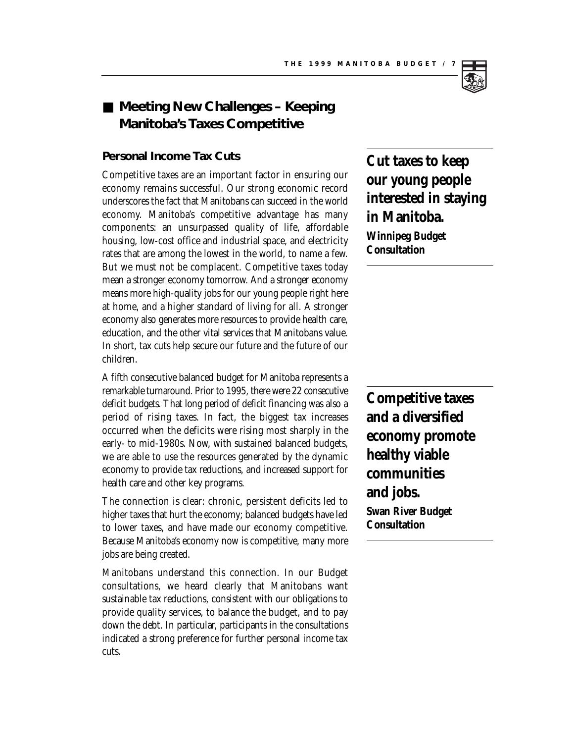## ■ Meeting New Challenges – Keeping Manitoba's Taxes Competitive

### Personal Income Tax Cuts

Competitive taxes are an important factor in ensuring our economy remains successful. Our strong economic record underscores the fact that Manitobans can succeed in the world economy. Manitoba's competitive advantage has many components: an unsurpassed quality of life, affordable housing, low-cost office and industrial space, and electricity rates that are among the lowest in the world, to name a few. But we must not be complacent. Competitive taxes today mean a stronger economy tomorrow. And a stronger economy means more high-quality jobs for our young people right here at home, and a higher standard of living for all. A stronger economy also generates more resources to provide health care, education, and the other vital services that Manitobans value. In short, tax cuts help secure our future and the future of our children.

**Cut taxes to keep our young people interested in staying in Manitoba.**
**Winnipeg Budget Consultation**

A fifth consecutive balanced budget for Manitoba represents a remarkable turnaround. Prior to 1995, there were 22 consecutive deficit budgets. That long period of deficit financing was also a period of rising taxes. In fact, the biggest tax increases occurred when the deficits were rising most sharply in the early- to mid-1980s. Now, with sustained balanced budgets, we are able to use the resources generated by the dynamic economy to provide tax reductions, and increased support for health care and other key programs.

**Competitive taxes and a diversified economy promote healthy viable communities and jobs.**
**Swan River Budget Consultation**

The connection is clear: chronic, persistent deficits led to higher taxes that hurt the economy; balanced budgets have led to lower taxes, and have made our economy competitive. Because Manitoba's economy now is competitive, many more jobs are being created.

Manitobans understand this connection. In our Budget consultations, we heard clearly that Manitobans want sustainable tax reductions, consistent with our obligations to provide quality services, to balance the budget, and to pay down the debt. In particular, participants in the consultations indicated a strong preference for further personal income tax cuts.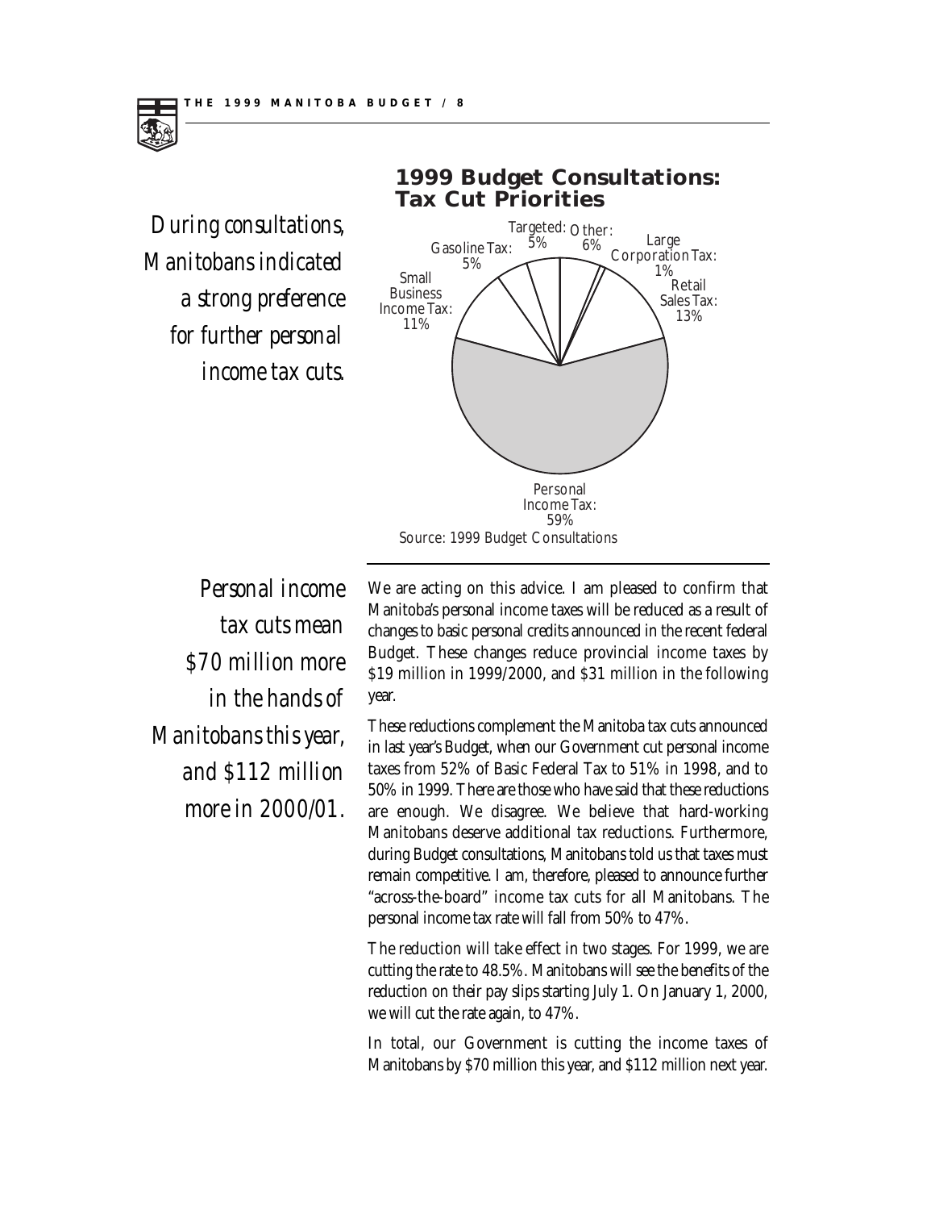*During consultations, Manitobans indicated a strong preference for further personal income tax cuts.*

## 1999 Budget Consultations: Tax Cut Priorities

| Category | Share |
|---|---|
| Personal Income Tax | 59% |
| Retail Sales Tax | 13% |
| Small Business Income Tax | 11% |
| Other | 6% |
| Gasoline Tax | 5% |
| Targeted | 5% |
| Large Corporation Tax | 1% |

Source: 1999 Budget Consultations

*Personal income tax cuts mean $70 million more in the hands of Manitobans this year, and $112 million more in 2000/01.*

We are acting on this advice. I am pleased to confirm that Manitoba's personal income taxes will be reduced as a result of changes to basic personal credits announced in the recent federal Budget. These changes reduce provincial income taxes by $19 million in 1999/2000, and $31 million in the following year.

These reductions complement the Manitoba tax cuts announced in last year's Budget, when our Government cut personal income taxes from 52% of Basic Federal Tax to 51% in 1998, and to 50% in 1999. There are those who have said that these reductions are enough. We disagree. We believe that hard-working Manitobans deserve additional tax reductions. Furthermore, during Budget consultations, Manitobans told us that taxes must remain competitive. I am, therefore, pleased to announce further "across-the-board" income tax cuts for all Manitobans. The personal income tax rate will fall from 50% to 47%.

The reduction will take effect in two stages. For 1999, we are cutting the rate to 48.5%. Manitobans will see the benefits of the reduction on their pay slips starting July 1. On January 1, 2000, we will cut the rate again, to 47%.

In total, our Government is cutting the income taxes of Manitobans by $70 million this year, and $112 million next year.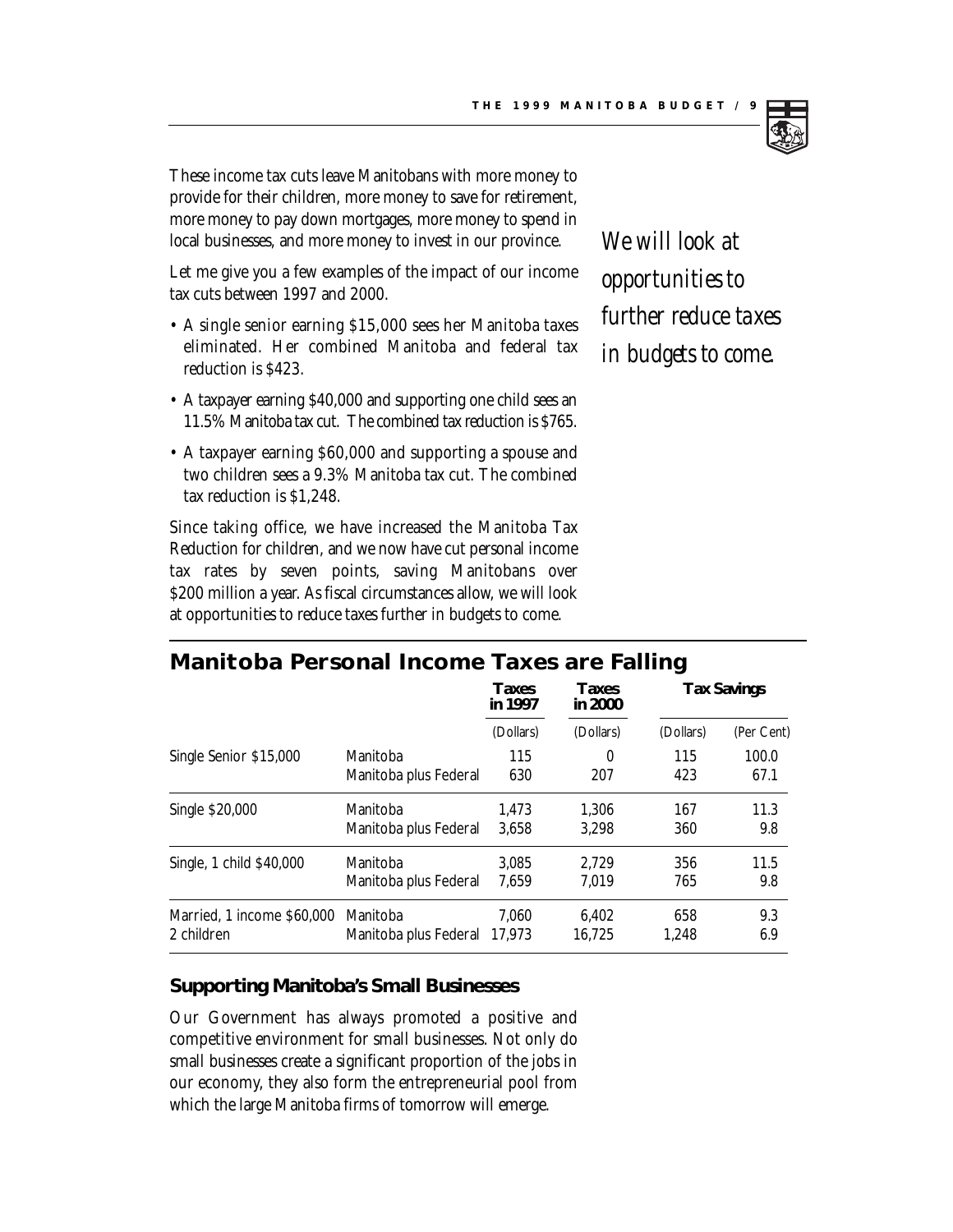These income tax cuts leave Manitobans with more money to provide for their children, more money to save for retirement, more money to pay down mortgages, more money to spend in local businesses, and more money to invest in our province.

Let me give you a few examples of the impact of our income tax cuts between 1997 and 2000.

- A single senior earning $15,000 sees her Manitoba taxes eliminated. Her combined Manitoba and federal tax reduction is $423.
- A taxpayer earning $40,000 and supporting one child sees an 11.5% Manitoba tax cut. The combined tax reduction is $765.
- A taxpayer earning $60,000 and supporting a spouse and two children sees a 9.3% Manitoba tax cut. The combined tax reduction is $1,248.

Since taking office, we have increased the Manitoba Tax Reduction for children, and we now have cut personal income tax rates by seven points, saving Manitobans over $200 million a year. As fiscal circumstances allow, we will look at opportunities to reduce taxes further in budgets to come.

*We will look at opportunities to further reduce taxes in budgets to come.*

## Manitoba Personal Income Taxes are Falling

| | | Taxes in 1997 | Taxes in 2000 | Tax Savings | |
|---|---|---|---|---|---|
| | | (Dollars) | (Dollars) | (Dollars) | (Per Cent) |
| Single Senior $15,000 | Manitoba | 115 | 0 | 115 | 100.0 |
| | Manitoba plus Federal | 630 | 207 | 423 | 67.1 |
| Single $20,000 | Manitoba | 1,473 | 1,306 | 167 | 11.3 |
| | Manitoba plus Federal | 3,658 | 3,298 | 360 | 9.8 |
| Single, 1 child $40,000 | Manitoba | 3,085 | 2,729 | 356 | 11.5 |
| | Manitoba plus Federal | 7,659 | 7,019 | 765 | 9.8 |
| Married, 1 income $60,000 2 children | Manitoba | 7,060 | 6,402 | 658 | 9.3 |
| | Manitoba plus Federal | 17,973 | 16,725 | 1,248 | 6.9 |

### Supporting Manitoba's Small Businesses

Our Government has always promoted a positive and competitive environment for small businesses. Not only do small businesses create a significant proportion of the jobs in our economy, they also form the entrepreneurial pool from which the large Manitoba firms of tomorrow will emerge.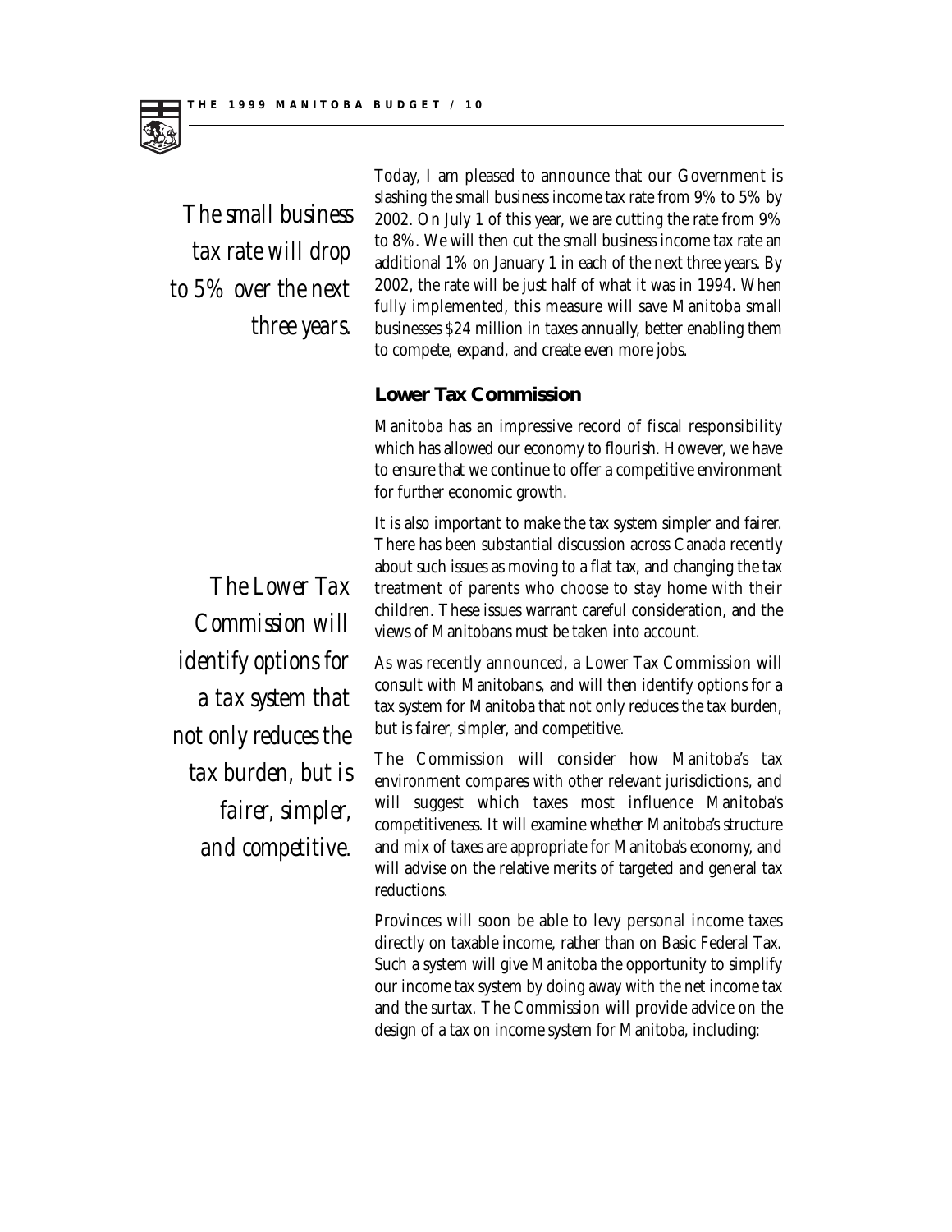*The small business tax rate will drop to 5% over the next three years.*

Today, I am pleased to announce that our Government is slashing the small business income tax rate from 9% to 5% by 2002. On July 1 of this year, we are cutting the rate from 9% to 8%. We will then cut the small business income tax rate an additional 1% on January 1 in each of the next three years. By 2002, the rate will be just half of what it was in 1994. When fully implemented, this measure will save Manitoba small businesses $24 million in taxes annually, better enabling them to compete, expand, and create even more jobs.

## Lower Tax Commission

Manitoba has an impressive record of fiscal responsibility which has allowed our economy to flourish. However, we have to ensure that we continue to offer a competitive environment for further economic growth.

It is also important to make the tax system simpler and fairer. There has been substantial discussion across Canada recently about such issues as moving to a flat tax, and changing the tax treatment of parents who choose to stay home with their children. These issues warrant careful consideration, and the views of Manitobans must be taken into account.

*The Lower Tax Commission will identify options for a tax system that not only reduces the tax burden, but is fairer, simpler, and competitive.*

As was recently announced, a Lower Tax Commission will consult with Manitobans, and will then identify options for a tax system for Manitoba that not only reduces the tax burden, but is fairer, simpler, and competitive.

The Commission will consider how Manitoba's tax environment compares with other relevant jurisdictions, and will suggest which taxes most influence Manitoba's competitiveness. It will examine whether Manitoba's structure and mix of taxes are appropriate for Manitoba's economy, and will advise on the relative merits of targeted and general tax reductions.

Provinces will soon be able to levy personal income taxes directly on taxable income, rather than on Basic Federal Tax. Such a system will give Manitoba the opportunity to simplify our income tax system by doing away with the net income tax and the surtax. The Commission will provide advice on the design of a tax on income system for Manitoba, including: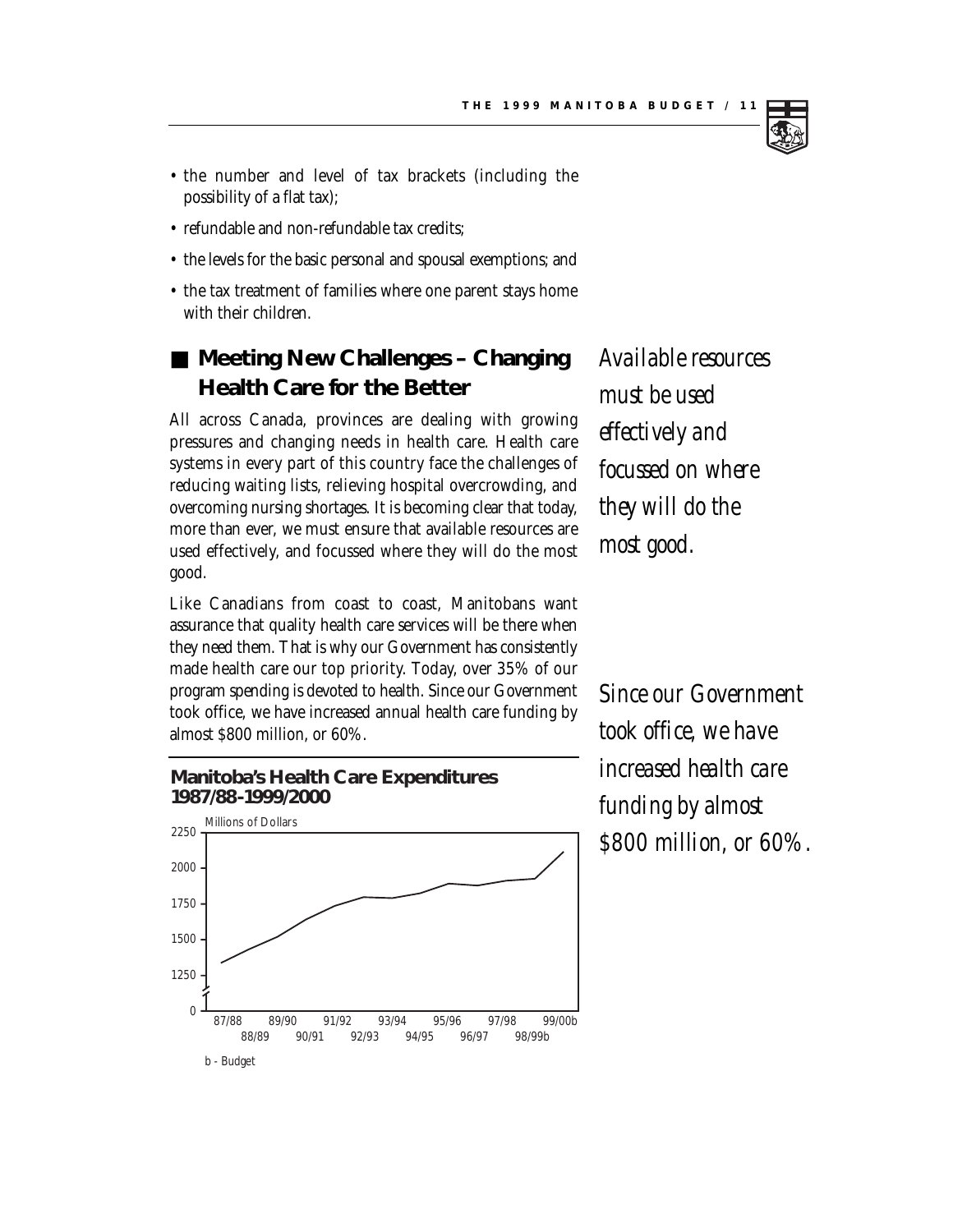- the number and level of tax brackets (including the possibility of a flat tax);
- refundable and non-refundable tax credits;
- the levels for the basic personal and spousal exemptions; and
- the tax treatment of families where one parent stays home with their children.

## Meeting New Challenges – Changing Health Care for the Better

All across Canada, provinces are dealing with growing pressures and changing needs in health care. Health care systems in every part of this country face the challenges of reducing waiting lists, relieving hospital overcrowding, and overcoming nursing shortages. It is becoming clear that today, more than ever, we must ensure that available resources are used effectively, and focussed where they will do the most good.

*Available resources must be used effectively and focussed on where they will do the most good.*

Like Canadians from coast to coast, Manitobans want assurance that quality health care services will be there when they need them. That is why our Government has consistently made health care our top priority. Today, over 35% of our program spending is devoted to health. Since our Government took office, we have increased annual health care funding by almost $800 million, or 60%.

*Since our Government took office, we have increased health care funding by almost $800 million, or 60%.*

**Manitoba's Health Care Expenditures 1987/88-1999/2000**

b - Budget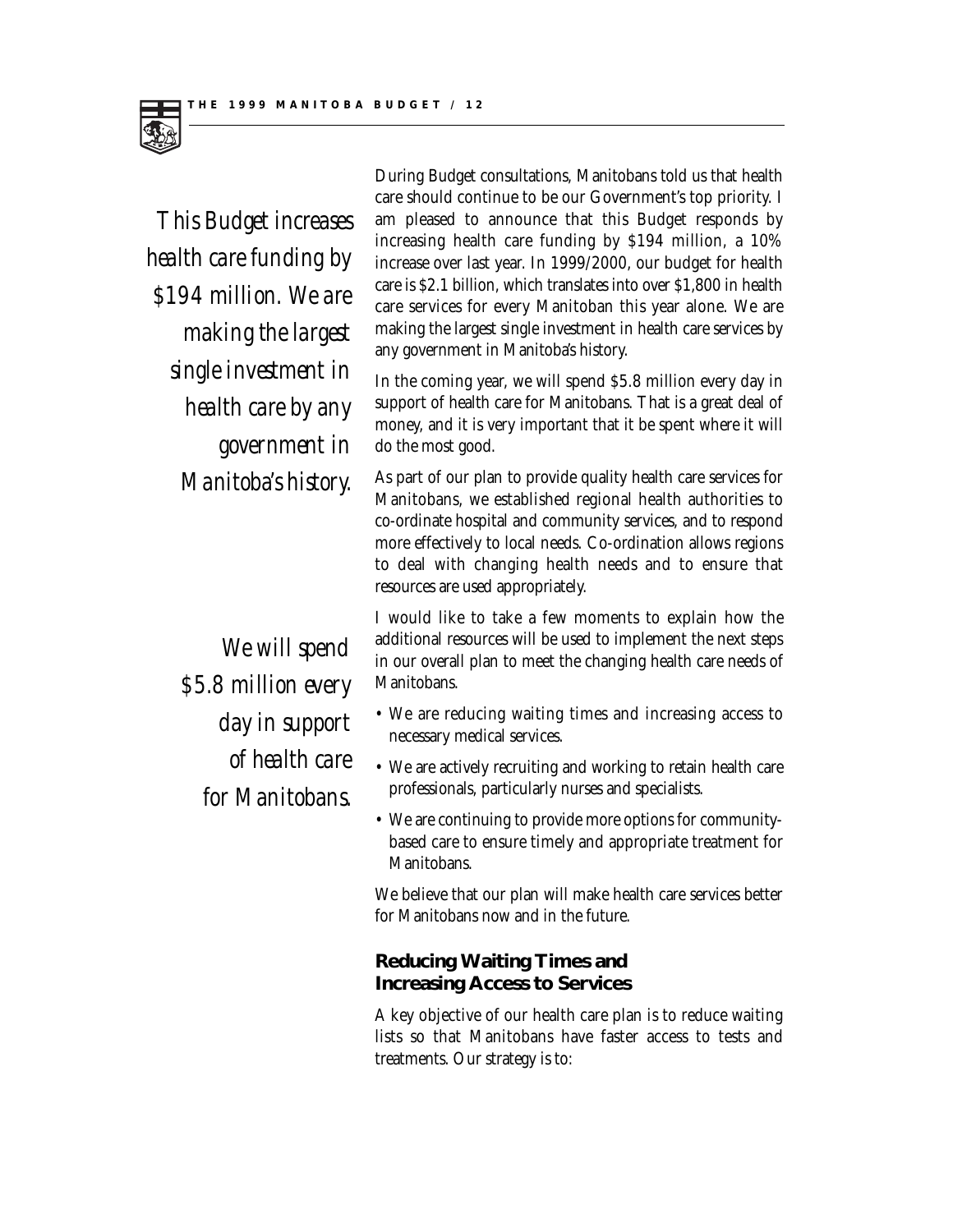*This Budget increases health care funding by $194 million. We are making the largest single investment in health care by any government in Manitoba's history.*

During Budget consultations, Manitobans told us that health care should continue to be our Government's top priority. I am pleased to announce that this Budget responds by increasing health care funding by $194 million, a 10% increase over last year. In 1999/2000, our budget for health care is $2.1 billion, which translates into over $1,800 in health care services for every Manitoban this year alone. We are making the largest single investment in health care services by any government in Manitoba's history.

In the coming year, we will spend $5.8 million every day in support of health care for Manitobans. That is a great deal of money, and it is very important that it be spent where it will do the most good.

As part of our plan to provide quality health care services for Manitobans, we established regional health authorities to co-ordinate hospital and community services, and to respond more effectively to local needs. Co-ordination allows regions to deal with changing health needs and to ensure that resources are used appropriately.

*We will spend $5.8 million every day in support of health care for Manitobans.*

I would like to take a few moments to explain how the additional resources will be used to implement the next steps in our overall plan to meet the changing health care needs of Manitobans.

- We are reducing waiting times and increasing access to necessary medical services.
- We are actively recruiting and working to retain health care professionals, particularly nurses and specialists.
- We are continuing to provide more options for community-based care to ensure timely and appropriate treatment for Manitobans.

We believe that our plan will make health care services better for Manitobans now and in the future.

### Reducing Waiting Times and Increasing Access to Services

A key objective of our health care plan is to reduce waiting lists so that Manitobans have faster access to tests and treatments. Our strategy is to: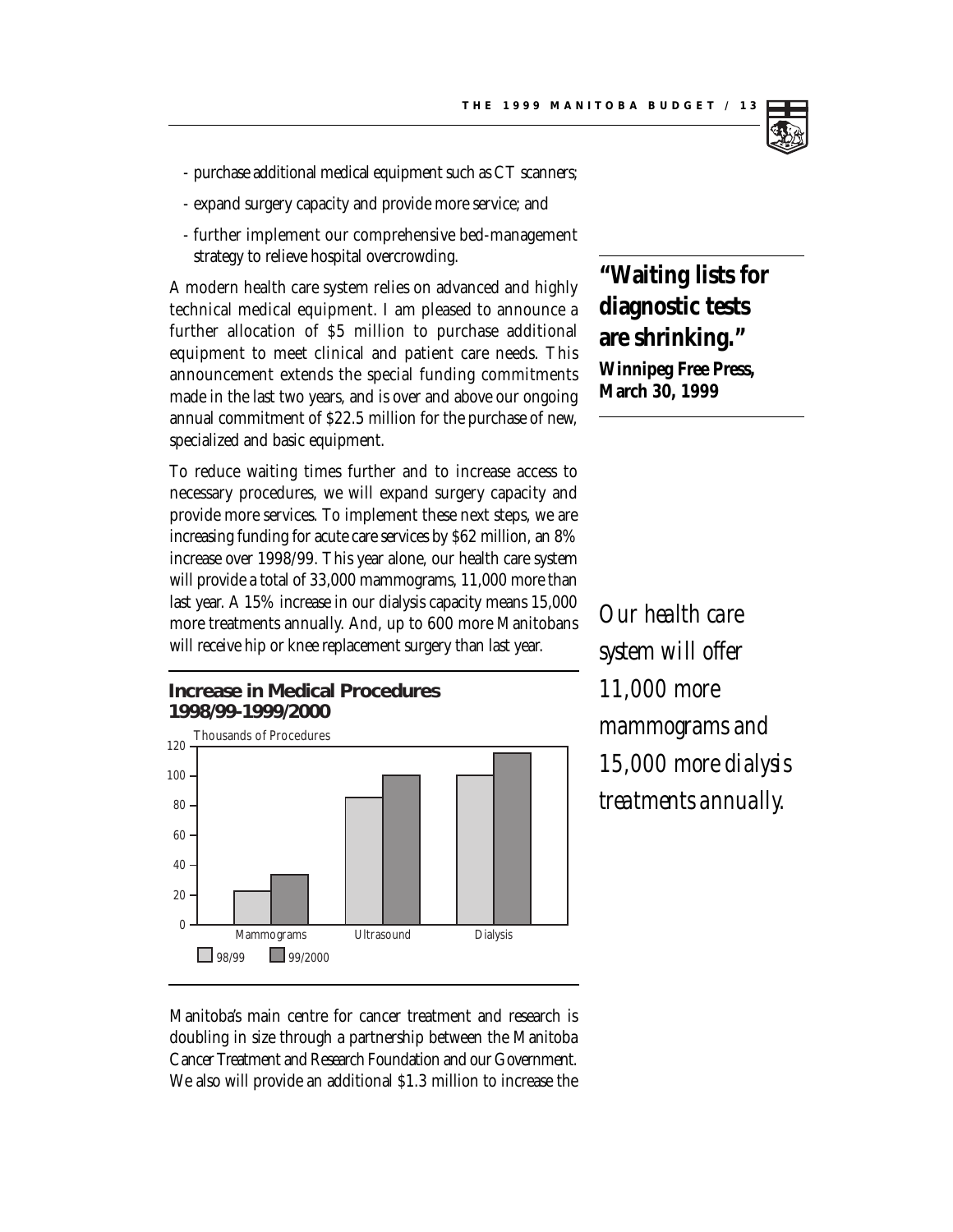- purchase additional medical equipment such as CT scanners;
- expand surgery capacity and provide more service; and
- further implement our comprehensive bed-management strategy to relieve hospital overcrowding.

A modern health care system relies on advanced and highly technical medical equipment. I am pleased to announce a further allocation of $5 million to purchase additional equipment to meet clinical and patient care needs. This announcement extends the special funding commitments made in the last two years, and is over and above our ongoing annual commitment of $22.5 million for the purchase of new, specialized and basic equipment.

**"Waiting lists for diagnostic tests are shrinking."**
**Winnipeg Free Press, March 30, 1999**

To reduce waiting times further and to increase access to necessary procedures, we will expand surgery capacity and provide more services. To implement these next steps, we are increasing funding for acute care services by $62 million, an 8% increase over 1998/99. This year alone, our health care system will provide a total of 33,000 mammograms, 11,000 more than last year. A 15% increase in our dialysis capacity means 15,000 more treatments annually. And, up to 600 more Manitobans will receive hip or knee replacement surgery than last year.

*Our health care system will offer 11,000 more mammograms and 15,000 more dialysis treatments annually.*

**Increase in Medical Procedures 1998/99-1999/2000**

Thousands of Procedures

| | 98/99 | 99/2000 |
|---|---|---|
| Mammograms | 22 | 33 |
| Ultrasound | 85 | 100 |
| Dialysis | 100 | 115 |

Manitoba's main centre for cancer treatment and research is doubling in size through a partnership between the Manitoba Cancer Treatment and Research Foundation and our Government. We also will provide an additional $1.3 million to increase the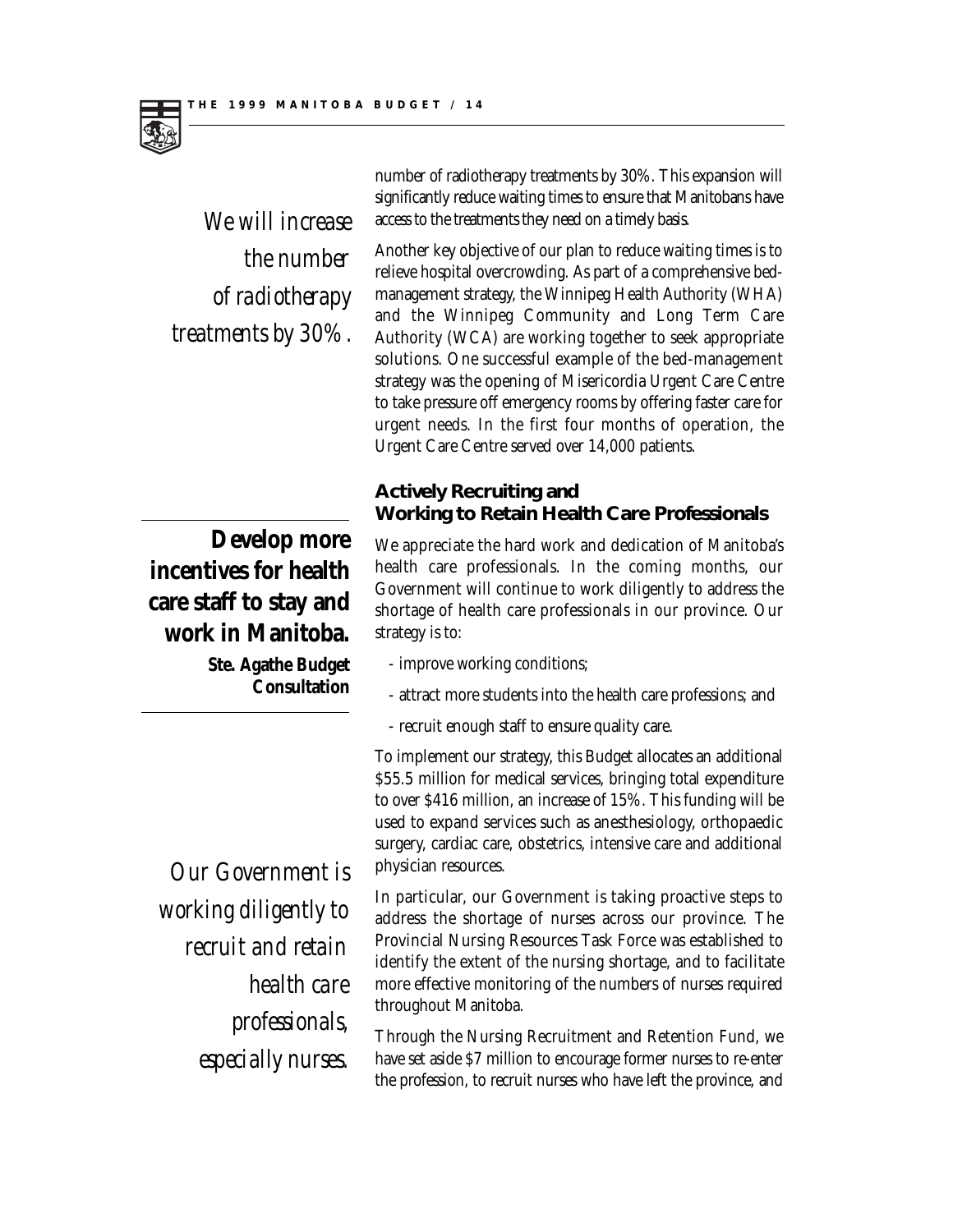*We will increase the number of radiotherapy treatments by 30%.*

number of radiotherapy treatments by 30%. This expansion will significantly reduce waiting times to ensure that Manitobans have access to the treatments they need on a timely basis.

Another key objective of our plan to reduce waiting times is to relieve hospital overcrowding. As part of a comprehensive bed-management strategy, the Winnipeg Health Authority (WHA) and the Winnipeg Community and Long Term Care Authority (WCA) are working together to seek appropriate solutions. One successful example of the bed-management strategy was the opening of Misericordia Urgent Care Centre to take pressure off emergency rooms by offering faster care for urgent needs. In the first four months of operation, the Urgent Care Centre served over 14,000 patients.

### Actively Recruiting and Working to Retain Health Care Professionals

**Develop more incentives for health care staff to stay and work in Manitoba.**

**Ste. Agathe Budget Consultation**

We appreciate the hard work and dedication of Manitoba's health care professionals. In the coming months, our Government will continue to work diligently to address the shortage of health care professionals in our province. Our strategy is to:

- improve working conditions;
- attract more students into the health care professions; and
- recruit enough staff to ensure quality care.

To implement our strategy, this Budget allocates an additional $55.5 million for medical services, bringing total expenditure to over $416 million, an increase of 15%. This funding will be used to expand services such as anesthesiology, orthopaedic surgery, cardiac care, obstetrics, intensive care and additional physician resources.

*Our Government is working diligently to recruit and retain health care professionals, especially nurses.*

In particular, our Government is taking proactive steps to address the shortage of nurses across our province. The Provincial Nursing Resources Task Force was established to identify the extent of the nursing shortage, and to facilitate more effective monitoring of the numbers of nurses required throughout Manitoba.

Through the Nursing Recruitment and Retention Fund, we have set aside $7 million to encourage former nurses to re-enter the profession, to recruit nurses who have left the province, and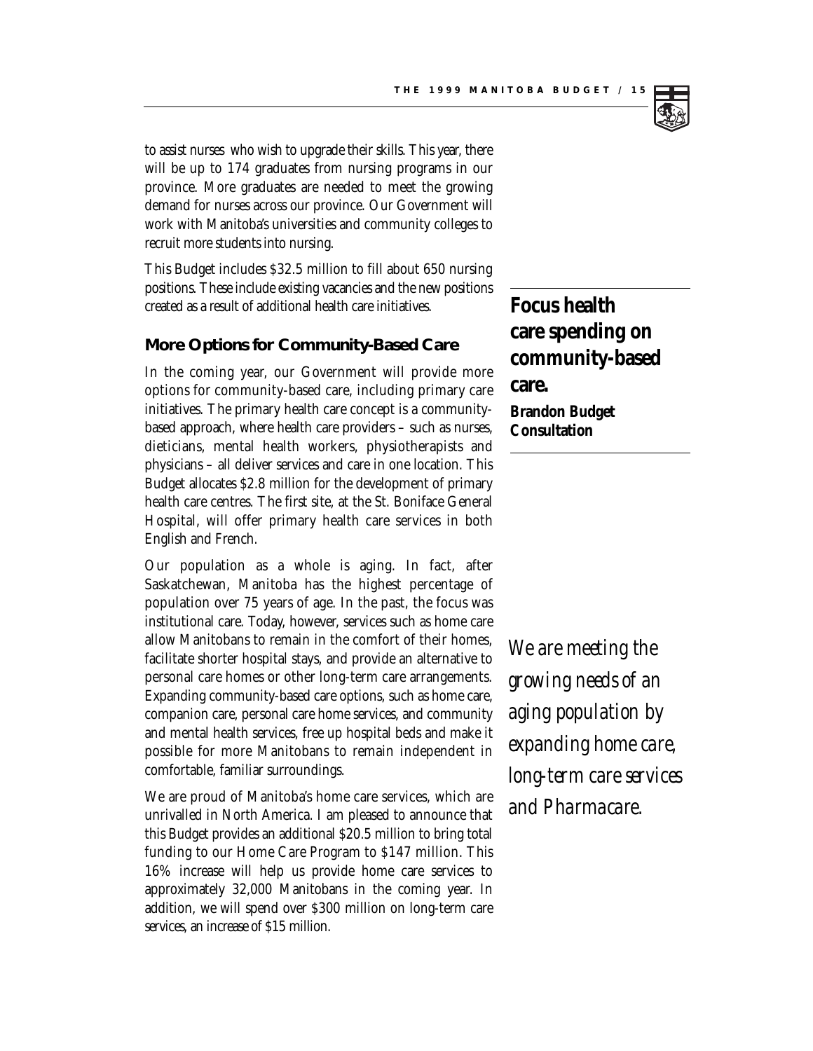to assist nurses who wish to upgrade their skills. This year, there will be up to 174 graduates from nursing programs in our province. More graduates are needed to meet the growing demand for nurses across our province. Our Government will work with Manitoba's universities and community colleges to recruit more students into nursing.

This Budget includes $32.5 million to fill about 650 nursing positions. These include existing vacancies and the new positions created as a result of additional health care initiatives.

**Focus health care spending on community-based care.**
**Brandon Budget Consultation**

### More Options for Community-Based Care

In the coming year, our Government will provide more options for community-based care, including primary care initiatives. The primary health care concept is a community-based approach, where health care providers – such as nurses, dieticians, mental health workers, physiotherapists and physicians – all deliver services and care in one location. This Budget allocates $2.8 million for the development of primary health care centres. The first site, at the St. Boniface General Hospital, will offer primary health care services in both English and French.

Our population as a whole is aging. In fact, after Saskatchewan, Manitoba has the highest percentage of population over 75 years of age. In the past, the focus was institutional care. Today, however, services such as home care allow Manitobans to remain in the comfort of their homes, facilitate shorter hospital stays, and provide an alternative to personal care homes or other long-term care arrangements. Expanding community-based care options, such as home care, companion care, personal care home services, and community and mental health services, free up hospital beds and make it possible for more Manitobans to remain independent in comfortable, familiar surroundings.

*We are meeting the growing needs of an aging population by expanding home care, long-term care services and Pharmacare.*

We are proud of Manitoba's home care services, which are unrivalled in North America. I am pleased to announce that this Budget provides an additional $20.5 million to bring total funding to our Home Care Program to $147 million. This 16% increase will help us provide home care services to approximately 32,000 Manitobans in the coming year. In addition, we will spend over $300 million on long-term care services, an increase of $15 million.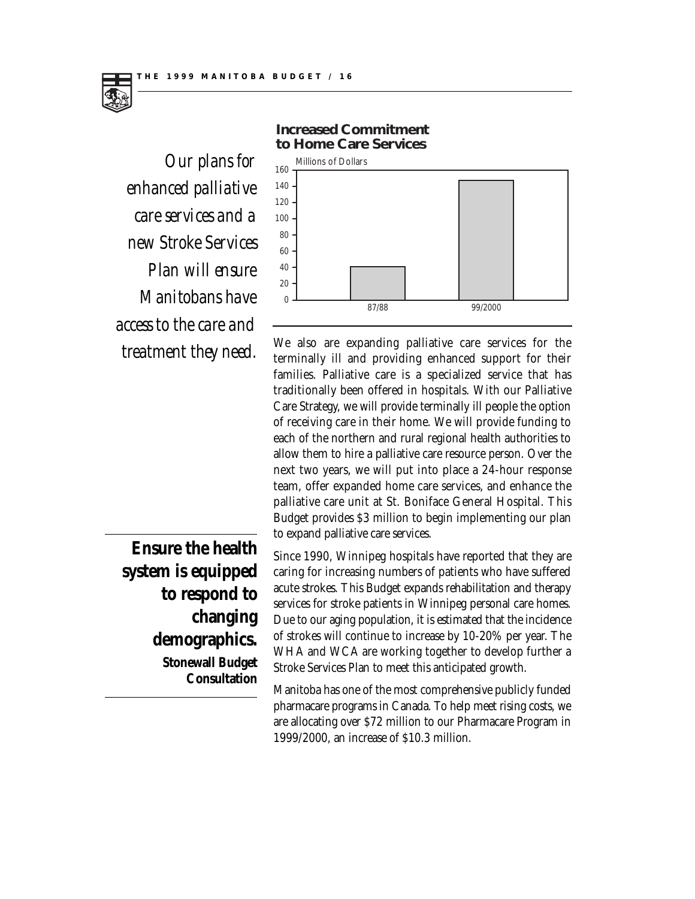*Our plans for enhanced palliative care services and a new Stroke Services Plan will ensure Manitobans have access to the care and treatment they need.*

**Increased Commitment to Home Care Services**

Millions of Dollars

| Year | Millions of Dollars |
|---|---|
| 87/88 | ~40 |
| 99/2000 | ~147 |

We also are expanding palliative care services for the terminally ill and providing enhanced support for their families. Palliative care is a specialized service that has traditionally been offered in hospitals. With our Palliative Care Strategy, we will provide terminally ill people the option of receiving care in their home. We will provide funding to each of the northern and rural regional health authorities to allow them to hire a palliative care resource person. Over the next two years, we will put into place a 24-hour response team, offer expanded home care services, and enhance the palliative care unit at St. Boniface General Hospital. This Budget provides $3 million to begin implementing our plan to expand palliative care services.

**Ensure the health system is equipped to respond to changing demographics.**
**Stonewall Budget Consultation**

Since 1990, Winnipeg hospitals have reported that they are caring for increasing numbers of patients who have suffered acute strokes. This Budget expands rehabilitation and therapy services for stroke patients in Winnipeg personal care homes. Due to our aging population, it is estimated that the incidence of strokes will continue to increase by 10-20% per year. The WHA and WCA are working together to develop further a Stroke Services Plan to meet this anticipated growth.

Manitoba has one of the most comprehensive publicly funded pharmacare programs in Canada. To help meet rising costs, we are allocating over $72 million to our Pharmacare Program in 1999/2000, an increase of $10.3 million.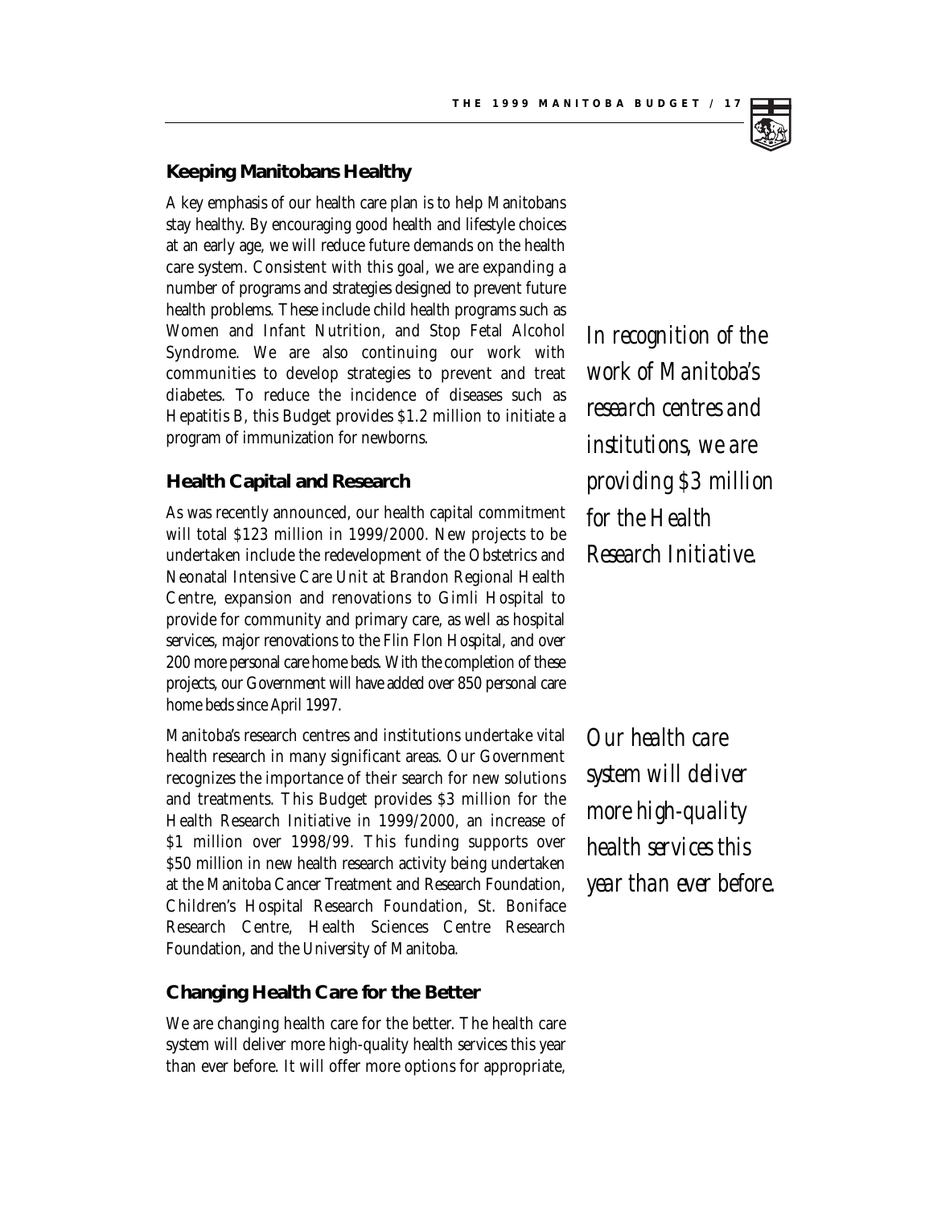## Keeping Manitobans Healthy

A key emphasis of our health care plan is to help Manitobans stay healthy. By encouraging good health and lifestyle choices at an early age, we will reduce future demands on the health care system. Consistent with this goal, we are expanding a number of programs and strategies designed to prevent future health problems. These include child health programs such as Women and Infant Nutrition, and Stop Fetal Alcohol Syndrome. We are also continuing our work with communities to develop strategies to prevent and treat diabetes. To reduce the incidence of diseases such as Hepatitis B, this Budget provides $1.2 million to initiate a program of immunization for newborns.

*In recognition of the work of Manitoba's research centres and institutions, we are providing $3 million for the Health Research Initiative.*

## Health Capital and Research

As was recently announced, our health capital commitment will total $123 million in 1999/2000. New projects to be undertaken include the redevelopment of the Obstetrics and Neonatal Intensive Care Unit at Brandon Regional Health Centre, expansion and renovations to Gimli Hospital to provide for community and primary care, as well as hospital services, major renovations to the Flin Flon Hospital, and over 200 more personal care home beds. With the completion of these projects, our Government will have added over 850 personal care home beds since April 1997.

Manitoba's research centres and institutions undertake vital health research in many significant areas. Our Government recognizes the importance of their search for new solutions and treatments. This Budget provides $3 million for the Health Research Initiative in 1999/2000, an increase of $1 million over 1998/99. This funding supports over $50 million in new health research activity being undertaken at the Manitoba Cancer Treatment and Research Foundation, Children's Hospital Research Foundation, St. Boniface Research Centre, Health Sciences Centre Research Foundation, and the University of Manitoba.

*Our health care system will deliver more high-quality health services this year than ever before.*

## Changing Health Care for the Better

We are changing health care for the better. The health care system will deliver more high-quality health services this year than ever before. It will offer more options for appropriate,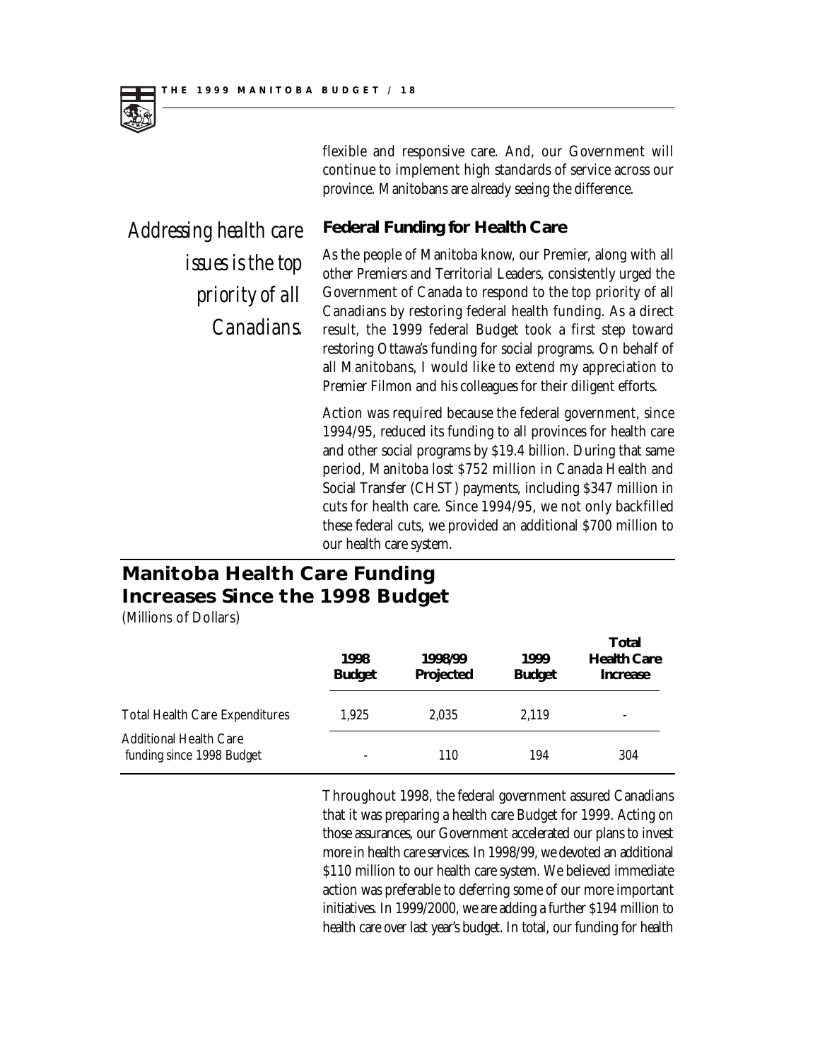flexible and responsive care. And, our Government will continue to implement high standards of service across our province. Manitobans are already seeing the difference.

*Addressing health care issues is the top priority of all Canadians.*

### Federal Funding for Health Care

As the people of Manitoba know, our Premier, along with all other Premiers and Territorial Leaders, consistently urged the Government of Canada to respond to the top priority of all Canadians by restoring federal health funding. As a direct result, the 1999 federal Budget took a first step toward restoring Ottawa's funding for social programs. On behalf of all Manitobans, I would like to extend my appreciation to Premier Filmon and his colleagues for their diligent efforts.

Action was required because the federal government, since 1994/95, reduced its funding to all provinces for health care and other social programs by $19.4 billion. During that same period, Manitoba lost $752 million in Canada Health and Social Transfer (CHST) payments, including $347 million in cuts for health care. Since 1994/95, we not only backfilled these federal cuts, we provided an additional $700 million to our health care system.

## Manitoba Health Care Funding Increases Since the 1998 Budget

(Millions of Dollars)

| | 1998 Budget | 1998/99 Projected | 1999 Budget | Total Health Care Increase |
|---|---|---|---|---|
| Total Health Care Expenditures | 1,925 | 2,035 | 2,119 | - |
| Additional Health Care funding since 1998 Budget | - | 110 | 194 | 304 |

Throughout 1998, the federal government assured Canadians that it was preparing a health care Budget for 1999. Acting on those assurances, our Government accelerated our plans to invest more in health care services. In 1998/99, we devoted an additional $110 million to our health care system. We believed immediate action was preferable to deferring some of our more important initiatives. In 1999/2000, we are adding a further $194 million to health care over last year's budget. In total, our funding for health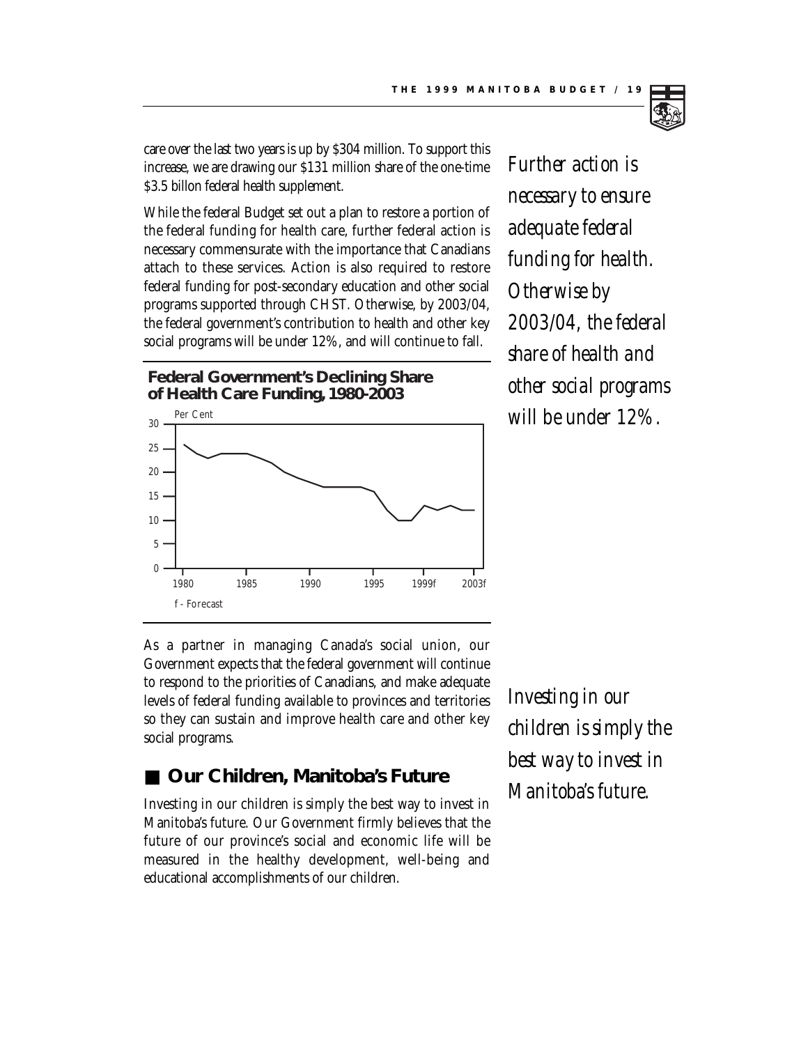care over the last two years is up by $304 million. To support this increase, we are drawing our $131 million share of the one-time $3.5 billon federal health supplement.

While the federal Budget set out a plan to restore a portion of the federal funding for health care, further federal action is necessary commensurate with the importance that Canadians attach to these services. Action is also required to restore federal funding for post-secondary education and other social programs supported through CHST. Otherwise, by 2003/04, the federal government's contribution to health and other key social programs will be under 12%, and will continue to fall.

*Further action is necessary to ensure adequate federal funding for health. Otherwise by 2003/04, the federal share of health and other social programs will be under 12%.*

**Federal Government's Declining Share of Health Care Funding, 1980-2003**

Per Cent

f - Forecast

As a partner in managing Canada's social union, our Government expects that the federal government will continue to respond to the priorities of Canadians, and make adequate levels of federal funding available to provinces and territories so they can sustain and improve health care and other key social programs.

## ■ Our Children, Manitoba's Future

Investing in our children is simply the best way to invest in Manitoba's future. Our Government firmly believes that the future of our province's social and economic life will be measured in the healthy development, well-being and educational accomplishments of our children.

*Investing in our children is simply the best way to invest in Manitoba's future.*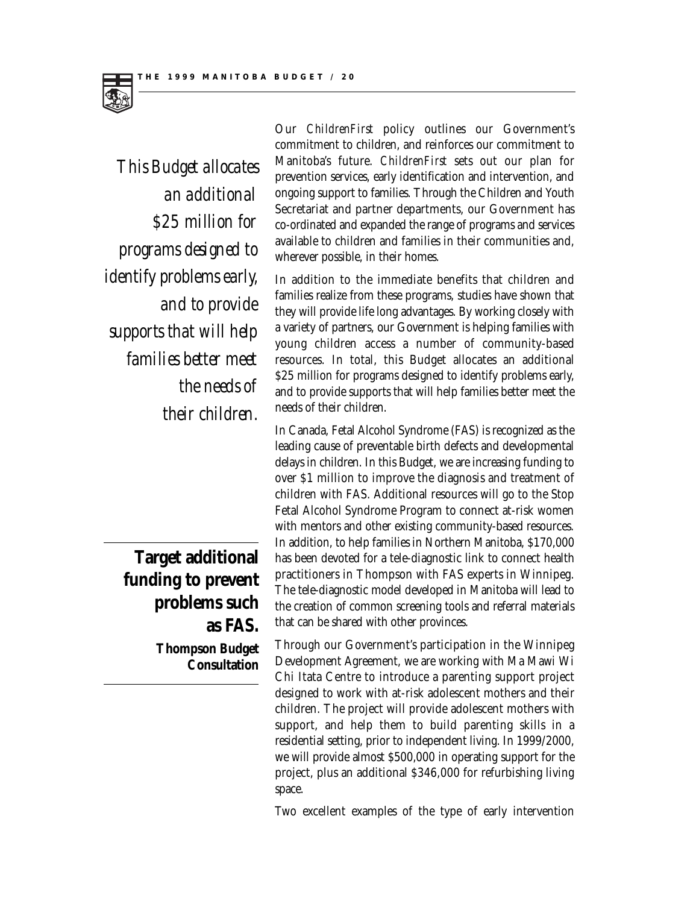*This Budget allocates an additional $25 million for programs designed to identify problems early, and to provide supports that will help families better meet the needs of their children.*

Our *ChildrenFirst* policy outlines our Government's commitment to children, and reinforces our commitment to Manitoba's future. *ChildrenFirst* sets out our plan for prevention services, early identification and intervention, and ongoing support to families. Through the Children and Youth Secretariat and partner departments, our Government has co-ordinated and expanded the range of programs and services available to children and families in their communities and, wherever possible, in their homes.

In addition to the immediate benefits that children and families realize from these programs, studies have shown that they will provide life long advantages. By working closely with a variety of partners, our Government is helping families with young children access a number of community-based resources. In total, this Budget allocates an additional $25 million for programs designed to identify problems early, and to provide supports that will help families better meet the needs of their children.

**Target additional funding to prevent problems such as FAS.**
**Thompson Budget Consultation**

In Canada, Fetal Alcohol Syndrome (FAS) is recognized as the leading cause of preventable birth defects and developmental delays in children. In this Budget, we are increasing funding to over $1 million to improve the diagnosis and treatment of children with FAS. Additional resources will go to the Stop Fetal Alcohol Syndrome Program to connect at-risk women with mentors and other existing community-based resources. In addition, to help families in Northern Manitoba, $170,000 has been devoted for a tele-diagnostic link to connect health practitioners in Thompson with FAS experts in Winnipeg. The tele-diagnostic model developed in Manitoba will lead to the creation of common screening tools and referral materials that can be shared with other provinces.

Through our Government's participation in the Winnipeg Development Agreement, we are working with Ma Mawi Wi Chi Itata Centre to introduce a parenting support project designed to work with at-risk adolescent mothers and their children. The project will provide adolescent mothers with support, and help them to build parenting skills in a residential setting, prior to independent living. In 1999/2000, we will provide almost $500,000 in operating support for the project, plus an additional $346,000 for refurbishing living space.

Two excellent examples of the type of early intervention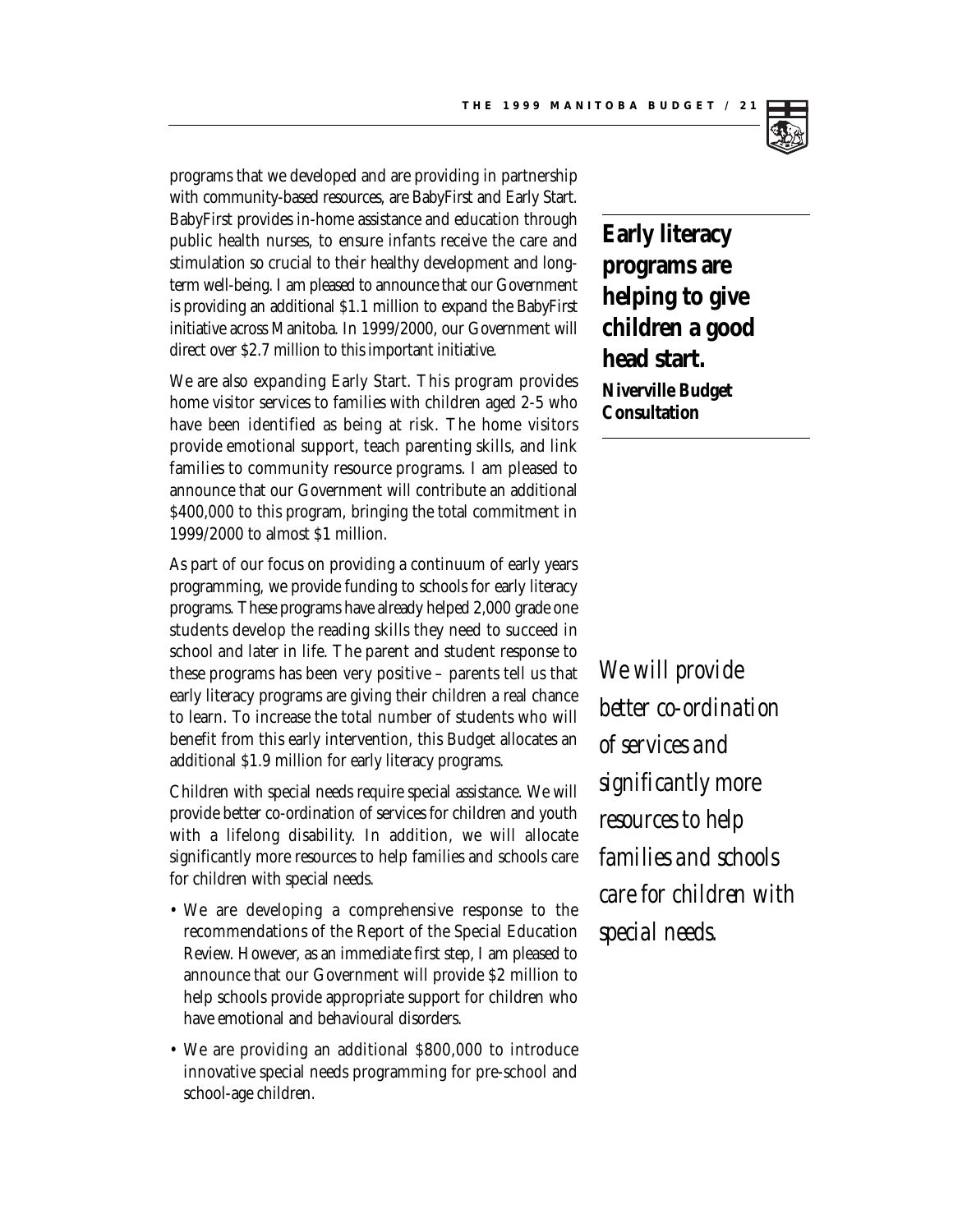programs that we developed and are providing in partnership with community-based resources, are BabyFirst and Early Start. BabyFirst provides in-home assistance and education through public health nurses, to ensure infants receive the care and stimulation so crucial to their healthy development and long-term well-being. I am pleased to announce that our Government is providing an additional $1.1 million to expand the BabyFirst initiative across Manitoba. In 1999/2000, our Government will direct over $2.7 million to this important initiative.

**Early literacy programs are helping to give children a good head start.**
**Niverville Budget Consultation**

We are also expanding Early Start. This program provides home visitor services to families with children aged 2-5 who have been identified as being at risk. The home visitors provide emotional support, teach parenting skills, and link families to community resource programs. I am pleased to announce that our Government will contribute an additional $400,000 to this program, bringing the total commitment in 1999/2000 to almost $1 million.

As part of our focus on providing a continuum of early years programming, we provide funding to schools for early literacy programs. These programs have already helped 2,000 grade one students develop the reading skills they need to succeed in school and later in life. The parent and student response to these programs has been very positive – parents tell us that early literacy programs are giving their children a real chance to learn. To increase the total number of students who will benefit from this early intervention, this Budget allocates an additional $1.9 million for early literacy programs.

*We will provide better co-ordination of services and significantly more resources to help families and schools care for children with special needs.*

Children with special needs require special assistance. We will provide better co-ordination of services for children and youth with a lifelong disability. In addition, we will allocate significantly more resources to help families and schools care for children with special needs.

- We are developing a comprehensive response to the recommendations of the Report of the Special Education Review. However, as an immediate first step, I am pleased to announce that our Government will provide $2 million to help schools provide appropriate support for children who have emotional and behavioural disorders.
- We are providing an additional $800,000 to introduce innovative special needs programming for pre-school and school-age children.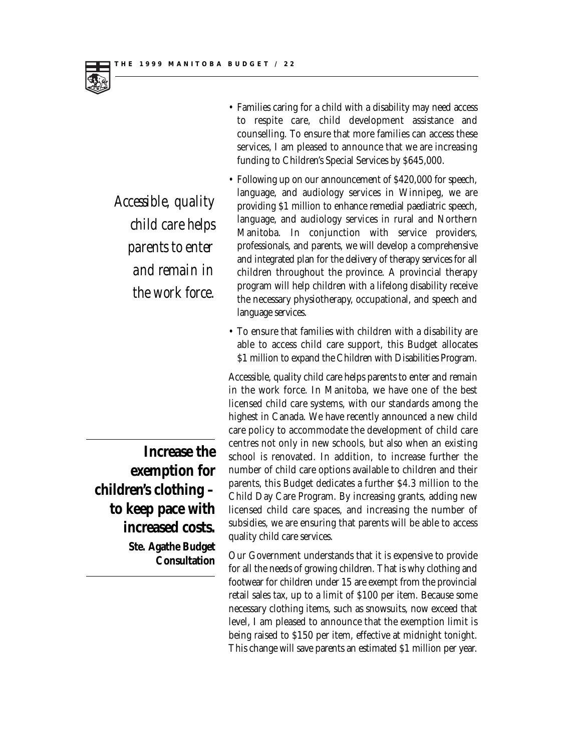- Families caring for a child with a disability may need access to respite care, child development assistance and counselling. To ensure that more families can access these services, I am pleased to announce that we are increasing funding to Children's Special Services by $645,000.
- Following up on our announcement of $420,000 for speech, language, and audiology services in Winnipeg, we are providing $1 million to enhance remedial paediatric speech, language, and audiology services in rural and Northern Manitoba. In conjunction with service providers, professionals, and parents, we will develop a comprehensive and integrated plan for the delivery of therapy services for all children throughout the province. A provincial therapy program will help children with a lifelong disability receive the necessary physiotherapy, occupational, and speech and language services.
- To ensure that families with children with a disability are able to access child care support, this Budget allocates $1 million to expand the Children with Disabilities Program.

*Accessible, quality child care helps parents to enter and remain in the work force.*

Accessible, quality child care helps parents to enter and remain in the work force. In Manitoba, we have one of the best licensed child care systems, with our standards among the highest in Canada. We have recently announced a new child care policy to accommodate the development of child care centres not only in new schools, but also when an existing school is renovated. In addition, to increase further the number of child care options available to children and their parents, this Budget dedicates a further $4.3 million to the Child Day Care Program. By increasing grants, adding new licensed child care spaces, and increasing the number of subsidies, we are ensuring that parents will be able to access quality child care services.

**Increase the exemption for children's clothing – to keep pace with increased costs.**
**Ste. Agathe Budget Consultation**

Our Government understands that it is expensive to provide for all the needs of growing children. That is why clothing and footwear for children under 15 are exempt from the provincial retail sales tax, up to a limit of $100 per item. Because some necessary clothing items, such as snowsuits, now exceed that level, I am pleased to announce that the exemption limit is being raised to $150 per item, effective at midnight tonight. This change will save parents an estimated $1 million per year.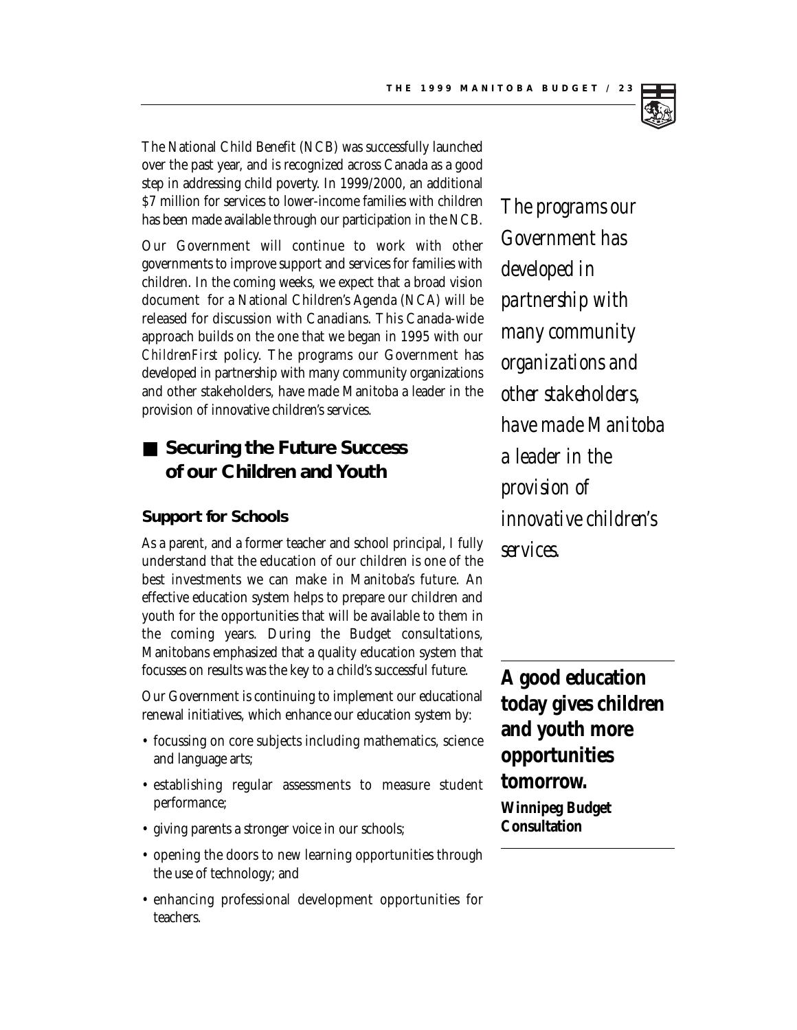The National Child Benefit (NCB) was successfully launched over the past year, and is recognized across Canada as a good step in addressing child poverty. In 1999/2000, an additional $7 million for services to lower-income families with children has been made available through our participation in the NCB.

Our Government will continue to work with other governments to improve support and services for families with children. In the coming weeks, we expect that a broad vision document for a National Children's Agenda (NCA) will be released for discussion with Canadians. This Canada-wide approach builds on the one that we began in 1995 with our *ChildrenFirst* policy. The programs our Government has developed in partnership with many community organizations and other stakeholders, have made Manitoba a leader in the provision of innovative children's services.

*The programs our Government has developed in partnership with many community organizations and other stakeholders, have made Manitoba a leader in the provision of innovative children's services.*

## Securing the Future Success of our Children and Youth

### Support for Schools

As a parent, and a former teacher and school principal, I fully understand that the education of our children is one of the best investments we can make in Manitoba's future. An effective education system helps to prepare our children and youth for the opportunities that will be available to them in the coming years. During the Budget consultations, Manitobans emphasized that a quality education system that focusses on results was the key to a child's successful future.

**A good education today gives children and youth more opportunities tomorrow.**
**Winnipeg Budget Consultation**

Our Government is continuing to implement our educational renewal initiatives, which enhance our education system by:

- focussing on core subjects including mathematics, science and language arts;
- establishing regular assessments to measure student performance;
- giving parents a stronger voice in our schools;
- opening the doors to new learning opportunities through the use of technology; and
- enhancing professional development opportunities for teachers.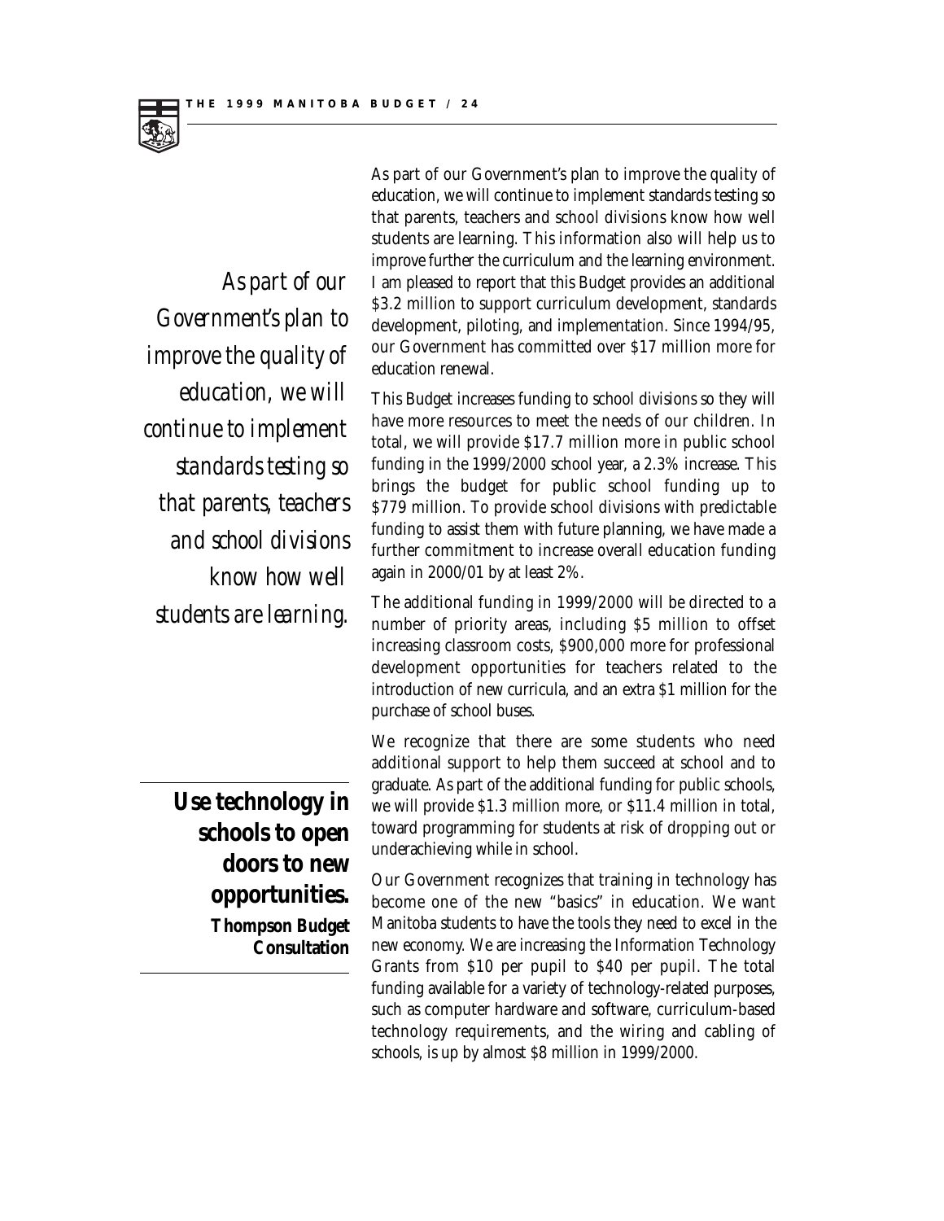*As part of our Government's plan to improve the quality of education, we will continue to implement standards testing so that parents, teachers and school divisions know how well students are learning.*

As part of our Government's plan to improve the quality of education, we will continue to implement standards testing so that parents, teachers and school divisions know how well students are learning. This information also will help us to improve further the curriculum and the learning environment. I am pleased to report that this Budget provides an additional $3.2 million to support curriculum development, standards development, piloting, and implementation. Since 1994/95, our Government has committed over $17 million more for education renewal.

This Budget increases funding to school divisions so they will have more resources to meet the needs of our children. In total, we will provide $17.7 million more in public school funding in the 1999/2000 school year, a 2.3% increase. This brings the budget for public school funding up to $779 million. To provide school divisions with predictable funding to assist them with future planning, we have made a further commitment to increase overall education funding again in 2000/01 by at least 2%.

The additional funding in 1999/2000 will be directed to a number of priority areas, including $5 million to offset increasing classroom costs, $900,000 more for professional development opportunities for teachers related to the introduction of new curricula, and an extra $1 million for the purchase of school buses.

We recognize that there are some students who need additional support to help them succeed at school and to graduate. As part of the additional funding for public schools, we will provide $1.3 million more, or $11.4 million in total, toward programming for students at risk of dropping out or underachieving while in school.

**Use technology in schools to open doors to new opportunities.**
**Thompson Budget Consultation**

Our Government recognizes that training in technology has become one of the new "basics" in education. We want Manitoba students to have the tools they need to excel in the new economy. We are increasing the Information Technology Grants from $10 per pupil to $40 per pupil. The total funding available for a variety of technology-related purposes, such as computer hardware and software, curriculum-based technology requirements, and the wiring and cabling of schools, is up by almost $8 million in 1999/2000.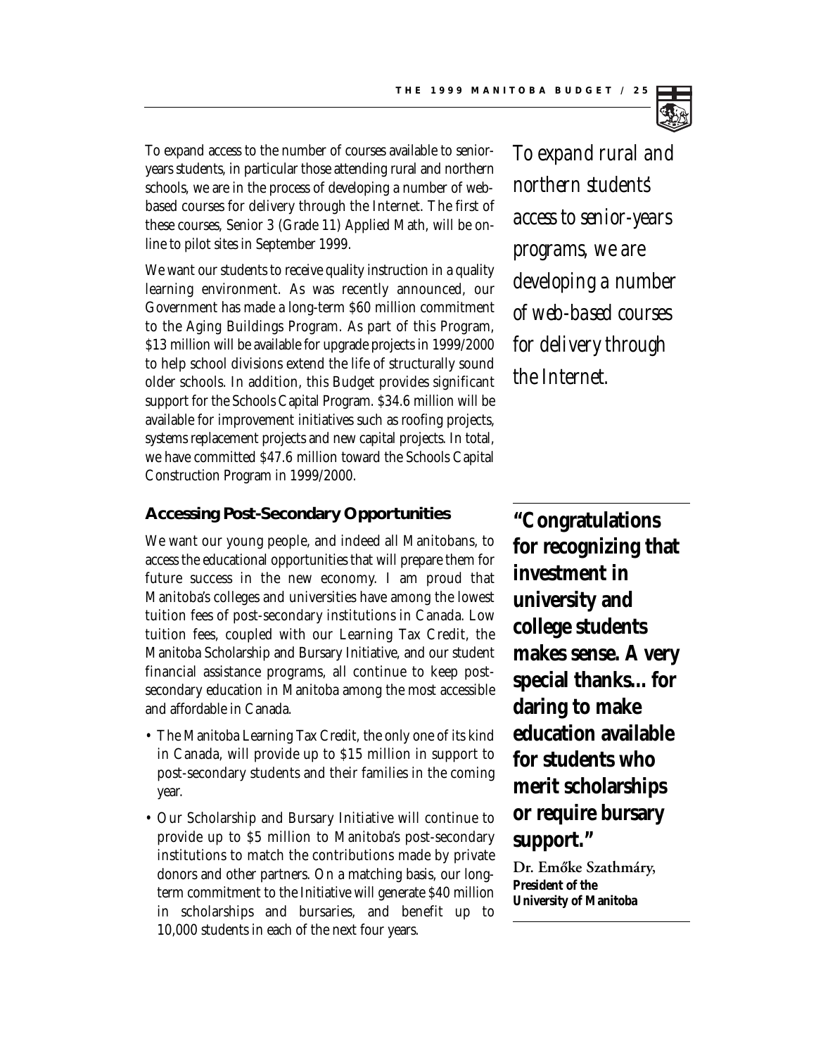To expand access to the number of courses available to senior-years students, in particular those attending rural and northern schools, we are in the process of developing a number of web-based courses for delivery through the Internet. The first of these courses, Senior 3 (Grade 11) Applied Math, will be on-line to pilot sites in September 1999.

*To expand rural and northern students' access to senior-years programs, we are developing a number of web-based courses for delivery through the Internet.*

We want our students to receive quality instruction in a quality learning environment. As was recently announced, our Government has made a long-term $60 million commitment to the Aging Buildings Program. As part of this Program, $13 million will be available for upgrade projects in 1999/2000 to help school divisions extend the life of structurally sound older schools. In addition, this Budget provides significant support for the Schools Capital Program. $34.6 million will be available for improvement initiatives such as roofing projects, systems replacement projects and new capital projects. In total, we have committed $47.6 million toward the Schools Capital Construction Program in 1999/2000.

## Accessing Post-Secondary Opportunities

We want our young people, and indeed all Manitobans, to access the educational opportunities that will prepare them for future success in the new economy. I am proud that Manitoba's colleges and universities have among the lowest tuition fees of post-secondary institutions in Canada. Low tuition fees, coupled with our Learning Tax Credit, the Manitoba Scholarship and Bursary Initiative, and our student financial assistance programs, all continue to keep post-secondary education in Manitoba among the most accessible and affordable in Canada.

- The Manitoba Learning Tax Credit, the only one of its kind in Canada, will provide up to $15 million in support to post-secondary students and their families in the coming year.
- Our Scholarship and Bursary Initiative will continue to provide up to $5 million to Manitoba's post-secondary institutions to match the contributions made by private donors and other partners. On a matching basis, our long-term commitment to the Initiative will generate $40 million in scholarships and bursaries, and benefit up to 10,000 students in each of the next four years.

**"Congratulations for recognizing that investment in university and college students makes sense. A very special thanks... for daring to make education available for students who merit scholarships or require bursary support."**

**Dr. Emőke Szathmáry,**
***President of the University of Manitoba***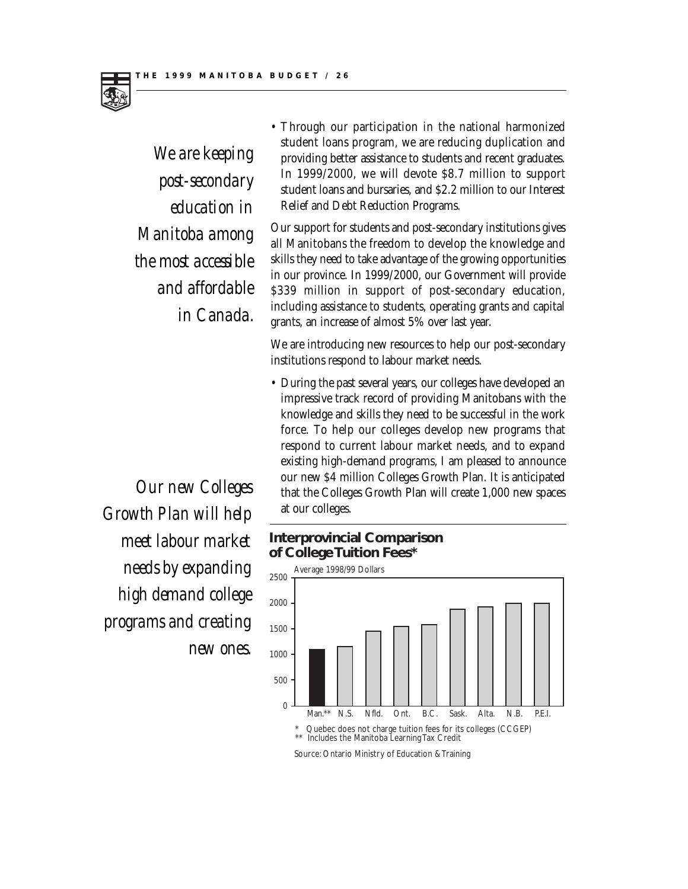*We are keeping post-secondary education in Manitoba among the most accessible and affordable in Canada.*

- Through our participation in the national harmonized student loans program, we are reducing duplication and providing better assistance to students and recent graduates. In 1999/2000, we will devote $8.7 million to support student loans and bursaries, and $2.2 million to our Interest Relief and Debt Reduction Programs.

Our support for students and post-secondary institutions gives all Manitobans the freedom to develop the knowledge and skills they need to take advantage of the growing opportunities in our province. In 1999/2000, our Government will provide $339 million in support of post-secondary education, including assistance to students, operating grants and capital grants, an increase of almost 5% over last year.

We are introducing new resources to help our post-secondary institutions respond to labour market needs.

- During the past several years, our colleges have developed an impressive track record of providing Manitobans with the knowledge and skills they need to be successful in the work force. To help our colleges develop new programs that respond to current labour market needs, and to expand existing high-demand programs, I am pleased to announce our new $4 million Colleges Growth Plan. It is anticipated that the Colleges Growth Plan will create 1,000 new spaces at our colleges.

*Our new Colleges Growth Plan will help meet labour market needs by expanding high demand college programs and creating new ones.*

**Interprovincial Comparison of College Tuition Fees***

Average 1998/99 Dollars

\* Quebec does not charge tuition fees for its colleges (CCGEP)
\*\* Includes the Manitoba Learning Tax Credit

Source: Ontario Ministry of Education & Training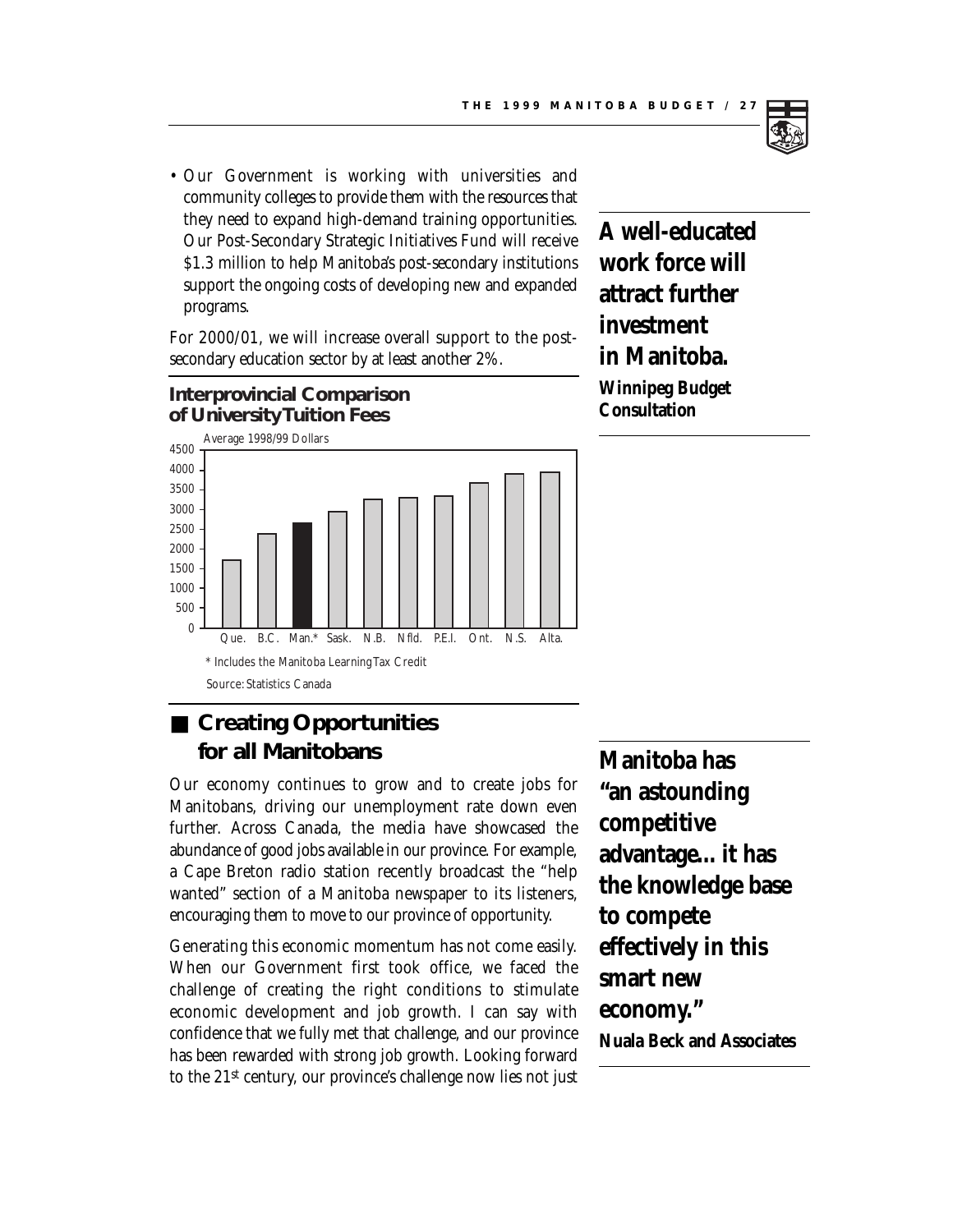- Our Government is working with universities and community colleges to provide them with the resources that they need to expand high-demand training opportunities. Our Post-Secondary Strategic Initiatives Fund will receive $1.3 million to help Manitoba's post-secondary institutions support the ongoing costs of developing new and expanded programs.

For 2000/01, we will increase overall support to the post-secondary education sector by at least another 2%.

**A well-educated work force will attract further investment in Manitoba.**
***Winnipeg Budget Consultation***

### Interprovincial Comparison of University Tuition Fees

Average 1998/99 Dollars

| Province | Approx. Average Tuition ($) |
|---|---|
| Que. | ~1,700 |
| B.C. | ~2,400 |
| Man.* | ~2,650 |
| Sask. | ~2,950 |
| N.B. | ~3,250 |
| Nfld. | ~3,300 |
| P.E.I. | ~3,350 |
| Ont. | ~3,700 |
| N.S. | ~3,900 |
| Alta. | ~3,950 |

\* Includes the Manitoba Learning Tax Credit

Source: Statistics Canada

## Creating Opportunities for all Manitobans

Our economy continues to grow and to create jobs for Manitobans, driving our unemployment rate down even further. Across Canada, the media have showcased the abundance of good jobs available in our province. For example, a Cape Breton radio station recently broadcast the "help wanted" section of a Manitoba newspaper to its listeners, encouraging them to move to our province of opportunity.

Generating this economic momentum has not come easily. When our Government first took office, we faced the challenge of creating the right conditions to stimulate economic development and job growth. I can say with confidence that we fully met that challenge, and our province has been rewarded with strong job growth. Looking forward to the 21st century, our province's challenge now lies not just

**Manitoba has "an astounding competitive advantage... it has the knowledge base to compete effectively in this smart new economy."**
***Nuala Beck and Associates***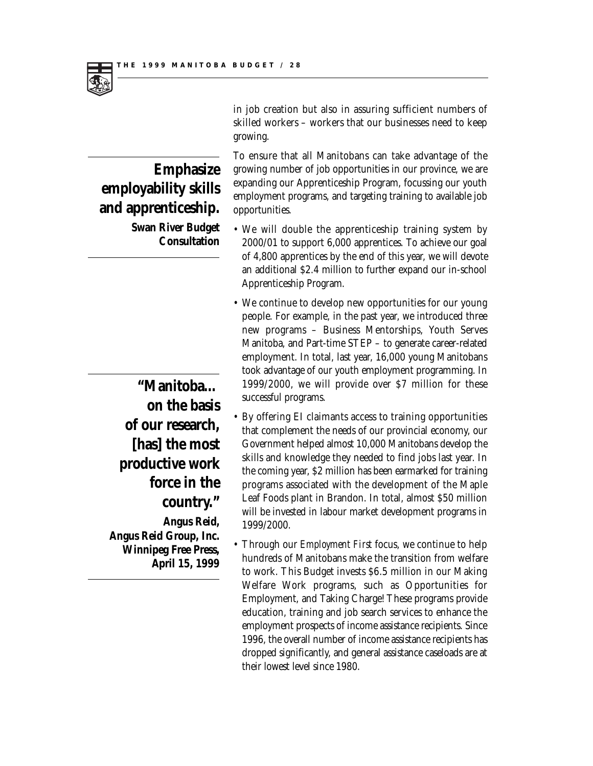in job creation but also in assuring sufficient numbers of skilled workers – workers that our businesses need to keep growing.

**Emphasize employability skills and apprenticeship.**
**Swan River Budget Consultation**

To ensure that all Manitobans can take advantage of the growing number of job opportunities in our province, we are expanding our Apprenticeship Program, focussing our youth employment programs, and targeting training to available job opportunities.

- We will double the apprenticeship training system by 2000/01 to support 6,000 apprentices. To achieve our goal of 4,800 apprentices by the end of this year, we will devote an additional $2.4 million to further expand our in-school Apprenticeship Program.
- We continue to develop new opportunities for our young people. For example, in the past year, we introduced three new programs – Business Mentorships, Youth Serves Manitoba, and Part-time STEP – to generate career-related employment. In total, last year, 16,000 young Manitobans took advantage of our youth employment programming. In 1999/2000, we will provide over $7 million for these successful programs.

**"Manitoba… on the basis of our research, [has] the most productive work force in the country."**
**Angus Reid, Angus Reid Group, Inc. Winnipeg Free Press, April 15, 1999**

- By offering EI claimants access to training opportunities that complement the needs of our provincial economy, our Government helped almost 10,000 Manitobans develop the skills and knowledge they needed to find jobs last year. In the coming year, $2 million has been earmarked for training programs associated with the development of the Maple Leaf Foods plant in Brandon. In total, almost $50 million will be invested in labour market development programs in 1999/2000.
- Through our *Employment First* focus, we continue to help hundreds of Manitobans make the transition from welfare to work. This Budget invests $6.5 million in our Making Welfare Work programs, such as Opportunities for Employment, and Taking Charge! These programs provide education, training and job search services to enhance the employment prospects of income assistance recipients. Since 1996, the overall number of income assistance recipients has dropped significantly, and general assistance caseloads are at their lowest level since 1980.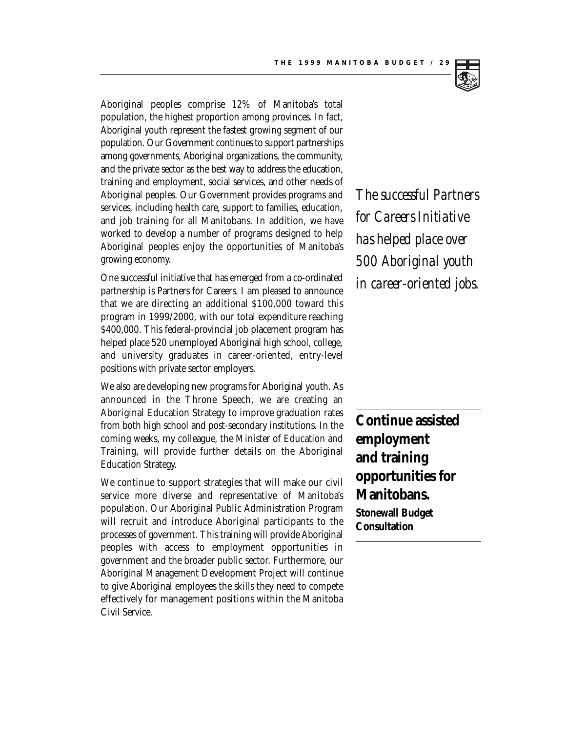Aboriginal peoples comprise 12% of Manitoba's total population, the highest proportion among provinces. In fact, Aboriginal youth represent the fastest growing segment of our population. Our Government continues to support partnerships among governments, Aboriginal organizations, the community, and the private sector as the best way to address the education, training and employment, social services, and other needs of Aboriginal peoples. Our Government provides programs and services, including health care, support to families, education, and job training for all Manitobans. In addition, we have worked to develop a number of programs designed to help Aboriginal peoples enjoy the opportunities of Manitoba's growing economy.

*The successful Partners for Careers Initiative has helped place over 500 Aboriginal youth in career-oriented jobs.*

One successful initiative that has emerged from a co-ordinated partnership is Partners for Careers. I am pleased to announce that we are directing an additional $100,000 toward this program in 1999/2000, with our total expenditure reaching $400,000. This federal-provincial job placement program has helped place 520 unemployed Aboriginal high school, college, and university graduates in career-oriented, entry-level positions with private sector employers.

We also are developing new programs for Aboriginal youth. As announced in the Throne Speech, we are creating an Aboriginal Education Strategy to improve graduation rates from both high school and post-secondary institutions. In the coming weeks, my colleague, the Minister of Education and Training, will provide further details on the Aboriginal Education Strategy.

**Continue assisted employment and training opportunities for Manitobans.**
**Stonewall Budget Consultation**

We continue to support strategies that will make our civil service more diverse and representative of Manitoba's population. Our Aboriginal Public Administration Program will recruit and introduce Aboriginal participants to the processes of government. This training will provide Aboriginal peoples with access to employment opportunities in government and the broader public sector. Furthermore, our Aboriginal Management Development Project will continue to give Aboriginal employees the skills they need to compete effectively for management positions within the Manitoba Civil Service.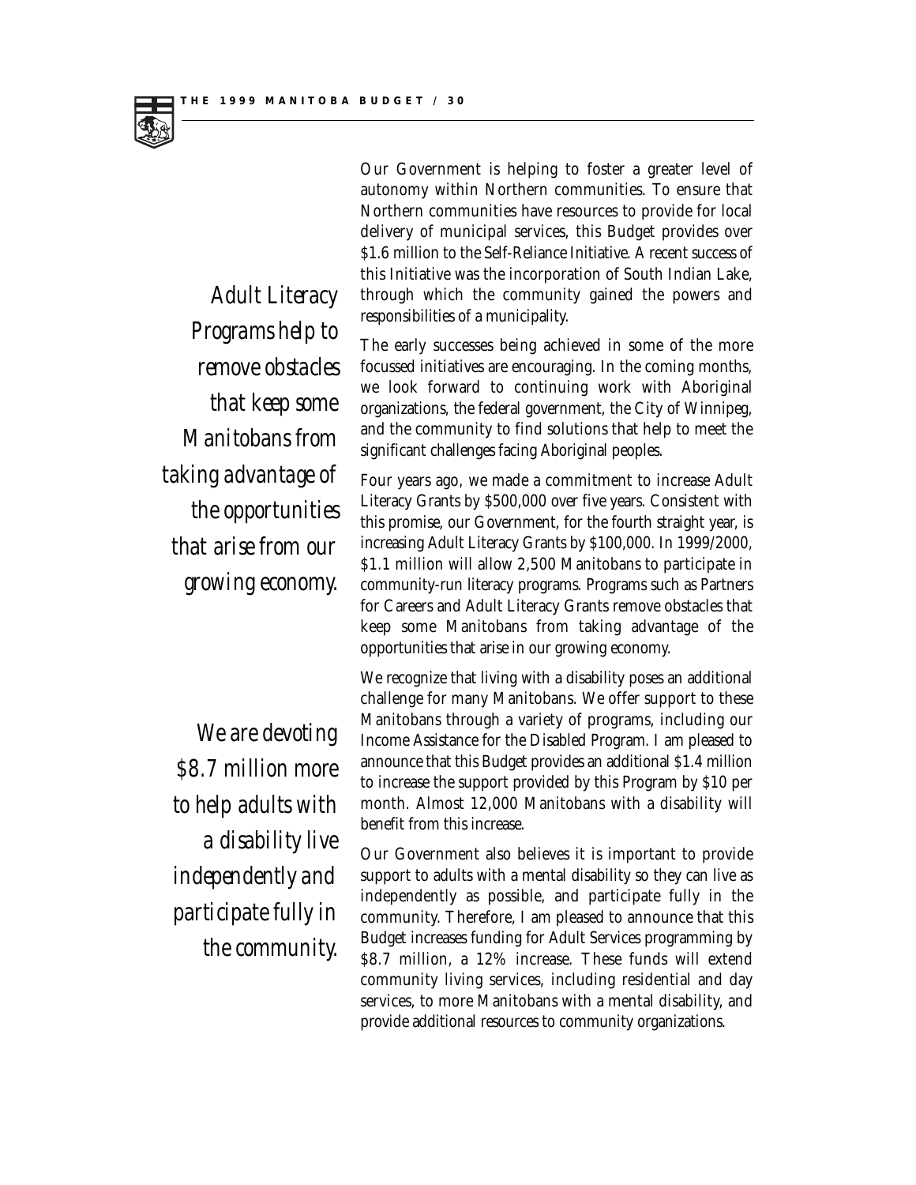*Adult Literacy Programs help to remove obstacles that keep some Manitobans from taking advantage of the opportunities that arise from our growing economy.*

*We are devoting $8.7 million more to help adults with a disability live independently and participate fully in the community.*

Our Government is helping to foster a greater level of autonomy within Northern communities. To ensure that Northern communities have resources to provide for local delivery of municipal services, this Budget provides over $1.6 million to the Self-Reliance Initiative. A recent success of this Initiative was the incorporation of South Indian Lake, through which the community gained the powers and responsibilities of a municipality.

The early successes being achieved in some of the more focussed initiatives are encouraging. In the coming months, we look forward to continuing work with Aboriginal organizations, the federal government, the City of Winnipeg, and the community to find solutions that help to meet the significant challenges facing Aboriginal peoples.

Four years ago, we made a commitment to increase Adult Literacy Grants by $500,000 over five years. Consistent with this promise, our Government, for the fourth straight year, is increasing Adult Literacy Grants by $100,000. In 1999/2000, $1.1 million will allow 2,500 Manitobans to participate in community-run literacy programs. Programs such as Partners for Careers and Adult Literacy Grants remove obstacles that keep some Manitobans from taking advantage of the opportunities that arise in our growing economy.

We recognize that living with a disability poses an additional challenge for many Manitobans. We offer support to these Manitobans through a variety of programs, including our Income Assistance for the Disabled Program. I am pleased to announce that this Budget provides an additional $1.4 million to increase the support provided by this Program by $10 per month. Almost 12,000 Manitobans with a disability will benefit from this increase.

Our Government also believes it is important to provide support to adults with a mental disability so they can live as independently as possible, and participate fully in the community. Therefore, I am pleased to announce that this Budget increases funding for Adult Services programming by $8.7 million, a 12% increase. These funds will extend community living services, including residential and day services, to more Manitobans with a mental disability, and provide additional resources to community organizations.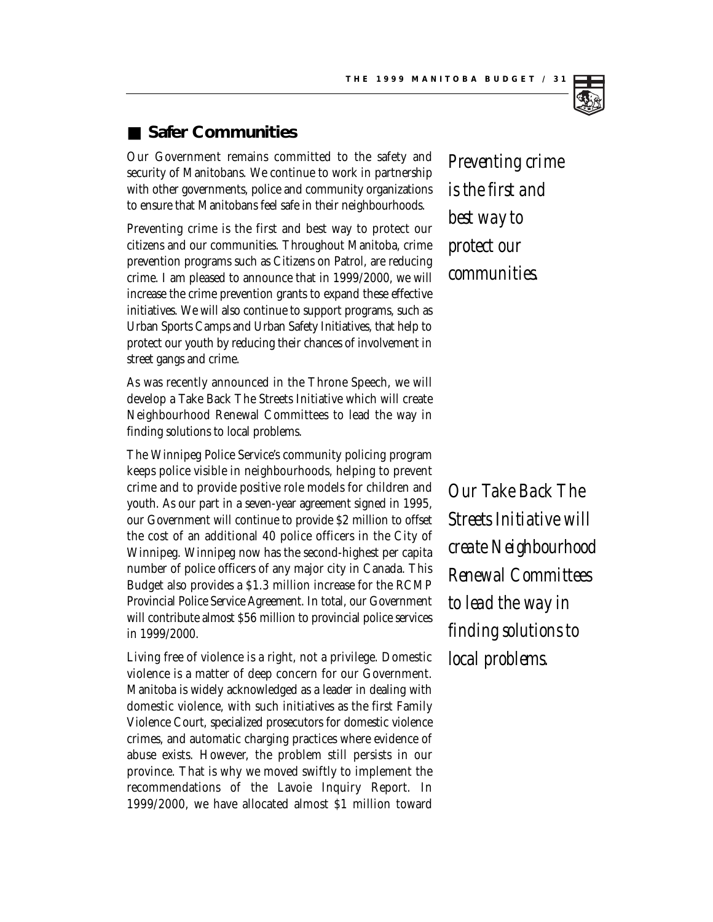## Safer Communities

Our Government remains committed to the safety and security of Manitobans. We continue to work in partnership with other governments, police and community organizations to ensure that Manitobans feel safe in their neighbourhoods.

*Preventing crime is the first and best way to protect our communities.*

Preventing crime is the first and best way to protect our citizens and our communities. Throughout Manitoba, crime prevention programs such as Citizens on Patrol, are reducing crime. I am pleased to announce that in 1999/2000, we will increase the crime prevention grants to expand these effective initiatives. We will also continue to support programs, such as Urban Sports Camps and Urban Safety Initiatives, that help to protect our youth by reducing their chances of involvement in street gangs and crime.

As was recently announced in the Throne Speech, we will develop a Take Back The Streets Initiative which will create Neighbourhood Renewal Committees to lead the way in finding solutions to local problems.

*Our Take Back The Streets Initiative will create Neighbourhood Renewal Committees to lead the way in finding solutions to local problems.*

The Winnipeg Police Service's community policing program keeps police visible in neighbourhoods, helping to prevent crime and to provide positive role models for children and youth. As our part in a seven-year agreement signed in 1995, our Government will continue to provide $2 million to offset the cost of an additional 40 police officers in the City of Winnipeg. Winnipeg now has the second-highest per capita number of police officers of any major city in Canada. This Budget also provides a $1.3 million increase for the RCMP Provincial Police Service Agreement. In total, our Government will contribute almost $56 million to provincial police services in 1999/2000.

Living free of violence is a right, not a privilege. Domestic violence is a matter of deep concern for our Government. Manitoba is widely acknowledged as a leader in dealing with domestic violence, with such initiatives as the first Family Violence Court, specialized prosecutors for domestic violence crimes, and automatic charging practices where evidence of abuse exists. However, the problem still persists in our province. That is why we moved swiftly to implement the recommendations of the Lavoie Inquiry Report. In 1999/2000, we have allocated almost $1 million toward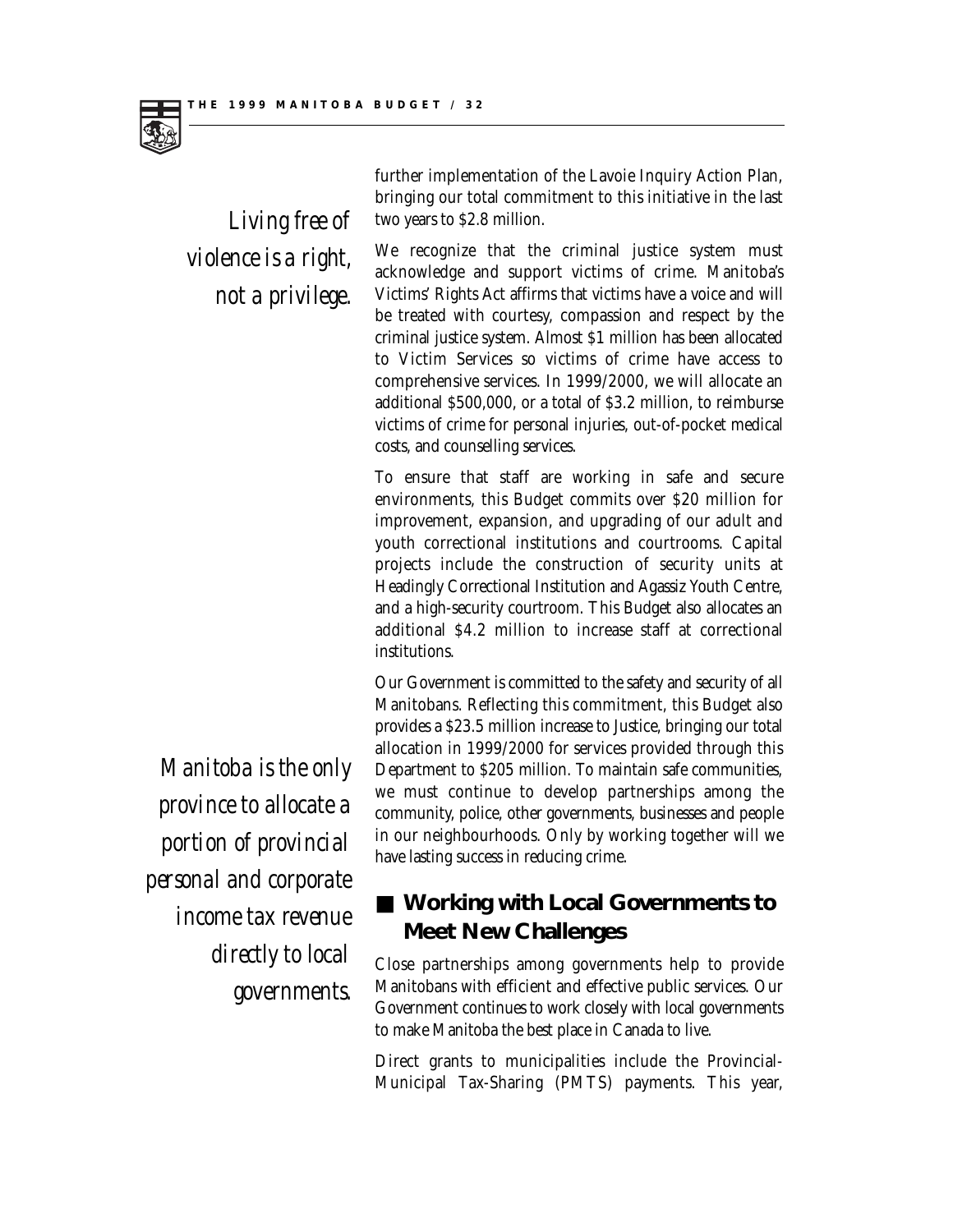*Living free of violence is a right, not a privilege.*

further implementation of the Lavoie Inquiry Action Plan, bringing our total commitment to this initiative in the last two years to $2.8 million.

We recognize that the criminal justice system must acknowledge and support victims of crime. Manitoba's Victims' Rights Act affirms that victims have a voice and will be treated with courtesy, compassion and respect by the criminal justice system. Almost $1 million has been allocated to Victim Services so victims of crime have access to comprehensive services. In 1999/2000, we will allocate an additional $500,000, or a total of $3.2 million, to reimburse victims of crime for personal injuries, out-of-pocket medical costs, and counselling services.

To ensure that staff are working in safe and secure environments, this Budget commits over $20 million for improvement, expansion, and upgrading of our adult and youth correctional institutions and courtrooms. Capital projects include the construction of security units at Headingly Correctional Institution and Agassiz Youth Centre, and a high-security courtroom. This Budget also allocates an additional $4.2 million to increase staff at correctional institutions.

Our Government is committed to the safety and security of all Manitobans. Reflecting this commitment, this Budget also provides a $23.5 million increase to Justice, bringing our total allocation in 1999/2000 for services provided through this Department to $205 million. To maintain safe communities, we must continue to develop partnerships among the community, police, other governments, businesses and people in our neighbourhoods. Only by working together will we have lasting success in reducing crime.

*Manitoba is the only province to allocate a portion of provincial personal and corporate income tax revenue directly to local governments.*

## Working with Local Governments to Meet New Challenges

Close partnerships among governments help to provide Manitobans with efficient and effective public services. Our Government continues to work closely with local governments to make Manitoba the best place in Canada to live.

Direct grants to municipalities include the Provincial-Municipal Tax-Sharing (PMTS) payments. This year,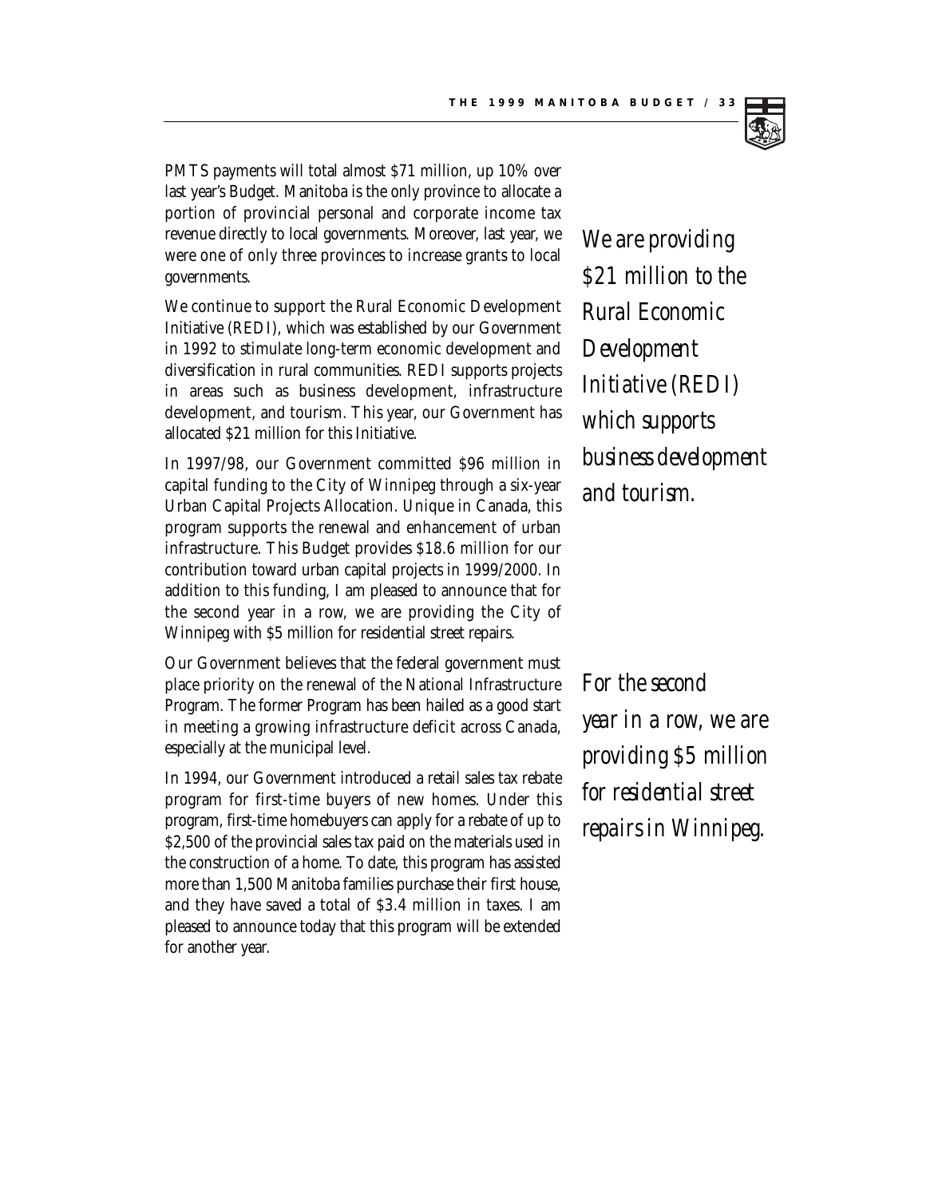PMTS payments will total almost $71 million, up 10% over last year's Budget. Manitoba is the only province to allocate a portion of provincial personal and corporate income tax revenue directly to local governments. Moreover, last year, we were one of only three provinces to increase grants to local governments.

*We are providing $21 million to the Rural Economic Development Initiative (REDI) which supports business development and tourism.*

We continue to support the Rural Economic Development Initiative (REDI), which was established by our Government in 1992 to stimulate long-term economic development and diversification in rural communities. REDI supports projects in areas such as business development, infrastructure development, and tourism. This year, our Government has allocated $21 million for this Initiative.

In 1997/98, our Government committed $96 million in capital funding to the City of Winnipeg through a six-year Urban Capital Projects Allocation. Unique in Canada, this program supports the renewal and enhancement of urban infrastructure. This Budget provides $18.6 million for our contribution toward urban capital projects in 1999/2000. In addition to this funding, I am pleased to announce that for the second year in a row, we are providing the City of Winnipeg with $5 million for residential street repairs.

*For the second year in a row, we are providing $5 million for residential street repairs in Winnipeg.*

Our Government believes that the federal government must place priority on the renewal of the National Infrastructure Program. The former Program has been hailed as a good start in meeting a growing infrastructure deficit across Canada, especially at the municipal level.

In 1994, our Government introduced a retail sales tax rebate program for first-time buyers of new homes. Under this program, first-time homebuyers can apply for a rebate of up to $2,500 of the provincial sales tax paid on the materials used in the construction of a home. To date, this program has assisted more than 1,500 Manitoba families purchase their first house, and they have saved a total of $3.4 million in taxes. I am pleased to announce today that this program will be extended for another year.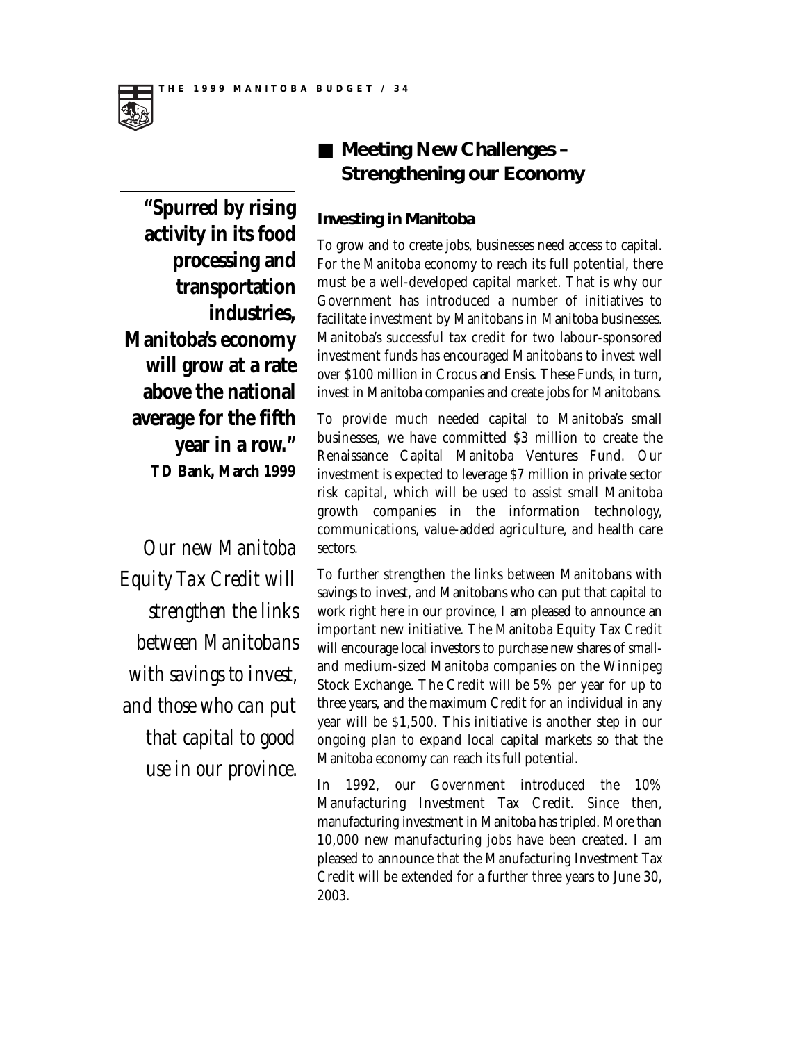## Meeting New Challenges – Strengthening our Economy

**"Spurred by rising activity in its food processing and transportation industries, Manitoba's economy will grow at a rate above the national average for the fifth year in a row."**
**TD Bank, March 1999**

### Investing in Manitoba

To grow and to create jobs, businesses need access to capital. For the Manitoba economy to reach its full potential, there must be a well-developed capital market. That is why our Government has introduced a number of initiatives to facilitate investment by Manitobans in Manitoba businesses. Manitoba's successful tax credit for two labour-sponsored investment funds has encouraged Manitobans to invest well over $100 million in Crocus and Ensis. These Funds, in turn, invest in Manitoba companies and create jobs for Manitobans.

To provide much needed capital to Manitoba's small businesses, we have committed $3 million to create the Renaissance Capital Manitoba Ventures Fund. Our investment is expected to leverage $7 million in private sector risk capital, which will be used to assist small Manitoba growth companies in the information technology, communications, value-added agriculture, and health care sectors.

*Our new Manitoba Equity Tax Credit will strengthen the links between Manitobans with savings to invest, and those who can put that capital to good use in our province.*

To further strengthen the links between Manitobans with savings to invest, and Manitobans who can put that capital to work right here in our province, I am pleased to announce an important new initiative. The Manitoba Equity Tax Credit will encourage local investors to purchase new shares of small- and medium-sized Manitoba companies on the Winnipeg Stock Exchange. The Credit will be 5% per year for up to three years, and the maximum Credit for an individual in any year will be $1,500. This initiative is another step in our ongoing plan to expand local capital markets so that the Manitoba economy can reach its full potential.

In 1992, our Government introduced the 10% Manufacturing Investment Tax Credit. Since then, manufacturing investment in Manitoba has tripled. More than 10,000 new manufacturing jobs have been created. I am pleased to announce that the Manufacturing Investment Tax Credit will be extended for a further three years to June 30, 2003.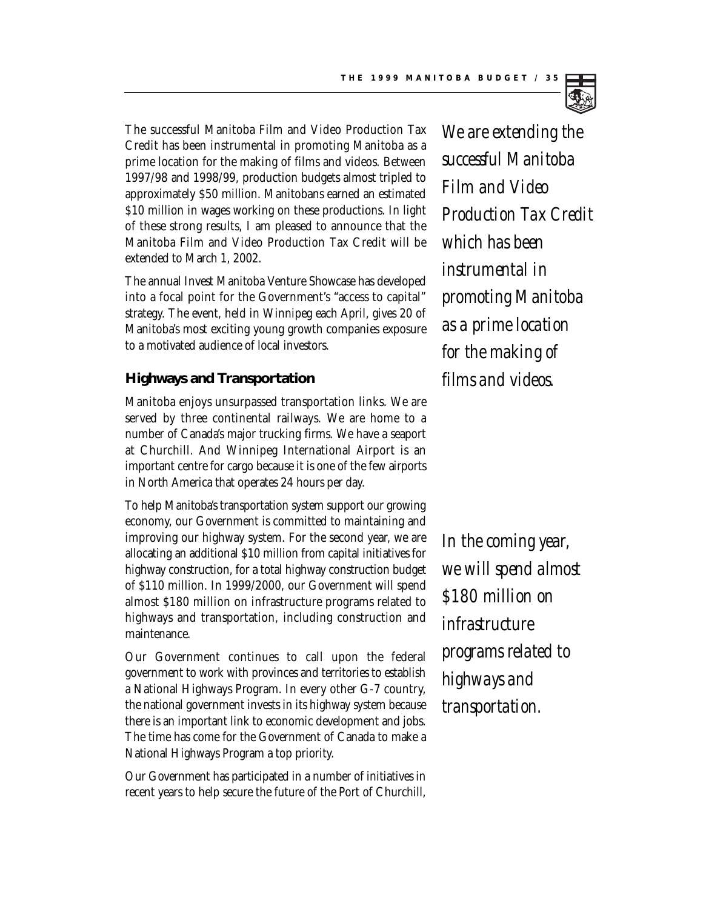The successful Manitoba Film and Video Production Tax Credit has been instrumental in promoting Manitoba as a prime location for the making of films and videos. Between 1997/98 and 1998/99, production budgets almost tripled to approximately $50 million. Manitobans earned an estimated $10 million in wages working on these productions. In light of these strong results, I am pleased to announce that the Manitoba Film and Video Production Tax Credit will be extended to March 1, 2002.

*We are extending the successful Manitoba Film and Video Production Tax Credit which has been instrumental in promoting Manitoba as a prime location for the making of films and videos.*

The annual Invest Manitoba Venture Showcase has developed into a focal point for the Government's "access to capital" strategy. The event, held in Winnipeg each April, gives 20 of Manitoba's most exciting young growth companies exposure to a motivated audience of local investors.

## Highways and Transportation

Manitoba enjoys unsurpassed transportation links. We are served by three continental railways. We are home to a number of Canada's major trucking firms. We have a seaport at Churchill. And Winnipeg International Airport is an important centre for cargo because it is one of the few airports in North America that operates 24 hours per day.

To help Manitoba's transportation system support our growing economy, our Government is committed to maintaining and improving our highway system. For the second year, we are allocating an additional $10 million from capital initiatives for highway construction, for a total highway construction budget of $110 million. In 1999/2000, our Government will spend almost $180 million on infrastructure programs related to highways and transportation, including construction and maintenance.

*In the coming year, we will spend almost $180 million on infrastructure programs related to highways and transportation.*

Our Government continues to call upon the federal government to work with provinces and territories to establish a National Highways Program. In every other G-7 country, the national government invests in its highway system because there is an important link to economic development and jobs. The time has come for the Government of Canada to make a National Highways Program a top priority.

Our Government has participated in a number of initiatives in recent years to help secure the future of the Port of Churchill,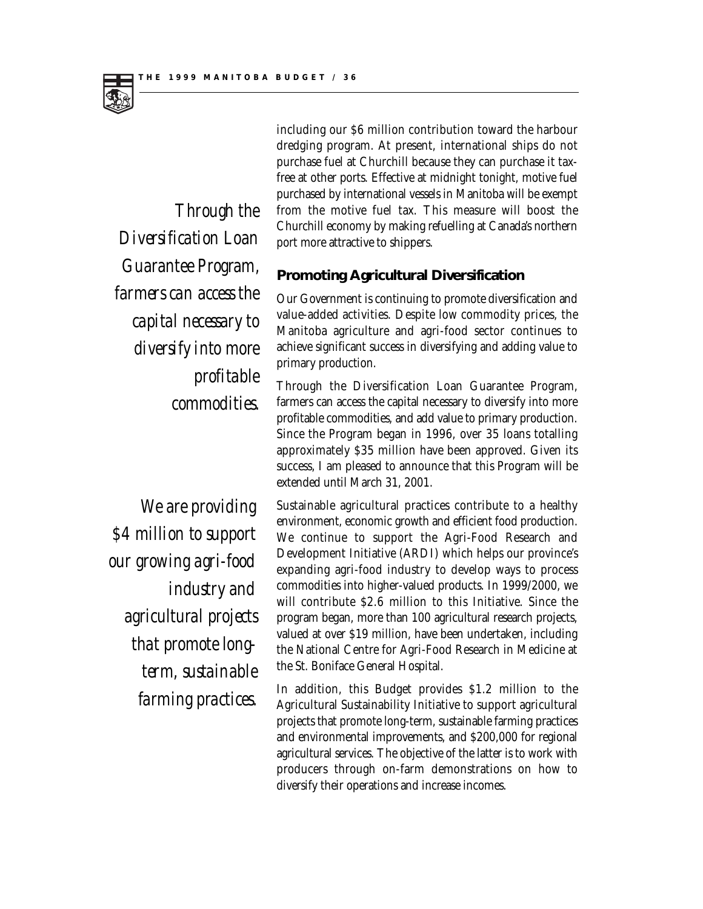including our $6 million contribution toward the harbour dredging program. At present, international ships do not purchase fuel at Churchill because they can purchase it tax-free at other ports. Effective at midnight tonight, motive fuel purchased by international vessels in Manitoba will be exempt from the motive fuel tax. This measure will boost the Churchill economy by making refuelling at Canada's northern port more attractive to shippers.

*Through the Diversification Loan Guarantee Program, farmers can access the capital necessary to diversify into more profitable commodities.*

## Promoting Agricultural Diversification

Our Government is continuing to promote diversification and value-added activities. Despite low commodity prices, the Manitoba agriculture and agri-food sector continues to achieve significant success in diversifying and adding value to primary production.

Through the Diversification Loan Guarantee Program, farmers can access the capital necessary to diversify into more profitable commodities, and add value to primary production. Since the Program began in 1996, over 35 loans totalling approximately $35 million have been approved. Given its success, I am pleased to announce that this Program will be extended until March 31, 2001.

*We are providing $4 million to support our growing agri-food industry and agricultural projects that promote long-term, sustainable farming practices.*

Sustainable agricultural practices contribute to a healthy environment, economic growth and efficient food production. We continue to support the Agri-Food Research and Development Initiative (ARDI) which helps our province's expanding agri-food industry to develop ways to process commodities into higher-valued products. In 1999/2000, we will contribute $2.6 million to this Initiative. Since the program began, more than 100 agricultural research projects, valued at over $19 million, have been undertaken, including the National Centre for Agri-Food Research in Medicine at the St. Boniface General Hospital.

In addition, this Budget provides $1.2 million to the Agricultural Sustainability Initiative to support agricultural projects that promote long-term, sustainable farming practices and environmental improvements, and $200,000 for regional agricultural services. The objective of the latter is to work with producers through on-farm demonstrations on how to diversify their operations and increase incomes.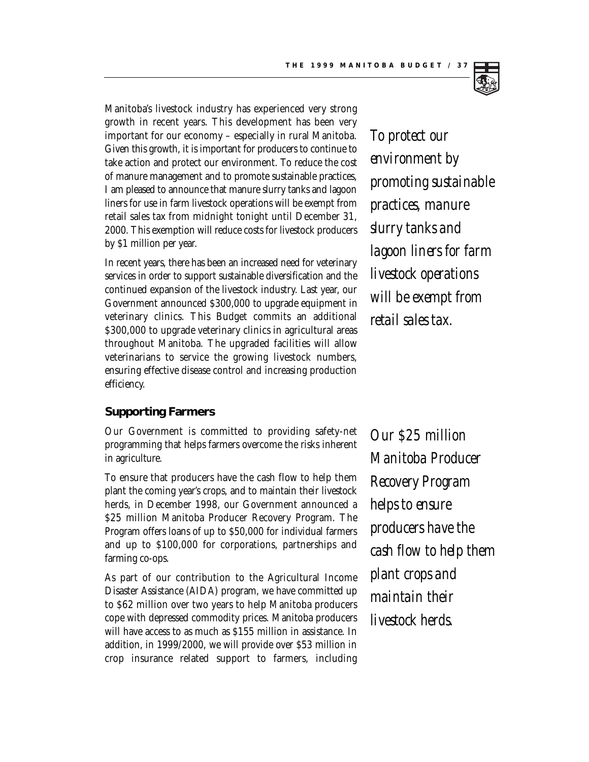Manitoba's livestock industry has experienced very strong growth in recent years. This development has been very important for our economy – especially in rural Manitoba. Given this growth, it is important for producers to continue to take action and protect our environment. To reduce the cost of manure management and to promote sustainable practices, I am pleased to announce that manure slurry tanks and lagoon liners for use in farm livestock operations will be exempt from retail sales tax from midnight tonight until December 31, 2000. This exemption will reduce costs for livestock producers by $1 million per year.

*To protect our environment by promoting sustainable practices, manure slurry tanks and lagoon liners for farm livestock operations will be exempt from retail sales tax.*

In recent years, there has been an increased need for veterinary services in order to support sustainable diversification and the continued expansion of the livestock industry. Last year, our Government announced $300,000 to upgrade equipment in veterinary clinics. This Budget commits an additional $300,000 to upgrade veterinary clinics in agricultural areas throughout Manitoba. The upgraded facilities will allow veterinarians to service the growing livestock numbers, ensuring effective disease control and increasing production efficiency.

## Supporting Farmers

Our Government is committed to providing safety-net programming that helps farmers overcome the risks inherent in agriculture.

*Our $25 million Manitoba Producer Recovery Program helps to ensure producers have the cash flow to help them plant crops and maintain their livestock herds.*

To ensure that producers have the cash flow to help them plant the coming year's crops, and to maintain their livestock herds, in December 1998, our Government announced a $25 million Manitoba Producer Recovery Program. The Program offers loans of up to $50,000 for individual farmers and up to $100,000 for corporations, partnerships and farming co-ops.

As part of our contribution to the Agricultural Income Disaster Assistance (AIDA) program, we have committed up to $62 million over two years to help Manitoba producers cope with depressed commodity prices. Manitoba producers will have access to as much as $155 million in assistance. In addition, in 1999/2000, we will provide over $53 million in crop insurance related support to farmers, including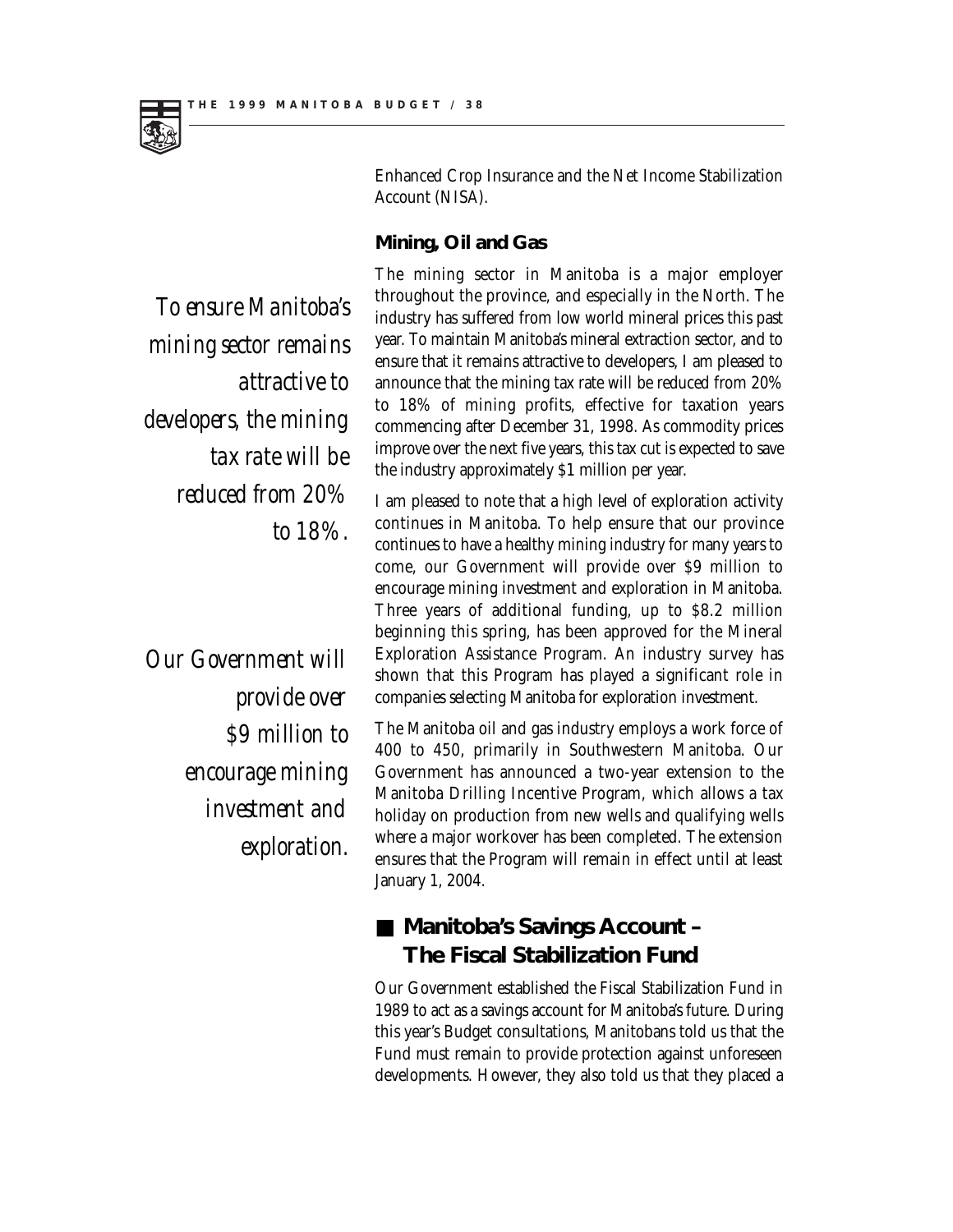Enhanced Crop Insurance and the Net Income Stabilization Account (NISA).

### Mining, Oil and Gas

*To ensure Manitoba's mining sector remains attractive to developers, the mining tax rate will be reduced from 20% to 18%.*

The mining sector in Manitoba is a major employer throughout the province, and especially in the North. The industry has suffered from low world mineral prices this past year. To maintain Manitoba's mineral extraction sector, and to ensure that it remains attractive to developers, I am pleased to announce that the mining tax rate will be reduced from 20% to 18% of mining profits, effective for taxation years commencing after December 31, 1998. As commodity prices improve over the next five years, this tax cut is expected to save the industry approximately $1 million per year.

*Our Government will provide over $9 million to encourage mining investment and exploration.*

I am pleased to note that a high level of exploration activity continues in Manitoba. To help ensure that our province continues to have a healthy mining industry for many years to come, our Government will provide over $9 million to encourage mining investment and exploration in Manitoba. Three years of additional funding, up to $8.2 million beginning this spring, has been approved for the Mineral Exploration Assistance Program. An industry survey has shown that this Program has played a significant role in companies selecting Manitoba for exploration investment.

The Manitoba oil and gas industry employs a work force of 400 to 450, primarily in Southwestern Manitoba. Our Government has announced a two-year extension to the Manitoba Drilling Incentive Program, which allows a tax holiday on production from new wells and qualifying wells where a major workover has been completed. The extension ensures that the Program will remain in effect until at least January 1, 2004.

## Manitoba's Savings Account – The Fiscal Stabilization Fund

Our Government established the Fiscal Stabilization Fund in 1989 to act as a savings account for Manitoba's future. During this year's Budget consultations, Manitobans told us that the Fund must remain to provide protection against unforeseen developments. However, they also told us that they placed a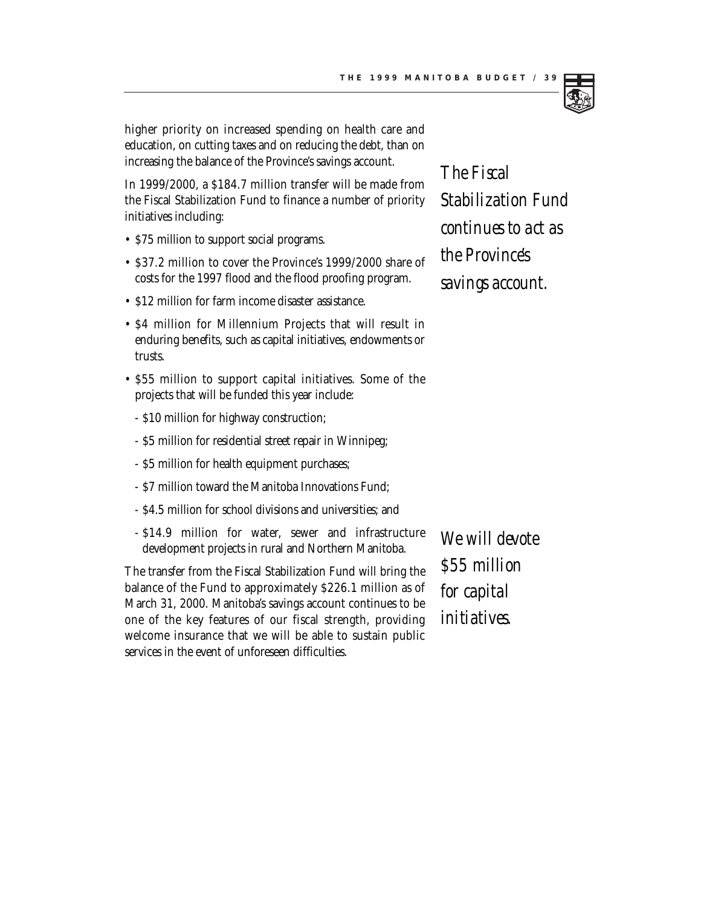higher priority on increased spending on health care and education, on cutting taxes and on reducing the debt, than on increasing the balance of the Province's savings account.

*The Fiscal Stabilization Fund continues to act as the Province's savings account.*

In 1999/2000, a $184.7 million transfer will be made from the Fiscal Stabilization Fund to finance a number of priority initiatives including:

- $75 million to support social programs.
- $37.2 million to cover the Province's 1999/2000 share of costs for the 1997 flood and the flood proofing program.
- $12 million for farm income disaster assistance.
- $4 million for Millennium Projects that will result in enduring benefits, such as capital initiatives, endowments or trusts.
- $55 million to support capital initiatives. Some of the projects that will be funded this year include:
  - $10 million for highway construction;
  - $5 million for residential street repair in Winnipeg;
  - $5 million for health equipment purchases;
  - $7 million toward the Manitoba Innovations Fund;
  - $4.5 million for school divisions and universities; and
  - $14.9 million for water, sewer and infrastructure development projects in rural and Northern Manitoba.

*We will devote $55 million for capital initiatives.*

The transfer from the Fiscal Stabilization Fund will bring the balance of the Fund to approximately $226.1 million as of March 31, 2000. Manitoba's savings account continues to be one of the key features of our fiscal strength, providing welcome insurance that we will be able to sustain public services in the event of unforeseen difficulties.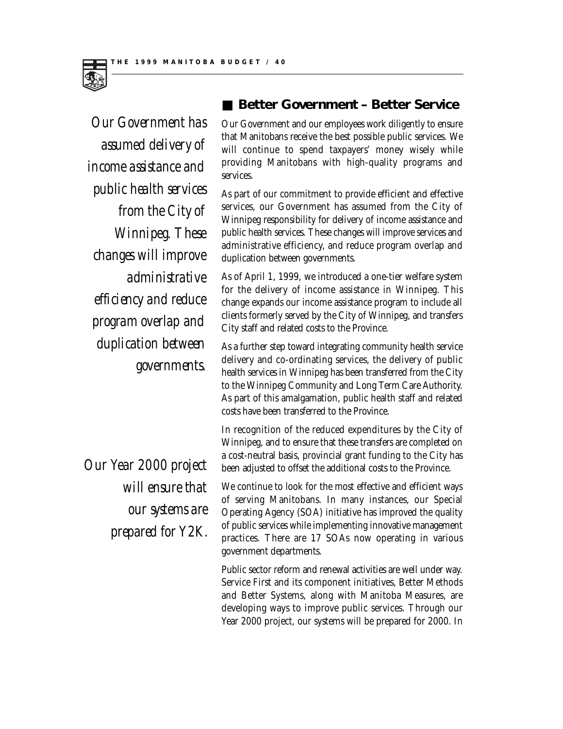## Better Government – Better Service

*Our Government has assumed delivery of income assistance and public health services from the City of Winnipeg. These changes will improve administrative efficiency and reduce program overlap and duplication between governments.*

Our Government and our employees work diligently to ensure that Manitobans receive the best possible public services. We will continue to spend taxpayers' money wisely while providing Manitobans with high-quality programs and services.

As part of our commitment to provide efficient and effective services, our Government has assumed from the City of Winnipeg responsibility for delivery of income assistance and public health services. These changes will improve services and administrative efficiency, and reduce program overlap and duplication between governments.

As of April 1, 1999, we introduced a one-tier welfare system for the delivery of income assistance in Winnipeg. This change expands our income assistance program to include all clients formerly served by the City of Winnipeg, and transfers City staff and related costs to the Province.

As a further step toward integrating community health service delivery and co-ordinating services, the delivery of public health services in Winnipeg has been transferred from the City to the Winnipeg Community and Long Term Care Authority. As part of this amalgamation, public health staff and related costs have been transferred to the Province.

In recognition of the reduced expenditures by the City of Winnipeg, and to ensure that these transfers are completed on a cost-neutral basis, provincial grant funding to the City has been adjusted to offset the additional costs to the Province.

*Our Year 2000 project will ensure that our systems are prepared for Y2K.*

We continue to look for the most effective and efficient ways of serving Manitobans. In many instances, our Special Operating Agency (SOA) initiative has improved the quality of public services while implementing innovative management practices. There are 17 SOAs now operating in various government departments.

Public sector reform and renewal activities are well under way. Service First and its component initiatives, Better Methods and Better Systems, along with Manitoba Measures, are developing ways to improve public services. Through our Year 2000 project, our systems will be prepared for 2000. In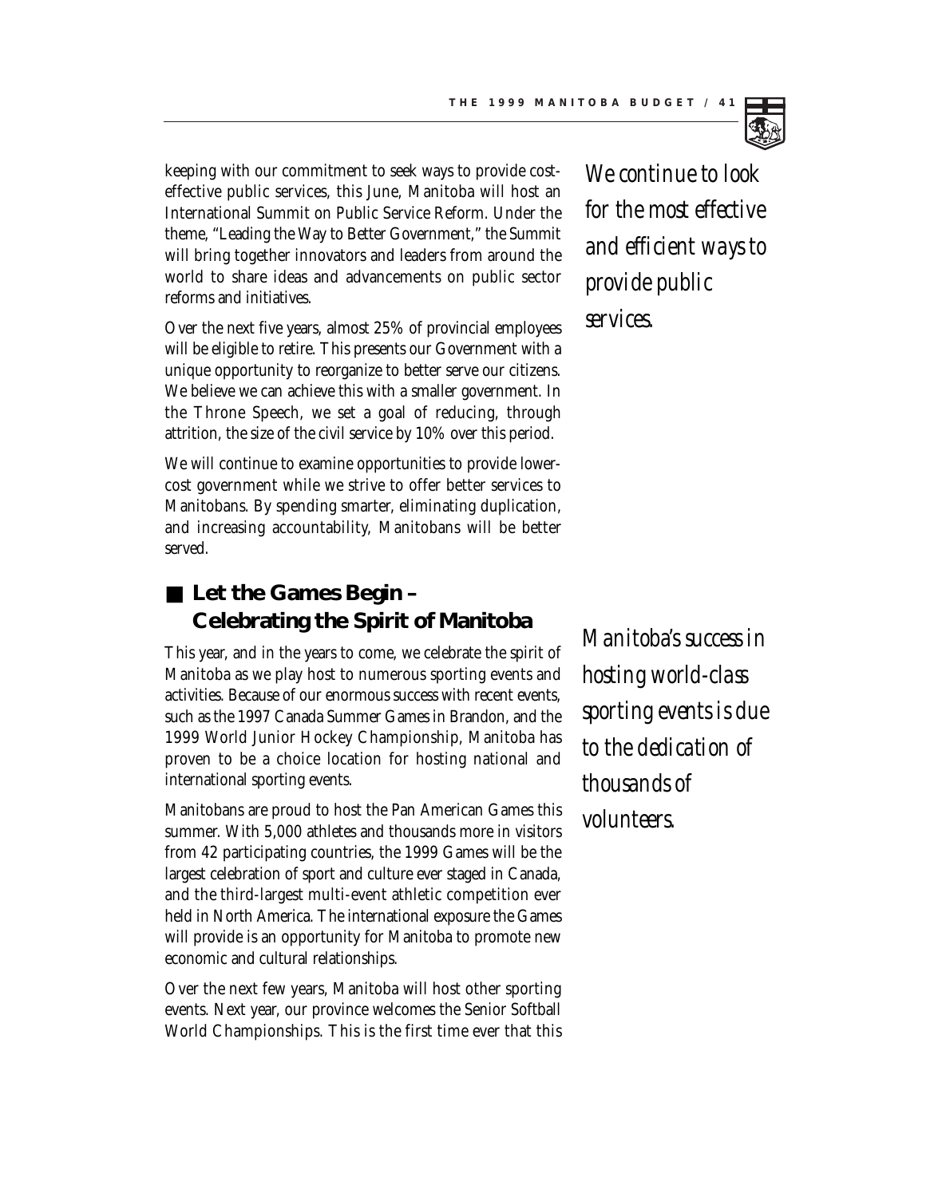keeping with our commitment to seek ways to provide cost-effective public services, this June, Manitoba will host an International Summit on Public Service Reform. Under the theme, "Leading the Way to Better Government," the Summit will bring together innovators and leaders from around the world to share ideas and advancements on public sector reforms and initiatives.

*We continue to look for the most effective and efficient ways to provide public services.*

Over the next five years, almost 25% of provincial employees will be eligible to retire. This presents our Government with a unique opportunity to reorganize to better serve our citizens. We believe we can achieve this with a smaller government. In the Throne Speech, we set a goal of reducing, through attrition, the size of the civil service by 10% over this period.

We will continue to examine opportunities to provide lower-cost government while we strive to offer better services to Manitobans. By spending smarter, eliminating duplication, and increasing accountability, Manitobans will be better served.

## Let the Games Begin – Celebrating the Spirit of Manitoba

This year, and in the years to come, we celebrate the spirit of Manitoba as we play host to numerous sporting events and activities. Because of our enormous success with recent events, such as the 1997 Canada Summer Games in Brandon, and the 1999 World Junior Hockey Championship, Manitoba has proven to be a choice location for hosting national and international sporting events.

*Manitoba's success in hosting world-class sporting events is due to the dedication of thousands of volunteers.*

Manitobans are proud to host the Pan American Games this summer. With 5,000 athletes and thousands more in visitors from 42 participating countries, the 1999 Games will be the largest celebration of sport and culture ever staged in Canada, and the third-largest multi-event athletic competition ever held in North America. The international exposure the Games will provide is an opportunity for Manitoba to promote new economic and cultural relationships.

Over the next few years, Manitoba will host other sporting events. Next year, our province welcomes the Senior Softball World Championships. This is the first time ever that this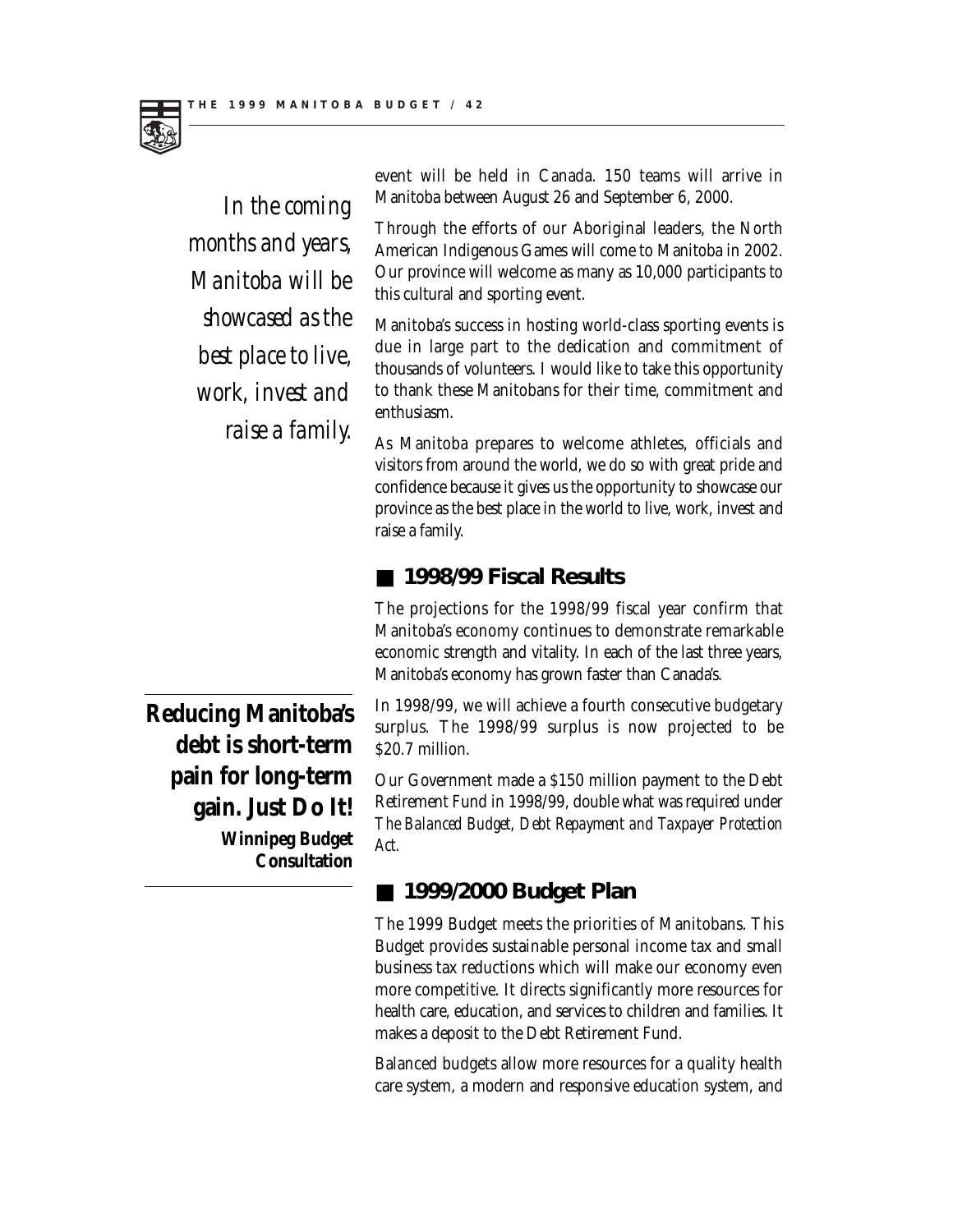*In the coming months and years, Manitoba will be showcased as the best place to live, work, invest and raise a family.*

event will be held in Canada. 150 teams will arrive in Manitoba between August 26 and September 6, 2000.

Through the efforts of our Aboriginal leaders, the North American Indigenous Games will come to Manitoba in 2002. Our province will welcome as many as 10,000 participants to this cultural and sporting event.

Manitoba's success in hosting world-class sporting events is due in large part to the dedication and commitment of thousands of volunteers. I would like to take this opportunity to thank these Manitobans for their time, commitment and enthusiasm.

As Manitoba prepares to welcome athletes, officials and visitors from around the world, we do so with great pride and confidence because it gives us the opportunity to showcase our province as the best place in the world to live, work, invest and raise a family.

## 1998/99 Fiscal Results

The projections for the 1998/99 fiscal year confirm that Manitoba's economy continues to demonstrate remarkable economic strength and vitality. In each of the last three years, Manitoba's economy has grown faster than Canada's.

**Reducing Manitoba's debt is short-term pain for long-term gain. Just Do It!**
**Winnipeg Budget Consultation**

In 1998/99, we will achieve a fourth consecutive budgetary surplus. The 1998/99 surplus is now projected to be $20.7 million.

Our Government made a $150 million payment to the Debt Retirement Fund in 1998/99, double what was required under *The Balanced Budget, Debt Repayment and Taxpayer Protection Act.*

## 1999/2000 Budget Plan

The 1999 Budget meets the priorities of Manitobans. This Budget provides sustainable personal income tax and small business tax reductions which will make our economy even more competitive. It directs significantly more resources for health care, education, and services to children and families. It makes a deposit to the Debt Retirement Fund.

Balanced budgets allow more resources for a quality health care system, a modern and responsive education system, and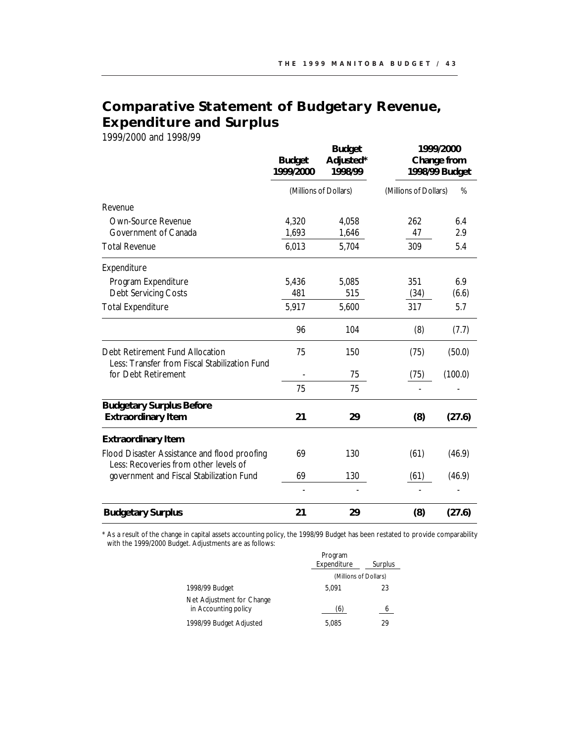# Comparative Statement of Budgetary Revenue, Expenditure and Surplus

1999/2000 and 1998/99

| | Budget 1999/2000 | Budget Adjusted* 1998/99 | 1999/2000 Change from 1998/99 Budget | |
|---|---|---|---|---|
| | (Millions of Dollars) | | (Millions of Dollars) | % |
| Revenue | | | | |
| Own-Source Revenue | 4,320 | 4,058 | 262 | 6.4 |
| Government of Canada | 1,693 | 1,646 | 47 | 2.9 |
| Total Revenue | 6,013 | 5,704 | 309 | 5.4 |
| Expenditure | | | | |
| Program Expenditure | 5,436 | 5,085 | 351 | 6.9 |
| Debt Servicing Costs | 481 | 515 | (34) | (6.6) |
| Total Expenditure | 5,917 | 5,600 | 317 | 5.7 |
| | 96 | 104 | (8) | (7.7) |
| Debt Retirement Fund Allocation | 75 | 150 | (75) | (50.0) |
| Less: Transfer from Fiscal Stabilization Fund for Debt Retirement | - | 75 | (75) | (100.0) |
| | 75 | 75 | - | - |
| **Budgetary Surplus Before Extraordinary Item** | **21** | **29** | **(8)** | **(27.6)** |
| **Extraordinary Item** | | | | |
| Flood Disaster Assistance and flood proofing | 69 | 130 | (61) | (46.9) |
| Less: Recoveries from other levels of government and Fiscal Stabilization Fund | 69 | 130 | (61) | (46.9) |
| | - | - | - | - |
| **Budgetary Surplus** | **21** | **29** | **(8)** | **(27.6)** |

\* As a result of the change in capital assets accounting policy, the 1998/99 Budget has been restated to provide comparability with the 1999/2000 Budget. Adjustments are as follows:

| | Program Expenditure | Surplus |
|---|---|---|
| | (Millions of Dollars) | |
| 1998/99 Budget | 5,091 | 23 |
| Net Adjustment for Change in Accounting policy | (6) | 6 |
| 1998/99 Budget Adjusted | 5,085 | 29 |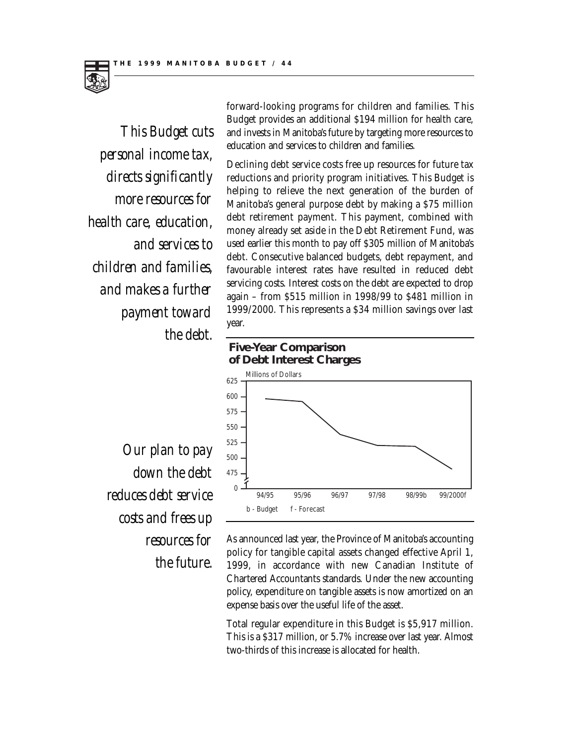*This Budget cuts personal income tax, directs significantly more resources for health care, education, and services to children and families, and makes a further payment toward the debt.*

forward-looking programs for children and families. This Budget provides an additional $194 million for health care, and invests in Manitoba's future by targeting more resources to education and services to children and families.

Declining debt service costs free up resources for future tax reductions and priority program initiatives. This Budget is helping to relieve the next generation of the burden of Manitoba's general purpose debt by making a $75 million debt retirement payment. This payment, combined with money already set aside in the Debt Retirement Fund, was used earlier this month to pay off $305 million of Manitoba's debt. Consecutive balanced budgets, debt repayment, and favourable interest rates have resulted in reduced debt servicing costs. Interest costs on the debt are expected to drop again – from $515 million in 1998/99 to $481 million in 1999/2000. This represents a $34 million savings over last year.

**Five-Year Comparison of Debt Interest Charges**

Millions of Dollars

b - Budget f - Forecast

*Our plan to pay down the debt reduces debt service costs and frees up resources for the future.*

As announced last year, the Province of Manitoba's accounting policy for tangible capital assets changed effective April 1, 1999, in accordance with new Canadian Institute of Chartered Accountants standards. Under the new accounting policy, expenditure on tangible assets is now amortized on an expense basis over the useful life of the asset.

Total regular expenditure in this Budget is $5,917 million. This is a $317 million, or 5.7% increase over last year. Almost two-thirds of this increase is allocated for health.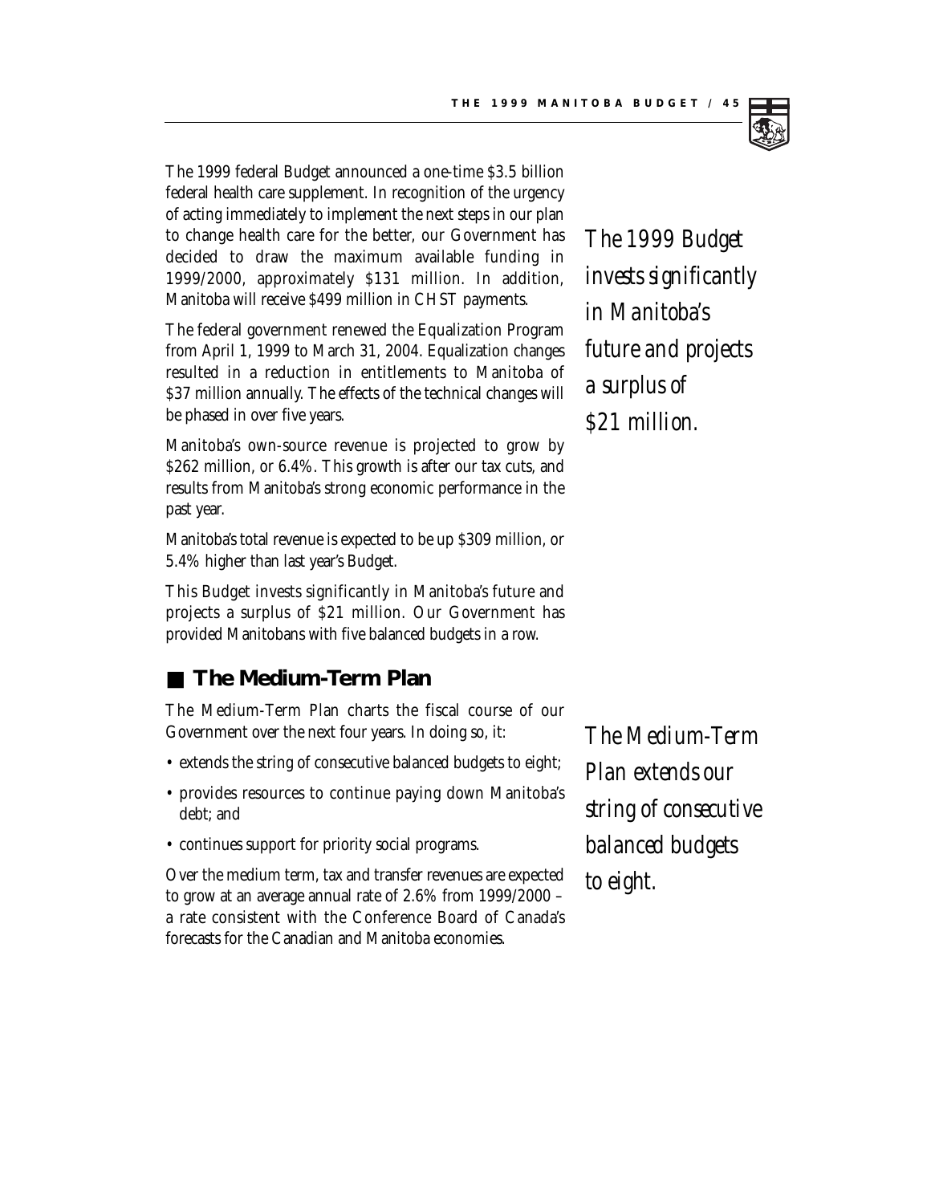The 1999 federal Budget announced a one-time $3.5 billion federal health care supplement. In recognition of the urgency of acting immediately to implement the next steps in our plan to change health care for the better, our Government has decided to draw the maximum available funding in 1999/2000, approximately $131 million. In addition, Manitoba will receive $499 million in CHST payments.

*The 1999 Budget invests significantly in Manitoba's future and projects a surplus of $21 million.*

The federal government renewed the Equalization Program from April 1, 1999 to March 31, 2004. Equalization changes resulted in a reduction in entitlements to Manitoba of $37 million annually. The effects of the technical changes will be phased in over five years.

Manitoba's own-source revenue is projected to grow by $262 million, or 6.4%. This growth is after our tax cuts, and results from Manitoba's strong economic performance in the past year.

Manitoba's total revenue is expected to be up $309 million, or 5.4% higher than last year's Budget.

This Budget invests significantly in Manitoba's future and projects a surplus of $21 million. Our Government has provided Manitobans with five balanced budgets in a row.

## The Medium-Term Plan

The Medium-Term Plan charts the fiscal course of our Government over the next four years. In doing so, it:

- extends the string of consecutive balanced budgets to eight;
- provides resources to continue paying down Manitoba's debt; and
- continues support for priority social programs.

*The Medium-Term Plan extends our string of consecutive balanced budgets to eight.*

Over the medium term, tax and transfer revenues are expected to grow at an average annual rate of 2.6% from 1999/2000 – a rate consistent with the Conference Board of Canada's forecasts for the Canadian and Manitoba economies.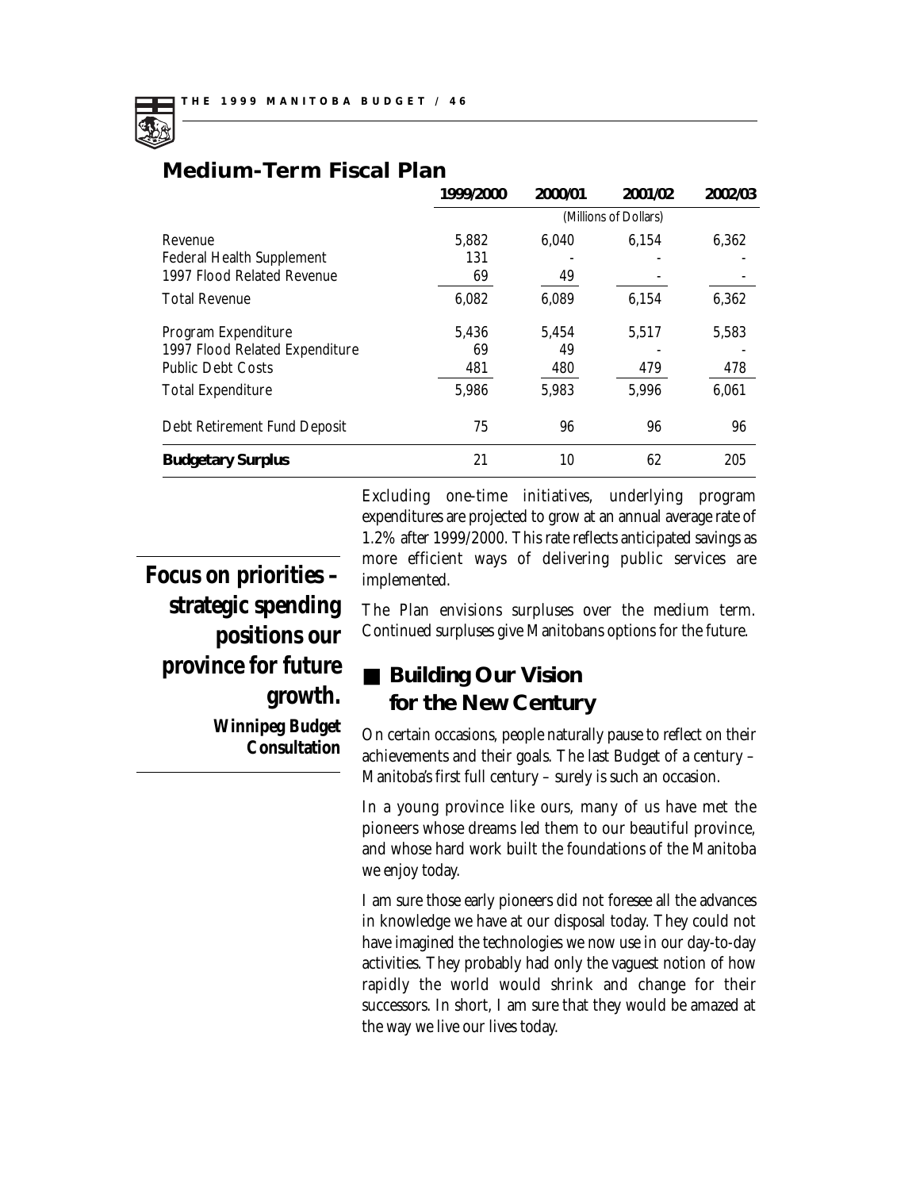## Medium-Term Fiscal Plan

| | 1999/2000 | 2000/01 | 2001/02 | 2002/03 |
|---|---|---|---|---|
| | (Millions of Dollars) | | | |
| Revenue | 5,882 | 6,040 | 6,154 | 6,362 |
| Federal Health Supplement | 131 | - | - | - |
| 1997 Flood Related Revenue | 69 | 49 | - | - |
| Total Revenue | 6,082 | 6,089 | 6,154 | 6,362 |
| Program Expenditure | 5,436 | 5,454 | 5,517 | 5,583 |
| 1997 Flood Related Expenditure | 69 | 49 | - | - |
| Public Debt Costs | 481 | 480 | 479 | 478 |
| Total Expenditure | 5,986 | 5,983 | 5,996 | 6,061 |
| Debt Retirement Fund Deposit | 75 | 96 | 96 | 96 |
| **Budgetary Surplus** | 21 | 10 | 62 | 205 |

Excluding one-time initiatives, underlying program expenditures are projected to grow at an annual average rate of 1.2% after 1999/2000. This rate reflects anticipated savings as more efficient ways of delivering public services are implemented.

The Plan envisions surpluses over the medium term. Continued surpluses give Manitobans options for the future.

> **Focus on priorities – strategic spending positions our province for future growth.**
>
> ***Winnipeg Budget Consultation***

## Building Our Vision for the New Century

On certain occasions, people naturally pause to reflect on their achievements and their goals. The last Budget of a century – Manitoba's first full century – surely is such an occasion.

In a young province like ours, many of us have met the pioneers whose dreams led them to our beautiful province, and whose hard work built the foundations of the Manitoba we enjoy today.

I am sure those early pioneers did not foresee all the advances in knowledge we have at our disposal today. They could not have imagined the technologies we now use in our day-to-day activities. They probably had only the vaguest notion of how rapidly the world would shrink and change for their successors. In short, I am sure that they would be amazed at the way we live our lives today.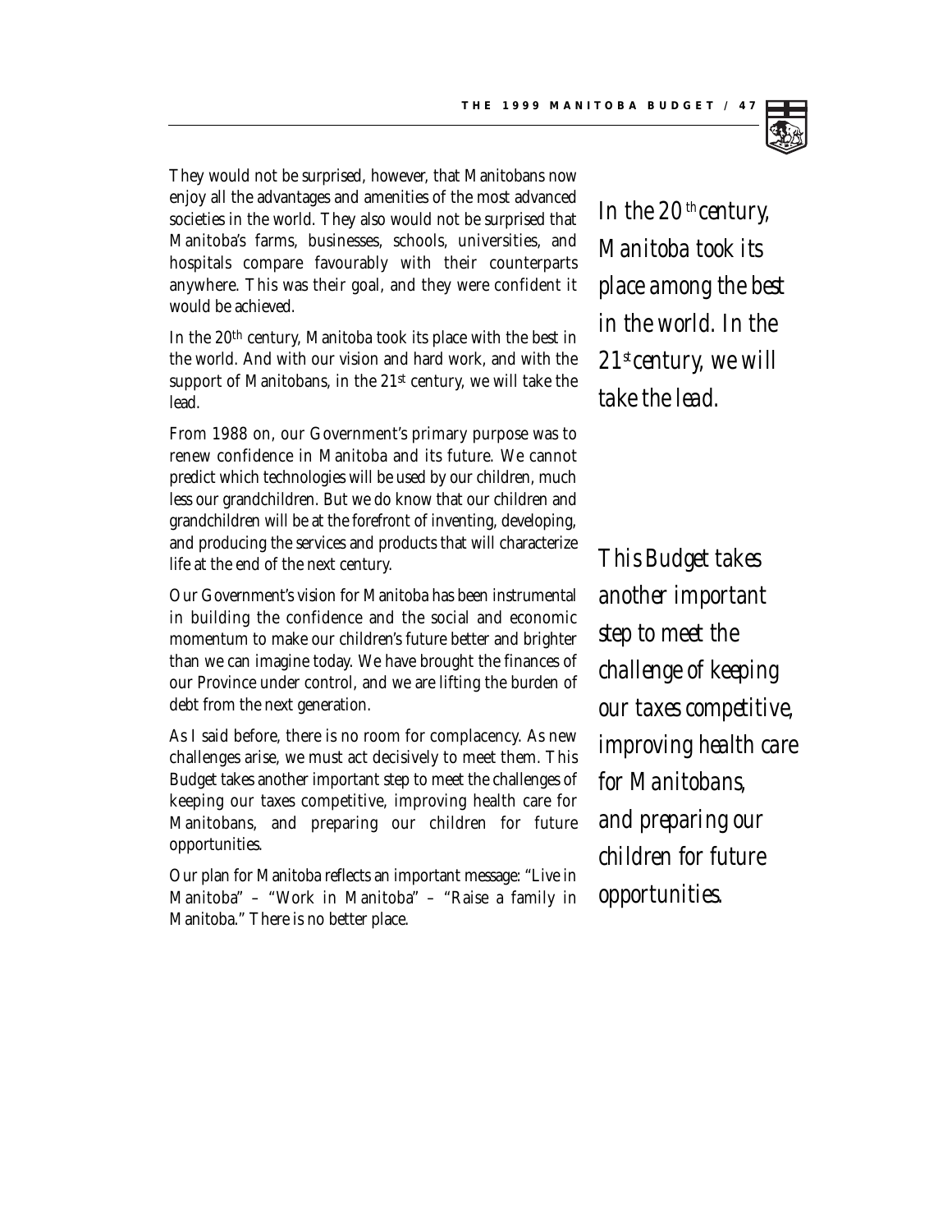They would not be surprised, however, that Manitobans now enjoy all the advantages and amenities of the most advanced societies in the world. They also would not be surprised that Manitoba's farms, businesses, schools, universities, and hospitals compare favourably with their counterparts anywhere. This was their goal, and they were confident it would be achieved.

*In the 20th century, Manitoba took its place among the best in the world. In the 21st century, we will take the lead.*

In the 20th century, Manitoba took its place with the best in the world. And with our vision and hard work, and with the support of Manitobans, in the 21st century, we will take the lead.

From 1988 on, our Government's primary purpose was to renew confidence in Manitoba and its future. We cannot predict which technologies will be used by our children, much less our grandchildren. But we do know that our children and grandchildren will be at the forefront of inventing, developing, and producing the services and products that will characterize life at the end of the next century.

Our Government's vision for Manitoba has been instrumental in building the confidence and the social and economic momentum to make our children's future better and brighter than we can imagine today. We have brought the finances of our Province under control, and we are lifting the burden of debt from the next generation.

*This Budget takes another important step to meet the challenge of keeping our taxes competitive, improving health care for Manitobans, and preparing our children for future opportunities.*

As I said before, there is no room for complacency. As new challenges arise, we must act decisively to meet them. This Budget takes another important step to meet the challenges of keeping our taxes competitive, improving health care for Manitobans, and preparing our children for future opportunities.

Our plan for Manitoba reflects an important message: "Live in Manitoba" – "Work in Manitoba" – "Raise a family in Manitoba." There is no better place.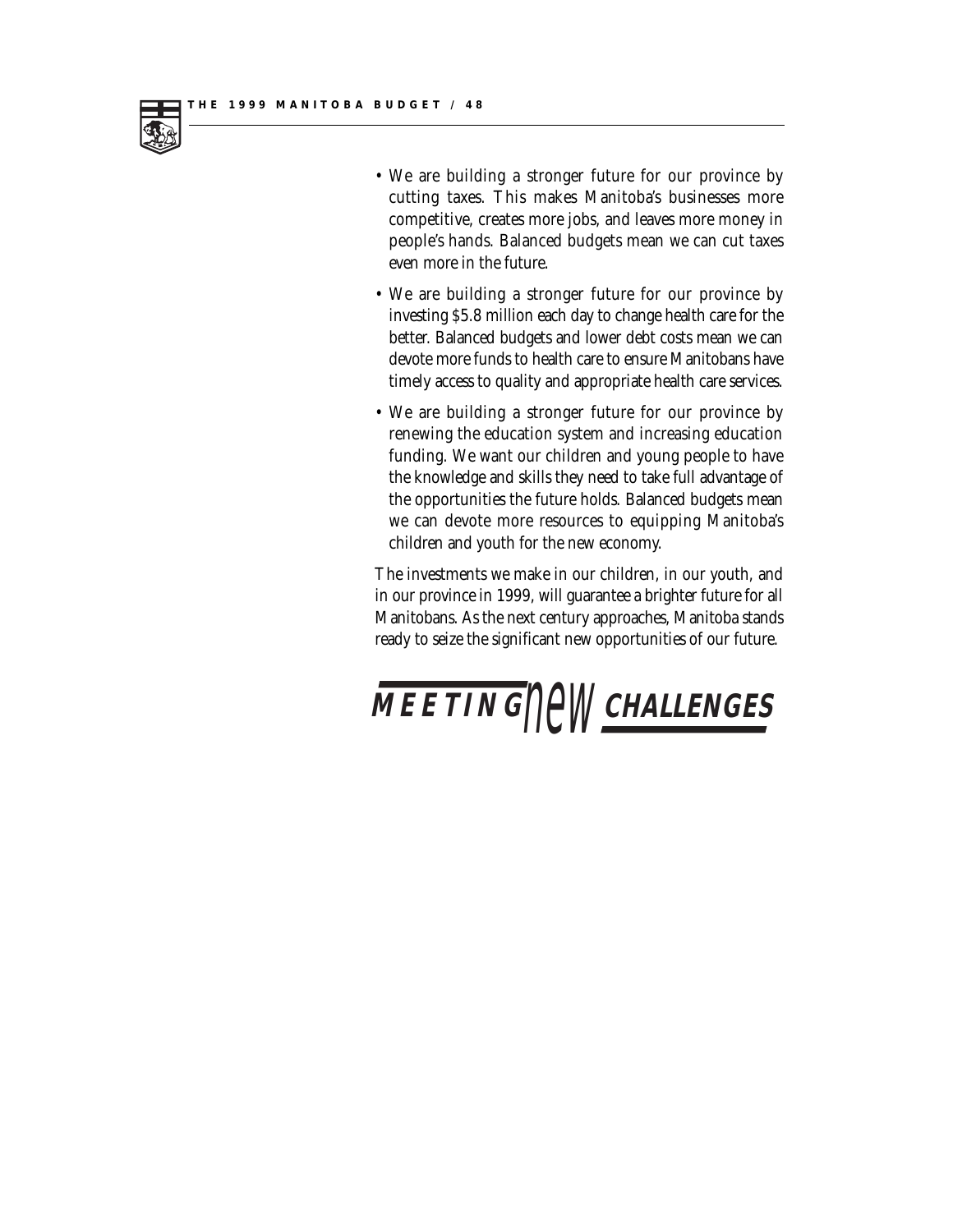- We are building a stronger future for our province by cutting taxes. This makes Manitoba's businesses more competitive, creates more jobs, and leaves more money in people's hands. Balanced budgets mean we can cut taxes even more in the future.
- We are building a stronger future for our province by investing $5.8 million each day to change health care for the better. Balanced budgets and lower debt costs mean we can devote more funds to health care to ensure Manitobans have timely access to quality and appropriate health care services.
- We are building a stronger future for our province by renewing the education system and increasing education funding. We want our children and young people to have the knowledge and skills they need to take full advantage of the opportunities the future holds. Balanced budgets mean we can devote more resources to equipping Manitoba's children and youth for the new economy.

The investments we make in our children, in our youth, and in our province in 1999, will guarantee a brighter future for all Manitobans. As the next century approaches, Manitoba stands ready to seize the significant new opportunities of our future.

**MEETING** *new* **CHALLENGES**